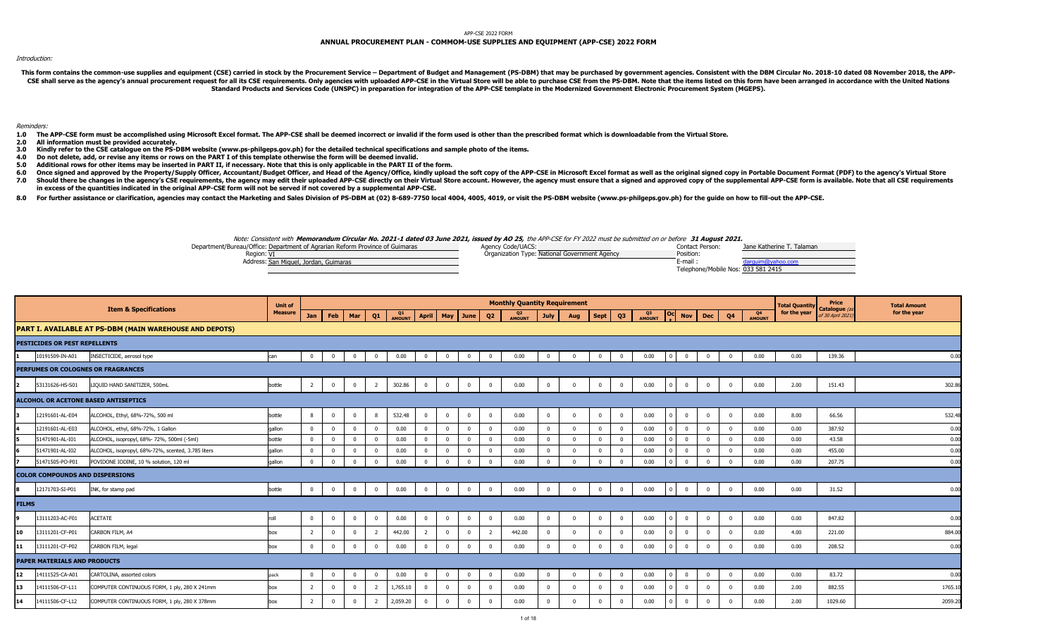APP-CSE 2022 FORM

# ANNUAL PROCUREMENT PLAN - COMMOM-USE SUPPLIES AND EQUIPMENT (APP-CSE) 2022 FORM

*Introduction:*

**This form contains the common-use supplies and equipment (CSE) carried in stock by the Procurement Service – Department of Budget and Management (PS-DBM) that may be purchased by government agencies. Consistent with the DBM Circular No. 2018-10 dated 08 November 2018, the APP-CSE shall serve as the agency's annual procurement request for all its CSE requirements. Only agencies with uploaded APP-CSE in the Virtual Store will be able to purchase CSE from the PS-DBM. Note that the items listed on this form have been arranged in accordance with the United Nations Standard Products and Services Code (UNSPSC) in preparation for integration of the APP-CSE template in the Modernized Government Electronic Procurement System (MGEPS).**

*Reminders:*

**1.0 The APP-CSE form must be accomplished using Microsoft Excel format. The APP-CSE shall be deemed incorrect or invalid if the form used is other than the prescribed format which is downloadable from the Virtual Store.**
**2.0 All information must be provided accurately.**
**3.0 Kindly refer to the CSE catalogue on the PS-DBM website (www.ps-philgeps.gov.ph) for the detailed technical specifications and sample photo of the items.**
**4.0 Do not delete, add, or revise any items or rows on the PART I of this template otherwise the form will be deemed invalid.**
**5.0 Additional rows for other items may be inserted in PART II, if necessary. Note that this is only applicable in the PART II of the form.**
**6.0 Once signed and approved by the Property/Supply Officer, Accountant/Budget Officer, and Head of the Agency/Office, kindly upload the soft copy of the APP-CSE in Microsoft Excel format as well as the original signed copy in Portable Document Format (PDF) to the agency's Virtual Store**
**7.0 Should there be changes in the agency's CSE requirements, the agency may edit their uploaded APP-CSE directly on their Virtual Store account. However, the agency must ensure that a signed and approved copy of the supplemental APP-CSE form is available. Note that all CSE requirements in excess of the quantities indicated in the original APP-CSE form will not be served if not covered by a supplemental APP-CSE.**
**8.0 For further assistance or clarification, agencies may contact the Marketing and Sales Division of PS-DBM at (02) 8-689-7750 local 4004, 4005, 4019, or visit the PS-DBM website (www.ps-philgeps.gov.ph) for the guide on how to fill-out the APP-CSE.**

*Note: Consistent with* ***Memorandum Circular No. 2021-1 dated 03 June 2021, issued by AO 25****, the APP-CSE for FY 2022 must be submitted on or before* ***31 August 2021.***

Department/Bureau/Office: Department of Agrarian Reform Province of Guimaras
Region: VI
Address: San Miguel, Jordan, Guimaras

Agency Code/UACS:
Organization Type: National Government Agency

Contact Person: Jane Katherine T. Talaman
Position:
E-mail : darguim@yahoo.com
Telephone/Mobile Nos: 033 581 2415

| | | Item & Specifications | Unit of Measure | Monthly Quantity Requirement | | | | | | | | | | | | | | | | | | | | Total Quantity for the year | Price Catalogue (as of 30 April 2021) | Total Amount for the year |
|---|---|---|---|---|---|---|---|---|---|---|---|---|---|---|---|---|---|---|---|---|---|---|---|---|---|---|
| | | | | Jan | Feb | Mar | Q1 | Q1 AMOUNT | April | May | June | Q2 | Q2 AMOUNT | July | Aug | Sept | Q3 | Q3 AMOUNT | Oct | Nov | Dec | Q4 | Q4 AMOUNT | | | |
| **PART I. AVAILABLE AT PS-DBM (MAIN WAREHOUSE AND DEPOTS)** | | | | | | | | | | | | | | | | | | | | | | | | | | |
| **PESTICIDES OR PEST REPELLENTS** | | | | | | | | | | | | | | | | | | | | | | | | | | |
| 1 | 10191509-IN-A01 | INSECTICIDE, aerosol type | can | 0 | 0 | 0 | 0 | 0.00 | 0 | 0 | 0 | 0 | 0.00 | 0 | 0 | 0 | 0 | 0.00 | 0 | 0 | 0 | 0 | 0.00 | 0.00 | 139.36 | 0.00 |
| **PERFUMES OR COLOGNES OR FRAGRANCES** | | | | | | | | | | | | | | | | | | | | | | | | | | |
| 2 | 53131626-HS-S01 | LIQUID HAND SANITIZER, 500mL | bottle | 2 | 0 | 0 | 2 | 302.86 | 0 | 0 | 0 | 0 | 0.00 | 0 | 0 | 0 | 0 | 0.00 | 0 | 0 | 0 | 0 | 0.00 | 2.00 | 151.43 | 302.86 |
| **ALCOHOL OR ACETONE BASED ANTISEPTICS** | | | | | | | | | | | | | | | | | | | | | | | | | | |
| 3 | 12191601-AL-E04 | ALCOHOL, Ethyl, 68%-72%, 500 ml | bottle | 8 | 0 | 0 | 8 | 532.48 | 0 | 0 | 0 | 0 | 0.00 | 0 | 0 | 0 | 0 | 0.00 | 0 | 0 | 0 | 0 | 0.00 | 8.00 | 66.56 | 532.48 |
| 4 | 12191601-AL-E03 | ALCOHOL, ethyl, 68%-72%, 1 Gallon | gallon | 0 | 0 | 0 | 0 | 0.00 | 0 | 0 | 0 | 0 | 0.00 | 0 | 0 | 0 | 0 | 0.00 | 0 | 0 | 0 | 0 | 0.00 | 0.00 | 387.92 | 0.00 |
| 5 | 51471901-AL-I01 | ALCOHOL, isopropyl, 68%- 72%, 500ml (-5ml) | bottle | 0 | 0 | 0 | 0 | 0.00 | 0 | 0 | 0 | 0 | 0.00 | 0 | 0 | 0 | 0 | 0.00 | 0 | 0 | 0 | 0 | 0.00 | 0.00 | 43.58 | 0.00 |
| 6 | 51471901-AL-I02 | ALCOHOL, isopropyl, 68%-72%, scented, 3.785 liters | gallon | 0 | 0 | 0 | 0 | 0.00 | 0 | 0 | 0 | 0 | 0.00 | 0 | 0 | 0 | 0 | 0.00 | 0 | 0 | 0 | 0 | 0.00 | 0.00 | 455.00 | 0.00 |
| 7 | 51471505-PO-P01 | POVIDONE IODINE, 10 % solution, 120 ml | gallon | 0 | 0 | 0 | 0 | 0.00 | 0 | 0 | 0 | 0 | 0.00 | 0 | 0 | 0 | 0 | 0.00 | 0 | 0 | 0 | 0 | 0.00 | 0.00 | 207.75 | 0.00 |
| **COLOR COMPOUNDS AND DISPERSIONS** | | | | | | | | | | | | | | | | | | | | | | | | | | |
| 8 | 12171703-SI-P01 | INK, for stamp pad | bottle | 0 | 0 | 0 | 0 | 0.00 | 0 | 0 | 0 | 0 | 0.00 | 0 | 0 | 0 | 0 | 0.00 | 0 | 0 | 0 | 0 | 0.00 | 0.00 | 31.52 | 0.00 |
| **FILMS** | | | | | | | | | | | | | | | | | | | | | | | | | | |
| 9 | 13111203-AC-F01 | ACETATE | roll | 0 | 0 | 0 | 0 | 0.00 | 0 | 0 | 0 | 0 | 0.00 | 0 | 0 | 0 | 0 | 0.00 | 0 | 0 | 0 | 0 | 0.00 | 0.00 | 847.82 | 0.00 |
| 10 | 13111201-CF-P01 | CARBON FILM, A4 | box | 2 | 0 | 0 | 2 | 442.00 | 2 | 0 | 0 | 2 | 442.00 | 0 | 0 | 0 | 0 | 0.00 | 0 | 0 | 0 | 0 | 0.00 | 4.00 | 221.00 | 884.00 |
| 11 | 13111201-CF-P02 | CARBON FILM, legal | box | 0 | 0 | 0 | 0 | 0.00 | 0 | 0 | 0 | 0 | 0.00 | 0 | 0 | 0 | 0 | 0.00 | 0 | 0 | 0 | 0 | 0.00 | 0.00 | 208.52 | 0.00 |
| **PAPER MATERIALS AND PRODUCTS** | | | | | | | | | | | | | | | | | | | | | | | | | | |
| 12 | 14111525-CA-A01 | CARTOLINA, assorted colors | pack | 0 | 0 | 0 | 0 | 0.00 | 0 | 0 | 0 | 0 | 0.00 | 0 | 0 | 0 | 0 | 0.00 | 0 | 0 | 0 | 0 | 0.00 | 0.00 | 83.72 | 0.00 |
| 13 | 14111506-CF-L11 | COMPUTER CONTINUOUS FORM, 1 ply, 280 X 241mm | box | 2 | 0 | 0 | 2 | 1,765.10 | 0 | 0 | 0 | 0 | 0.00 | 0 | 0 | 0 | 0 | 0.00 | 0 | 0 | 0 | 0 | 0.00 | 2.00 | 882.55 | 1765.10 |
| 14 | 14111506-CF-L12 | COMPUTER CONTINUOUS FORM, 1 ply, 280 X 378mm | box | 2 | 0 | 0 | 2 | 2,059.20 | 0 | 0 | 0 | 0 | 0.00 | 0 | 0 | 0 | 0 | 0.00 | 0 | 0 | 0 | 0 | 0.00 | 2.00 | 1029.60 | 2059.20 |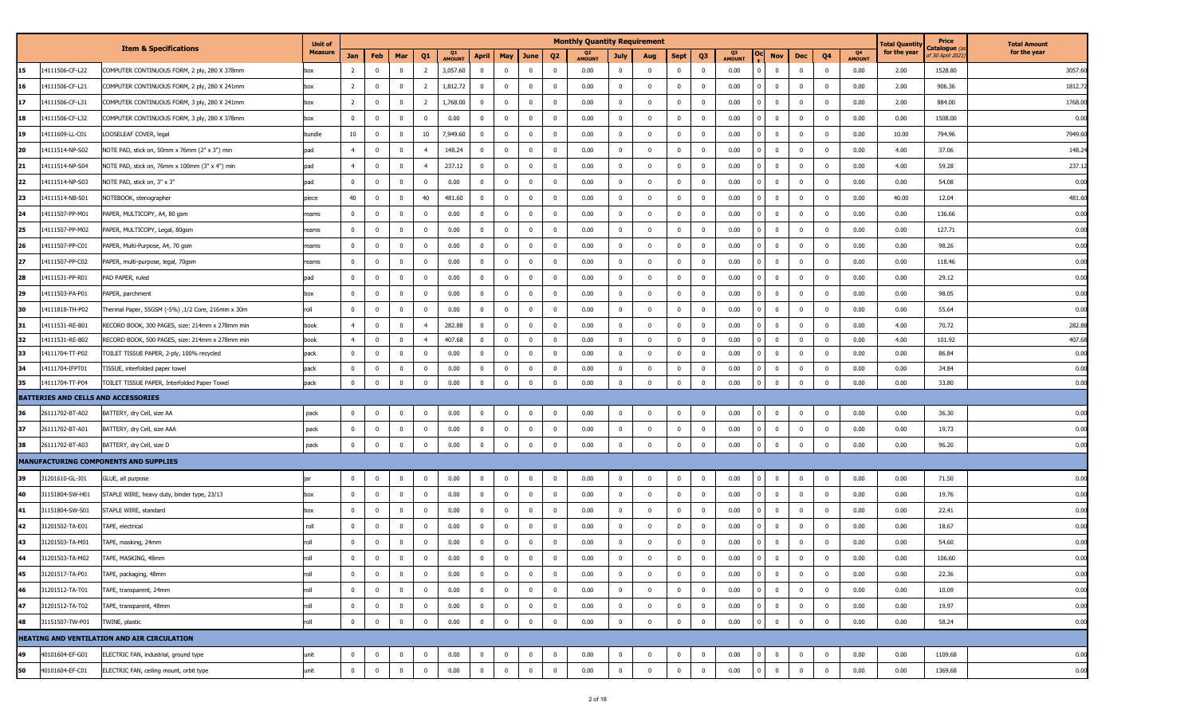| | | Item & Specifications | Unit of Measure | Monthly Quantity Requirement | | | | | | | | | | | | | | | | | | | | | | Total Quantity for the year | Price Catalogue (as of 30 April 2021) | Total Amount for the year |
|---|---|---|---|---|---|---|---|---|---|---|---|---|---|---|---|---|---|---|---|---|---|---|---|---|---|---|---|---|
| | | | | Jan | Feb | Mar | Q1 | Q1 AMOUNT | April | May | June | Q2 | Q2 AMOUNT | July | Aug | Sept | Q3 | Q3 AMOUNT | Oct | Nov | Dec | Q4 | Q4 AMOUNT | | | |
| 15 | 14111506-CF-L22 | COMPUTER CONTINUOUS FORM, 2 ply, 280 X 378mm | box | 2 | 0 | 0 | 2 | 3,057.60 | 0 | 0 | 0 | 0 | 0.00 | 0 | 0 | 0 | 0 | 0.00 | 0 | 0 | 0 | 0 | 0.00 | 2.00 | 1528.80 | 3057.60 |
| 16 | 14111506-CF-L21 | COMPUTER CONTINUOUS FORM, 2 ply, 280 X 241mm | box | 2 | 0 | 0 | 2 | 1,812.72 | 0 | 0 | 0 | 0 | 0.00 | 0 | 0 | 0 | 0 | 0.00 | 0 | 0 | 0 | 0 | 0.00 | 2.00 | 906.36 | 1812.72 |
| 17 | 14111506-CF-L31 | COMPUTER CONTINUOUS FORM, 3 ply, 280 X 241mm | box | 2 | 0 | 0 | 2 | 1,768.00 | 0 | 0 | 0 | 0 | 0.00 | 0 | 0 | 0 | 0 | 0.00 | 0 | 0 | 0 | 0 | 0.00 | 2.00 | 884.00 | 1768.00 |
| 18 | 14111506-CF-L32 | COMPUTER CONTINUOUS FORM, 3 ply, 280 X 378mm | box | 0 | 0 | 0 | 0 | 0.00 | 0 | 0 | 0 | 0 | 0.00 | 0 | 0 | 0 | 0 | 0.00 | 0 | 0 | 0 | 0 | 0.00 | 0.00 | 1508.00 | 0.00 |
| 19 | 14111609-LL-C01 | LOOSELEAF COVER, legal | bundle | 10 | 0 | 0 | 10 | 7,949.60 | 0 | 0 | 0 | 0 | 0.00 | 0 | 0 | 0 | 0 | 0.00 | 0 | 0 | 0 | 0 | 0.00 | 10.00 | 794.96 | 7949.60 |
| 20 | 14111514-NP-S02 | NOTE PAD, stick on, 50mm x 76mm (2" x 3") min | pad | 4 | 0 | 0 | 4 | 148.24 | 0 | 0 | 0 | 0 | 0.00 | 0 | 0 | 0 | 0 | 0.00 | 0 | 0 | 0 | 0 | 0.00 | 4.00 | 37.06 | 148.24 |
| 21 | 14111514-NP-S04 | NOTE PAD, stick on, 76mm x 100mm (3" x 4") min | pad | 4 | 0 | 0 | 4 | 237.12 | 0 | 0 | 0 | 0 | 0.00 | 0 | 0 | 0 | 0 | 0.00 | 0 | 0 | 0 | 0 | 0.00 | 4.00 | 59.28 | 237.12 |
| 22 | 14111514-NP-S03 | NOTE PAD, stick on, 3" x 3" | pad | 0 | 0 | 0 | 0 | 0.00 | 0 | 0 | 0 | 0 | 0.00 | 0 | 0 | 0 | 0 | 0.00 | 0 | 0 | 0 | 0 | 0.00 | 0.00 | 54.08 | 0.00 |
| 23 | 14111514-NB-S01 | NOTEBOOK, stenographer | piece | 40 | 0 | 0 | 40 | 481.60 | 0 | 0 | 0 | 0 | 0.00 | 0 | 0 | 0 | 0 | 0.00 | 0 | 0 | 0 | 0 | 0.00 | 40.00 | 12.04 | 481.60 |
| 24 | 14111507-PP-M01 | PAPER, MULTICOPY, A4, 80 gsm | reams | 0 | 0 | 0 | 0 | 0.00 | 0 | 0 | 0 | 0 | 0.00 | 0 | 0 | 0 | 0 | 0.00 | 0 | 0 | 0 | 0 | 0.00 | 0.00 | 136.66 | 0.00 |
| 25 | 14111507-PP-M02 | PAPER, MULTICOPY, Legal, 80gsm | reams | 0 | 0 | 0 | 0 | 0.00 | 0 | 0 | 0 | 0 | 0.00 | 0 | 0 | 0 | 0 | 0.00 | 0 | 0 | 0 | 0 | 0.00 | 0.00 | 127.71 | 0.00 |
| 26 | 14111507-PP-C01 | PAPER, Multi-Purpose, A4, 70 gsm | reams | 0 | 0 | 0 | 0 | 0.00 | 0 | 0 | 0 | 0 | 0.00 | 0 | 0 | 0 | 0 | 0.00 | 0 | 0 | 0 | 0 | 0.00 | 0.00 | 98.26 | 0.00 |
| 27 | 14111507-PP-C02 | PAPER, multi-purpose, legal, 70gsm | reams | 0 | 0 | 0 | 0 | 0.00 | 0 | 0 | 0 | 0 | 0.00 | 0 | 0 | 0 | 0 | 0.00 | 0 | 0 | 0 | 0 | 0.00 | 0.00 | 118.46 | 0.00 |
| 28 | 14111531-PP-R01 | PAD PAPER, ruled | pad | 0 | 0 | 0 | 0 | 0.00 | 0 | 0 | 0 | 0 | 0.00 | 0 | 0 | 0 | 0 | 0.00 | 0 | 0 | 0 | 0 | 0.00 | 0.00 | 29.12 | 0.00 |
| 29 | 14111503-PA-P01 | PAPER, parchment | box | 0 | 0 | 0 | 0 | 0.00 | 0 | 0 | 0 | 0 | 0.00 | 0 | 0 | 0 | 0 | 0.00 | 0 | 0 | 0 | 0 | 0.00 | 0.00 | 98.05 | 0.00 |
| 30 | 14111818-TH-P02 | Thermal Paper, 55GSM (-5%) ,1/2 Core, 216mm x 30m | roll | 0 | 0 | 0 | 0 | 0.00 | 0 | 0 | 0 | 0 | 0.00 | 0 | 0 | 0 | 0 | 0.00 | 0 | 0 | 0 | 0 | 0.00 | 0.00 | 55.64 | 0.00 |
| 31 | 14111531-RE-B01 | RECORD BOOK, 300 PAGES, size: 214mm x 278mm min | book | 4 | 0 | 0 | 4 | 282.88 | 0 | 0 | 0 | 0 | 0.00 | 0 | 0 | 0 | 0 | 0.00 | 0 | 0 | 0 | 0 | 0.00 | 4.00 | 70.72 | 282.88 |
| 32 | 14111531-RE-B02 | RECORD BOOK, 500 PAGES, size: 214mm x 278mm min | book | 4 | 0 | 0 | 4 | 407.68 | 0 | 0 | 0 | 0 | 0.00 | 0 | 0 | 0 | 0 | 0.00 | 0 | 0 | 0 | 0 | 0.00 | 4.00 | 101.92 | 407.68 |
| 33 | 14111704-TT-P02 | TOILET TISSUE PAPER, 2-ply, 100% recycled | pack | 0 | 0 | 0 | 0 | 0.00 | 0 | 0 | 0 | 0 | 0.00 | 0 | 0 | 0 | 0 | 0.00 | 0 | 0 | 0 | 0 | 0.00 | 0.00 | 86.84 | 0.00 |
| 34 | 14111704-IFPT01 | TISSUE, interfolded paper towel | pack | 0 | 0 | 0 | 0 | 0.00 | 0 | 0 | 0 | 0 | 0.00 | 0 | 0 | 0 | 0 | 0.00 | 0 | 0 | 0 | 0 | 0.00 | 0.00 | 34.84 | 0.00 |
| 35 | 14111704-TT-P04 | TOILET TISSUE PAPER, Interfolded Paper Towel | pack | 0 | 0 | 0 | 0 | 0.00 | 0 | 0 | 0 | 0 | 0.00 | 0 | 0 | 0 | 0 | 0.00 | 0 | 0 | 0 | 0 | 0.00 | 0.00 | 33.80 | 0.00 |
| **BATTERIES AND CELLS AND ACCESSORIES** | | | | | | | | | | | | | | | | | | | | | | | | | | |
| 36 | 26111702-BT-A02 | BATTERY, dry Cell, size AA | pack | 0 | 0 | 0 | 0 | 0.00 | 0 | 0 | 0 | 0 | 0.00 | 0 | 0 | 0 | 0 | 0.00 | 0 | 0 | 0 | 0 | 0.00 | 0.00 | 36.30 | 0.00 |
| 37 | 26111702-BT-A01 | BATTERY, dry Cell, size AAA | pack | 0 | 0 | 0 | 0 | 0.00 | 0 | 0 | 0 | 0 | 0.00 | 0 | 0 | 0 | 0 | 0.00 | 0 | 0 | 0 | 0 | 0.00 | 0.00 | 19.73 | 0.00 |
| 38 | 26111702-BT-A03 | BATTERY, dry Cell, size D | pack | 0 | 0 | 0 | 0 | 0.00 | 0 | 0 | 0 | 0 | 0.00 | 0 | 0 | 0 | 0 | 0.00 | 0 | 0 | 0 | 0 | 0.00 | 0.00 | 96.20 | 0.00 |
| **MANUFACTURING COMPONENTS AND SUPPLIES** | | | | | | | | | | | | | | | | | | | | | | | | | | |
| 39 | 31201610-GL-J01 | GLUE, all purpose | jar | 0 | 0 | 0 | 0 | 0.00 | 0 | 0 | 0 | 0 | 0.00 | 0 | 0 | 0 | 0 | 0.00 | 0 | 0 | 0 | 0 | 0.00 | 0.00 | 71.50 | 0.00 |
| 40 | 31151804-SW-H01 | STAPLE WIRE, heavy duty, binder type, 23/13 | box | 0 | 0 | 0 | 0 | 0.00 | 0 | 0 | 0 | 0 | 0.00 | 0 | 0 | 0 | 0 | 0.00 | 0 | 0 | 0 | 0 | 0.00 | 0.00 | 19.76 | 0.00 |
| 41 | 31151804-SW-S01 | STAPLE WIRE, standard | box | 0 | 0 | 0 | 0 | 0.00 | 0 | 0 | 0 | 0 | 0.00 | 0 | 0 | 0 | 0 | 0.00 | 0 | 0 | 0 | 0 | 0.00 | 0.00 | 22.41 | 0.00 |
| 42 | 31201502-TA-E01 | TAPE, electrical | roll | 0 | 0 | 0 | 0 | 0.00 | 0 | 0 | 0 | 0 | 0.00 | 0 | 0 | 0 | 0 | 0.00 | 0 | 0 | 0 | 0 | 0.00 | 0.00 | 18.67 | 0.00 |
| 43 | 31201503-TA-M01 | TAPE, masking, 24mm | roll | 0 | 0 | 0 | 0 | 0.00 | 0 | 0 | 0 | 0 | 0.00 | 0 | 0 | 0 | 0 | 0.00 | 0 | 0 | 0 | 0 | 0.00 | 0.00 | 54.60 | 0.00 |
| 44 | 31201503-TA-M02 | TAPE, MASKING, 48mm | roll | 0 | 0 | 0 | 0 | 0.00 | 0 | 0 | 0 | 0 | 0.00 | 0 | 0 | 0 | 0 | 0.00 | 0 | 0 | 0 | 0 | 0.00 | 0.00 | 106.60 | 0.00 |
| 45 | 31201517-TA-P01 | TAPE, packaging, 48mm | roll | 0 | 0 | 0 | 0 | 0.00 | 0 | 0 | 0 | 0 | 0.00 | 0 | 0 | 0 | 0 | 0.00 | 0 | 0 | 0 | 0 | 0.00 | 0.00 | 22.36 | 0.00 |
| 46 | 31201512-TA-T01 | TAPE, transparent, 24mm | roll | 0 | 0 | 0 | 0 | 0.00 | 0 | 0 | 0 | 0 | 0.00 | 0 | 0 | 0 | 0 | 0.00 | 0 | 0 | 0 | 0 | 0.00 | 0.00 | 10.09 | 0.00 |
| 47 | 31201512-TA-T02 | TAPE, transparent, 48mm | roll | 0 | 0 | 0 | 0 | 0.00 | 0 | 0 | 0 | 0 | 0.00 | 0 | 0 | 0 | 0 | 0.00 | 0 | 0 | 0 | 0 | 0.00 | 0.00 | 19.97 | 0.00 |
| 48 | 31151507-TW-P01 | TWINE, plastic | roll | 0 | 0 | 0 | 0 | 0.00 | 0 | 0 | 0 | 0 | 0.00 | 0 | 0 | 0 | 0 | 0.00 | 0 | 0 | 0 | 0 | 0.00 | 0.00 | 58.24 | 0.00 |
| **HEATING AND VENTILATION AND AIR CIRCULATION** | | | | | | | | | | | | | | | | | | | | | | | | | | |
| 49 | 40101604-EF-G01 | ELECTRIC FAN, industrial, ground type | unit | 0 | 0 | 0 | 0 | 0.00 | 0 | 0 | 0 | 0 | 0.00 | 0 | 0 | 0 | 0 | 0.00 | 0 | 0 | 0 | 0 | 0.00 | 0.00 | 1109.68 | 0.00 |
| 50 | 40101604-EF-C01 | ELECTRIC FAN, ceiling mount, orbit type | unit | 0 | 0 | 0 | 0 | 0.00 | 0 | 0 | 0 | 0 | 0.00 | 0 | 0 | 0 | 0 | 0.00 | 0 | 0 | 0 | 0 | 0.00 | 0.00 | 1369.68 | 0.00 |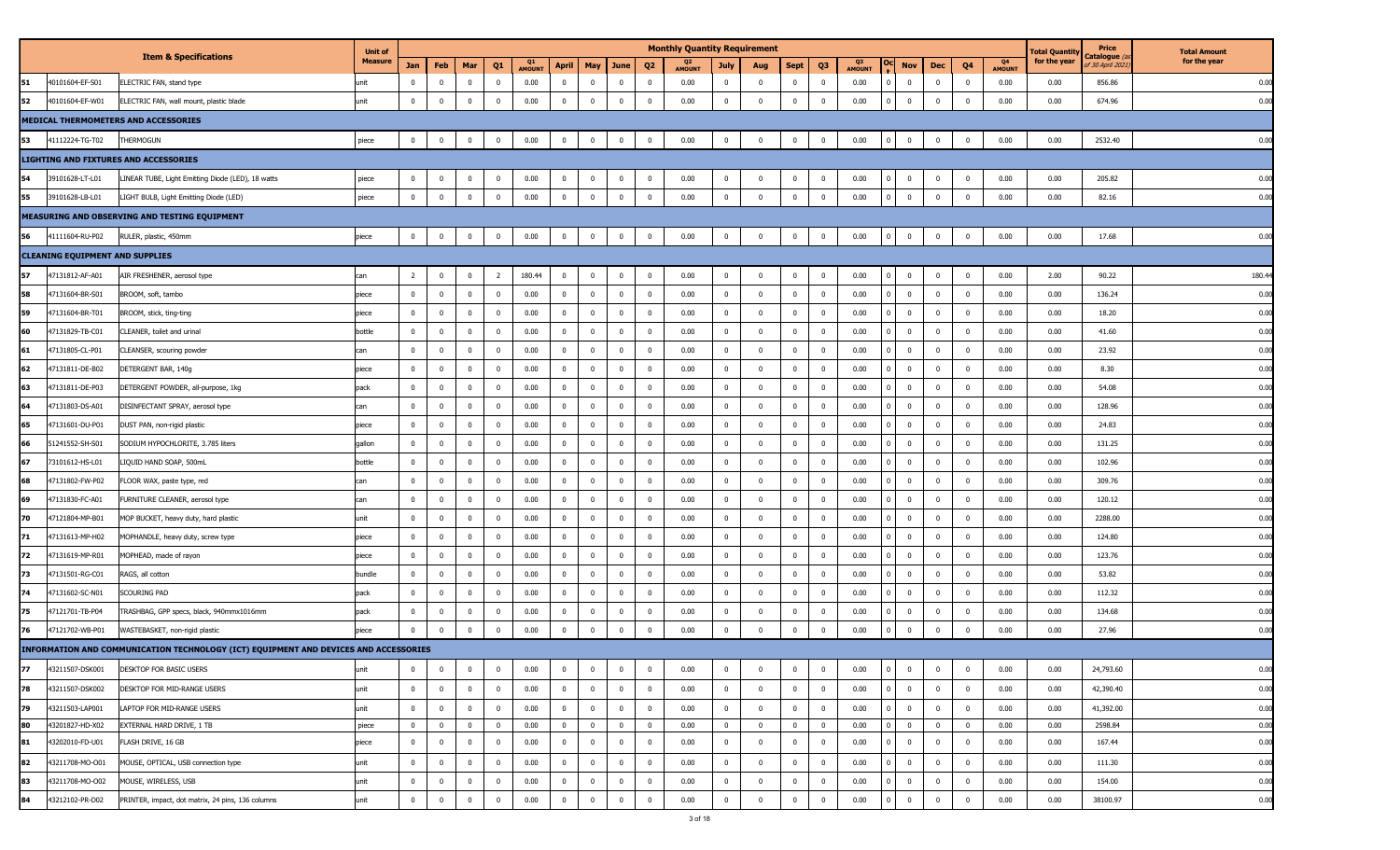| | | Item & Specifications | Unit of Measure | Monthly Quantity Requirement | | | | | | | | | | | | | | | | | | | | Total Quantity for the year | Price Catalogue (as of 30 April 2021) | Total Amount for the year |
|---|---|---|---|---|---|---|---|---|---|---|---|---|---|---|---|---|---|---|---|---|---|---|---|---|---|---|
| | | | | Jan | Feb | Mar | Q1 | Q1 AMOUNT | April | May | June | Q2 | Q2 AMOUNT | July | Aug | Sept | Q3 | Q3 AMOUNT | Oct | Nov | Dec | Q4 | Q4 AMOUNT | | | |
| 51 | 40101604-EF-S01 | ELECTRIC FAN, stand type | unit | 0 | 0 | 0 | 0 | 0.00 | 0 | 0 | 0 | 0 | 0.00 | 0 | 0 | 0 | 0 | 0.00 | 0 | 0 | 0 | 0 | 0.00 | 0.00 | 856.86 | 0.00 |
| 52 | 40101604-EF-W01 | ELECTRIC FAN, wall mount, plastic blade | unit | 0 | 0 | 0 | 0 | 0.00 | 0 | 0 | 0 | 0 | 0.00 | 0 | 0 | 0 | 0 | 0.00 | 0 | 0 | 0 | 0 | 0.00 | 0.00 | 674.96 | 0.00 |
| | | **MEDICAL THERMOMETERS AND ACCESSORIES** | | | | | | | | | | | | | | | | | | | | | | | | |
| 53 | 41112224-TG-T02 | THERMOGUN | piece | 0 | 0 | 0 | 0 | 0.00 | 0 | 0 | 0 | 0 | 0.00 | 0 | 0 | 0 | 0 | 0.00 | 0 | 0 | 0 | 0 | 0.00 | 0.00 | 2532.40 | 0.00 |
| | | **LIGHTING AND FIXTURES AND ACCESSORIES** | | | | | | | | | | | | | | | | | | | | | | | | |
| 54 | 39101628-LT-L01 | LINEAR TUBE, Light Emitting Diode (LED), 18 watts | piece | 0 | 0 | 0 | 0 | 0.00 | 0 | 0 | 0 | 0 | 0.00 | 0 | 0 | 0 | 0 | 0.00 | 0 | 0 | 0 | 0 | 0.00 | 0.00 | 205.82 | 0.00 |
| 55 | 39101628-LB-L01 | LIGHT BULB, Light Emitting Diode (LED) | piece | 0 | 0 | 0 | 0 | 0.00 | 0 | 0 | 0 | 0 | 0.00 | 0 | 0 | 0 | 0 | 0.00 | 0 | 0 | 0 | 0 | 0.00 | 0.00 | 82.16 | 0.00 |
| | | **MEASURING AND OBSERVING AND TESTING EQUIPMENT** | | | | | | | | | | | | | | | | | | | | | | | | |
| 56 | 41111604-RU-P02 | RULER, plastic, 450mm | piece | 0 | 0 | 0 | 0 | 0.00 | 0 | 0 | 0 | 0 | 0.00 | 0 | 0 | 0 | 0 | 0.00 | 0 | 0 | 0 | 0 | 0.00 | 0.00 | 17.68 | 0.00 |
| | | **CLEANING EQUIPMENT AND SUPPLIES** | | | | | | | | | | | | | | | | | | | | | | | | |
| 57 | 47131812-AF-A01 | AIR FRESHENER, aerosol type | can | 2 | 0 | 0 | 2 | 180.44 | 0 | 0 | 0 | 0 | 0.00 | 0 | 0 | 0 | 0 | 0.00 | 0 | 0 | 0 | 0 | 0.00 | 2.00 | 90.22 | 180.44 |
| 58 | 47131604-BR-S01 | BROOM, soft, tambo | piece | 0 | 0 | 0 | 0 | 0.00 | 0 | 0 | 0 | 0 | 0.00 | 0 | 0 | 0 | 0 | 0.00 | 0 | 0 | 0 | 0 | 0.00 | 0.00 | 136.24 | 0.00 |
| 59 | 47131604-BR-T01 | BROOM, stick, ting-ting | piece | 0 | 0 | 0 | 0 | 0.00 | 0 | 0 | 0 | 0 | 0.00 | 0 | 0 | 0 | 0 | 0.00 | 0 | 0 | 0 | 0 | 0.00 | 0.00 | 18.20 | 0.00 |
| 60 | 47131829-TB-C01 | CLEANER, toilet and urinal | bottle | 0 | 0 | 0 | 0 | 0.00 | 0 | 0 | 0 | 0 | 0.00 | 0 | 0 | 0 | 0 | 0.00 | 0 | 0 | 0 | 0 | 0.00 | 0.00 | 41.60 | 0.00 |
| 61 | 47131805-CL-P01 | CLEANSER, scouring powder | can | 0 | 0 | 0 | 0 | 0.00 | 0 | 0 | 0 | 0 | 0.00 | 0 | 0 | 0 | 0 | 0.00 | 0 | 0 | 0 | 0 | 0.00 | 0.00 | 23.92 | 0.00 |
| 62 | 47131811-DE-B02 | DETERGENT BAR, 140g | piece | 0 | 0 | 0 | 0 | 0.00 | 0 | 0 | 0 | 0 | 0.00 | 0 | 0 | 0 | 0 | 0.00 | 0 | 0 | 0 | 0 | 0.00 | 0.00 | 8.30 | 0.00 |
| 63 | 47131811-DE-P03 | DETERGENT POWDER, all-purpose, 1kg | pack | 0 | 0 | 0 | 0 | 0.00 | 0 | 0 | 0 | 0 | 0.00 | 0 | 0 | 0 | 0 | 0.00 | 0 | 0 | 0 | 0 | 0.00 | 0.00 | 54.08 | 0.00 |
| 64 | 47131803-DS-A01 | DISINFECTANT SPRAY, aerosol type | can | 0 | 0 | 0 | 0 | 0.00 | 0 | 0 | 0 | 0 | 0.00 | 0 | 0 | 0 | 0 | 0.00 | 0 | 0 | 0 | 0 | 0.00 | 0.00 | 128.96 | 0.00 |
| 65 | 47131601-DU-P01 | DUST PAN, non-rigid plastic | piece | 0 | 0 | 0 | 0 | 0.00 | 0 | 0 | 0 | 0 | 0.00 | 0 | 0 | 0 | 0 | 0.00 | 0 | 0 | 0 | 0 | 0.00 | 0.00 | 24.83 | 0.00 |
| 66 | 51241552-SH-S01 | SODIUM HYPOCHLORITE, 3.785 liters | gallon | 0 | 0 | 0 | 0 | 0.00 | 0 | 0 | 0 | 0 | 0.00 | 0 | 0 | 0 | 0 | 0.00 | 0 | 0 | 0 | 0 | 0.00 | 0.00 | 131.25 | 0.00 |
| 67 | 73101612-HS-L01 | LIQUID HAND SOAP, 500mL | bottle | 0 | 0 | 0 | 0 | 0.00 | 0 | 0 | 0 | 0 | 0.00 | 0 | 0 | 0 | 0 | 0.00 | 0 | 0 | 0 | 0 | 0.00 | 0.00 | 102.96 | 0.00 |
| 68 | 47131802-FW-P02 | FLOOR WAX, paste type, red | can | 0 | 0 | 0 | 0 | 0.00 | 0 | 0 | 0 | 0 | 0.00 | 0 | 0 | 0 | 0 | 0.00 | 0 | 0 | 0 | 0 | 0.00 | 0.00 | 309.76 | 0.00 |
| 69 | 47131830-FC-A01 | FURNITURE CLEANER, aerosol type | can | 0 | 0 | 0 | 0 | 0.00 | 0 | 0 | 0 | 0 | 0.00 | 0 | 0 | 0 | 0 | 0.00 | 0 | 0 | 0 | 0 | 0.00 | 0.00 | 120.12 | 0.00 |
| 70 | 47121804-MP-B01 | MOP BUCKET, heavy duty, hard plastic | unit | 0 | 0 | 0 | 0 | 0.00 | 0 | 0 | 0 | 0 | 0.00 | 0 | 0 | 0 | 0 | 0.00 | 0 | 0 | 0 | 0 | 0.00 | 0.00 | 2288.00 | 0.00 |
| 71 | 47131613-MP-H02 | MOPHANDLE, heavy duty, screw type | piece | 0 | 0 | 0 | 0 | 0.00 | 0 | 0 | 0 | 0 | 0.00 | 0 | 0 | 0 | 0 | 0.00 | 0 | 0 | 0 | 0 | 0.00 | 0.00 | 124.80 | 0.00 |
| 72 | 47131619-MP-R01 | MOPHEAD, made of rayon | piece | 0 | 0 | 0 | 0 | 0.00 | 0 | 0 | 0 | 0 | 0.00 | 0 | 0 | 0 | 0 | 0.00 | 0 | 0 | 0 | 0 | 0.00 | 0.00 | 123.76 | 0.00 |
| 73 | 47131501-RG-C01 | RAGS, all cotton | bundle | 0 | 0 | 0 | 0 | 0.00 | 0 | 0 | 0 | 0 | 0.00 | 0 | 0 | 0 | 0 | 0.00 | 0 | 0 | 0 | 0 | 0.00 | 0.00 | 53.82 | 0.00 |
| 74 | 47131602-SC-N01 | SCOURING PAD | pack | 0 | 0 | 0 | 0 | 0.00 | 0 | 0 | 0 | 0 | 0.00 | 0 | 0 | 0 | 0 | 0.00 | 0 | 0 | 0 | 0 | 0.00 | 0.00 | 112.32 | 0.00 |
| 75 | 47121701-TB-P04 | TRASHBAG, GPP specs, black, 940mmx1016mm | pack | 0 | 0 | 0 | 0 | 0.00 | 0 | 0 | 0 | 0 | 0.00 | 0 | 0 | 0 | 0 | 0.00 | 0 | 0 | 0 | 0 | 0.00 | 0.00 | 134.68 | 0.00 |
| 76 | 47121702-WB-P01 | WASTEBASKET, non-rigid plastic | piece | 0 | 0 | 0 | 0 | 0.00 | 0 | 0 | 0 | 0 | 0.00 | 0 | 0 | 0 | 0 | 0.00 | 0 | 0 | 0 | 0 | 0.00 | 0.00 | 27.96 | 0.00 |
| | | **INFORMATION AND COMMUNICATION TECHNOLOGY (ICT) EQUIPMENT AND DEVICES AND ACCESSORIES** | | | | | | | | | | | | | | | | | | | | | | | | |
| 77 | 43211507-DSK001 | DESKTOP FOR BASIC USERS | unit | 0 | 0 | 0 | 0 | 0.00 | 0 | 0 | 0 | 0 | 0.00 | 0 | 0 | 0 | 0 | 0.00 | 0 | 0 | 0 | 0 | 0.00 | 0.00 | 24,793.60 | 0.00 |
| 78 | 43211507-DSK002 | DESKTOP FOR MID-RANGE USERS | unit | 0 | 0 | 0 | 0 | 0.00 | 0 | 0 | 0 | 0 | 0.00 | 0 | 0 | 0 | 0 | 0.00 | 0 | 0 | 0 | 0 | 0.00 | 0.00 | 42,390.40 | 0.00 |
| 79 | 43211503-LAP001 | LAPTOP FOR MID-RANGE USERS | unit | 0 | 0 | 0 | 0 | 0.00 | 0 | 0 | 0 | 0 | 0.00 | 0 | 0 | 0 | 0 | 0.00 | 0 | 0 | 0 | 0 | 0.00 | 0.00 | 41,392.00 | 0.00 |
| 80 | 43201827-HD-X02 | EXTERNAL HARD DRIVE, 1 TB | piece | 0 | 0 | 0 | 0 | 0.00 | 0 | 0 | 0 | 0 | 0.00 | 0 | 0 | 0 | 0 | 0.00 | 0 | 0 | 0 | 0 | 0.00 | 0.00 | 2598.84 | 0.00 |
| 81 | 43202010-FD-U01 | FLASH DRIVE, 16 GB | piece | 0 | 0 | 0 | 0 | 0.00 | 0 | 0 | 0 | 0 | 0.00 | 0 | 0 | 0 | 0 | 0.00 | 0 | 0 | 0 | 0 | 0.00 | 0.00 | 167.44 | 0.00 |
| 82 | 43211708-MO-O01 | MOUSE, OPTICAL, USB connection type | unit | 0 | 0 | 0 | 0 | 0.00 | 0 | 0 | 0 | 0 | 0.00 | 0 | 0 | 0 | 0 | 0.00 | 0 | 0 | 0 | 0 | 0.00 | 0.00 | 111.30 | 0.00 |
| 83 | 43211708-MO-O02 | MOUSE, WIRELESS, USB | unit | 0 | 0 | 0 | 0 | 0.00 | 0 | 0 | 0 | 0 | 0.00 | 0 | 0 | 0 | 0 | 0.00 | 0 | 0 | 0 | 0 | 0.00 | 0.00 | 154.00 | 0.00 |
| 84 | 43212102-PR-D02 | PRINTER, impact, dot matrix, 24 pins, 136 columns | unit | 0 | 0 | 0 | 0 | 0.00 | 0 | 0 | 0 | 0 | 0.00 | 0 | 0 | 0 | 0 | 0.00 | 0 | 0 | 0 | 0 | 0.00 | 0.00 | 38100.97 | 0.00 |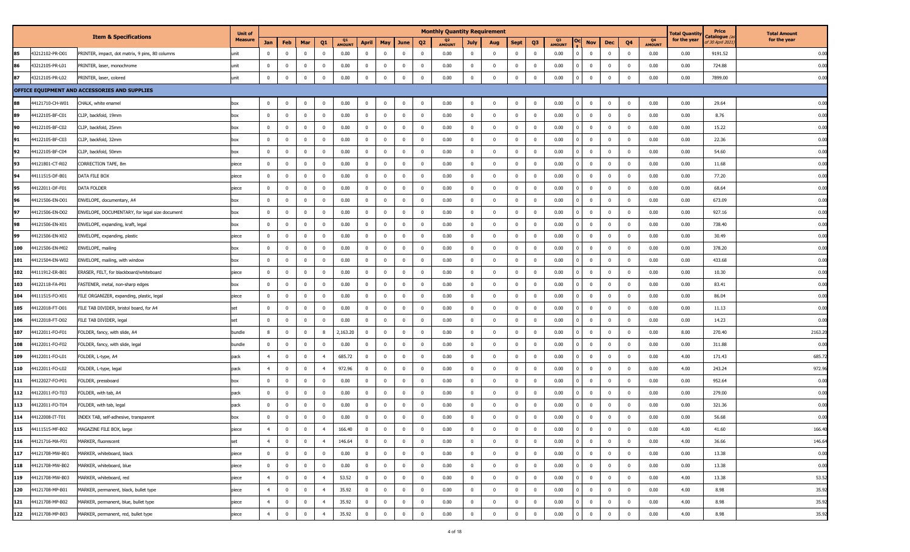| | | Item & Specifications | Unit of Measure | Monthly Quantity Requirement | | | | | | | | | | | | | | | | | | | | | Total Quantity for the year | Price Catalogue (as of 30 April 2021) | Total Amount for the year |
|---|---|---|---|---|---|---|---|---|---|---|---|---|---|---|---|---|---|---|---|---|---|---|---|---|---|---|---|
| | | | | Jan | Feb | Mar | Q1 | Q1 AMOUNT | April | May | June | Q2 | Q2 AMOUNT | July | Aug | Sept | Q3 | Q3 AMOUNT | Oct | Nov | Dec | Q4 | Q4 AMOUNT | | | |
| 85 | 43212102-PR-D01 | PRINTER, impact, dot matrix, 9 pins, 80 columns | unit | 0 | 0 | 0 | 0 | 0.00 | 0 | 0 | 0 | 0 | 0.00 | 0 | 0 | 0 | 0 | 0.00 | 0 | 0 | 0 | 0 | 0.00 | 0.00 | 9191.52 | 0.00 |
| 86 | 43212105-PR-L01 | PRINTER, laser, monochrome | unit | 0 | 0 | 0 | 0 | 0.00 | 0 | 0 | 0 | 0 | 0.00 | 0 | 0 | 0 | 0 | 0.00 | 0 | 0 | 0 | 0 | 0.00 | 0.00 | 724.88 | 0.00 |
| 87 | 43212105-PR-L02 | PRINTER, laser, colored | unit | 0 | 0 | 0 | 0 | 0.00 | 0 | 0 | 0 | 0 | 0.00 | 0 | 0 | 0 | 0 | 0.00 | 0 | 0 | 0 | 0 | 0.00 | 0.00 | 7899.00 | 0.00 |
| | | **OFFICE EQUIPMENT AND ACCESSORIES AND SUPPLIES** | | | | | | | | | | | | | | | | | | | | | | | | |
| 88 | 44121710-CH-W01 | CHALK, white enamel | box | 0 | 0 | 0 | 0 | 0.00 | 0 | 0 | 0 | 0 | 0.00 | 0 | 0 | 0 | 0 | 0.00 | 0 | 0 | 0 | 0 | 0.00 | 0.00 | 29.64 | 0.00 |
| 89 | 44122105-BF-C01 | CLIP, backfold, 19mm | box | 0 | 0 | 0 | 0 | 0.00 | 0 | 0 | 0 | 0 | 0.00 | 0 | 0 | 0 | 0 | 0.00 | 0 | 0 | 0 | 0 | 0.00 | 0.00 | 8.76 | 0.00 |
| 90 | 44122105-BF-C02 | CLIP, backfold, 25mm | box | 0 | 0 | 0 | 0 | 0.00 | 0 | 0 | 0 | 0 | 0.00 | 0 | 0 | 0 | 0 | 0.00 | 0 | 0 | 0 | 0 | 0.00 | 0.00 | 15.22 | 0.00 |
| 91 | 44122105-BF-C03 | CLIP, backfold, 32mm | box | 0 | 0 | 0 | 0 | 0.00 | 0 | 0 | 0 | 0 | 0.00 | 0 | 0 | 0 | 0 | 0.00 | 0 | 0 | 0 | 0 | 0.00 | 0.00 | 22.36 | 0.00 |
| 92 | 44122105-BF-C04 | CLIP, backfold, 50mm | box | 0 | 0 | 0 | 0 | 0.00 | 0 | 0 | 0 | 0 | 0.00 | 0 | 0 | 0 | 0 | 0.00 | 0 | 0 | 0 | 0 | 0.00 | 0.00 | 54.60 | 0.00 |
| 93 | 44121801-CT-R02 | CORRECTION TAPE, 8m | piece | 0 | 0 | 0 | 0 | 0.00 | 0 | 0 | 0 | 0 | 0.00 | 0 | 0 | 0 | 0 | 0.00 | 0 | 0 | 0 | 0 | 0.00 | 0.00 | 11.68 | 0.00 |
| 94 | 44111515-DF-B01 | DATA FILE BOX | piece | 0 | 0 | 0 | 0 | 0.00 | 0 | 0 | 0 | 0 | 0.00 | 0 | 0 | 0 | 0 | 0.00 | 0 | 0 | 0 | 0 | 0.00 | 0.00 | 77.20 | 0.00 |
| 95 | 44122011-DF-F01 | DATA FOLDER | piece | 0 | 0 | 0 | 0 | 0.00 | 0 | 0 | 0 | 0 | 0.00 | 0 | 0 | 0 | 0 | 0.00 | 0 | 0 | 0 | 0 | 0.00 | 0.00 | 68.64 | 0.00 |
| 96 | 44121506-EN-D01 | ENVELOPE, documentary, A4 | box | 0 | 0 | 0 | 0 | 0.00 | 0 | 0 | 0 | 0 | 0.00 | 0 | 0 | 0 | 0 | 0.00 | 0 | 0 | 0 | 0 | 0.00 | 0.00 | 673.09 | 0.00 |
| 97 | 44121506-EN-D02 | ENVELOPE, DOCUMENTARY, for legal size document | box | 0 | 0 | 0 | 0 | 0.00 | 0 | 0 | 0 | 0 | 0.00 | 0 | 0 | 0 | 0 | 0.00 | 0 | 0 | 0 | 0 | 0.00 | 0.00 | 927.16 | 0.00 |
| 98 | 44121506-EN-X01 | ENVELOPE, expanding, kraft, legal | box | 0 | 0 | 0 | 0 | 0.00 | 0 | 0 | 0 | 0 | 0.00 | 0 | 0 | 0 | 0 | 0.00 | 0 | 0 | 0 | 0 | 0.00 | 0.00 | 738.40 | 0.00 |
| 99 | 44121506-EN-X02 | ENVELOPE, expanding, plastic | piece | 0 | 0 | 0 | 0 | 0.00 | 0 | 0 | 0 | 0 | 0.00 | 0 | 0 | 0 | 0 | 0.00 | 0 | 0 | 0 | 0 | 0.00 | 0.00 | 30.49 | 0.00 |
| 100 | 44121506-EN-M02 | ENVELOPE, mailing | box | 0 | 0 | 0 | 0 | 0.00 | 0 | 0 | 0 | 0 | 0.00 | 0 | 0 | 0 | 0 | 0.00 | 0 | 0 | 0 | 0 | 0.00 | 0.00 | 378.20 | 0.00 |
| 101 | 44121504-EN-W02 | ENVELOPE, mailing, with window | box | 0 | 0 | 0 | 0 | 0.00 | 0 | 0 | 0 | 0 | 0.00 | 0 | 0 | 0 | 0 | 0.00 | 0 | 0 | 0 | 0 | 0.00 | 0.00 | 433.68 | 0.00 |
| 102 | 44111912-ER-B01 | ERASER, FELT, for blackboard/whiteboard | piece | 0 | 0 | 0 | 0 | 0.00 | 0 | 0 | 0 | 0 | 0.00 | 0 | 0 | 0 | 0 | 0.00 | 0 | 0 | 0 | 0 | 0.00 | 0.00 | 10.30 | 0.00 |
| 103 | 44122118-FA-P01 | FASTENER, metal, non-sharp edges | box | 0 | 0 | 0 | 0 | 0.00 | 0 | 0 | 0 | 0 | 0.00 | 0 | 0 | 0 | 0 | 0.00 | 0 | 0 | 0 | 0 | 0.00 | 0.00 | 83.41 | 0.00 |
| 104 | 44111515-FO-X01 | FILE ORGANIZER, expanding, plastic, legal | piece | 0 | 0 | 0 | 0 | 0.00 | 0 | 0 | 0 | 0 | 0.00 | 0 | 0 | 0 | 0 | 0.00 | 0 | 0 | 0 | 0 | 0.00 | 0.00 | 86.04 | 0.00 |
| 105 | 44122018-FT-D01 | FILE TAB DIVIDER, bristol board, for A4 | set | 0 | 0 | 0 | 0 | 0.00 | 0 | 0 | 0 | 0 | 0.00 | 0 | 0 | 0 | 0 | 0.00 | 0 | 0 | 0 | 0 | 0.00 | 0.00 | 11.13 | 0.00 |
| 106 | 44122018-FT-D02 | FILE TAB DIVIDER, legal | set | 0 | 0 | 0 | 0 | 0.00 | 0 | 0 | 0 | 0 | 0.00 | 0 | 0 | 0 | 0 | 0.00 | 0 | 0 | 0 | 0 | 0.00 | 0.00 | 14.23 | 0.00 |
| 107 | 44122011-FO-F01 | FOLDER, fancy, with slide, A4 | bundle | 8 | 0 | 0 | 8 | 2,163.20 | 0 | 0 | 0 | 0 | 0.00 | 0 | 0 | 0 | 0 | 0.00 | 0 | 0 | 0 | 0 | 0.00 | 8.00 | 270.40 | 2163.20 |
| 108 | 44122011-FO-F02 | FOLDER, fancy, with slide, legal | bundle | 0 | 0 | 0 | 0 | 0.00 | 0 | 0 | 0 | 0 | 0.00 | 0 | 0 | 0 | 0 | 0.00 | 0 | 0 | 0 | 0 | 0.00 | 0.00 | 311.88 | 0.00 |
| 109 | 44122011-FO-L01 | FOLDER, L-type, A4 | pack | 4 | 0 | 0 | 4 | 685.72 | 0 | 0 | 0 | 0 | 0.00 | 0 | 0 | 0 | 0 | 0.00 | 0 | 0 | 0 | 0 | 0.00 | 4.00 | 171.43 | 685.72 |
| 110 | 44122011-FO-L02 | FOLDER, L-type, legal | pack | 4 | 0 | 0 | 4 | 972.96 | 0 | 0 | 0 | 0 | 0.00 | 0 | 0 | 0 | 0 | 0.00 | 0 | 0 | 0 | 0 | 0.00 | 4.00 | 243.24 | 972.96 |
| 111 | 44122027-FO-P01 | FOLDER, pressboard | box | 0 | 0 | 0 | 0 | 0.00 | 0 | 0 | 0 | 0 | 0.00 | 0 | 0 | 0 | 0 | 0.00 | 0 | 0 | 0 | 0 | 0.00 | 0.00 | 952.64 | 0.00 |
| 112 | 44122011-FO-T03 | FOLDER, with tab, A4 | pack | 0 | 0 | 0 | 0 | 0.00 | 0 | 0 | 0 | 0 | 0.00 | 0 | 0 | 0 | 0 | 0.00 | 0 | 0 | 0 | 0 | 0.00 | 0.00 | 279.00 | 0.00 |
| 113 | 44122011-FO-T04 | FOLDER, with tab, legal | pack | 0 | 0 | 0 | 0 | 0.00 | 0 | 0 | 0 | 0 | 0.00 | 0 | 0 | 0 | 0 | 0.00 | 0 | 0 | 0 | 0 | 0.00 | 0.00 | 321.36 | 0.00 |
| 114 | 44122008-IT-T01 | INDEX TAB, self-adhesive, transparent | box | 0 | 0 | 0 | 0 | 0.00 | 0 | 0 | 0 | 0 | 0.00 | 0 | 0 | 0 | 0 | 0.00 | 0 | 0 | 0 | 0 | 0.00 | 0.00 | 56.68 | 0.00 |
| 115 | 44111515-MF-B02 | MAGAZINE FILE BOX, large | piece | 4 | 0 | 0 | 4 | 166.40 | 0 | 0 | 0 | 0 | 0.00 | 0 | 0 | 0 | 0 | 0.00 | 0 | 0 | 0 | 0 | 0.00 | 4.00 | 41.60 | 166.40 |
| 116 | 44121716-MA-F01 | MARKER, fluorescent | set | 4 | 0 | 0 | 4 | 146.64 | 0 | 0 | 0 | 0 | 0.00 | 0 | 0 | 0 | 0 | 0.00 | 0 | 0 | 0 | 0 | 0.00 | 4.00 | 36.66 | 146.64 |
| 117 | 44121708-MW-B01 | MARKER, whiteboard, black | piece | 0 | 0 | 0 | 0 | 0.00 | 0 | 0 | 0 | 0 | 0.00 | 0 | 0 | 0 | 0 | 0.00 | 0 | 0 | 0 | 0 | 0.00 | 0.00 | 13.38 | 0.00 |
| 118 | 44121708-MW-B02 | MARKER, whiteboard, blue | piece | 0 | 0 | 0 | 0 | 0.00 | 0 | 0 | 0 | 0 | 0.00 | 0 | 0 | 0 | 0 | 0.00 | 0 | 0 | 0 | 0 | 0.00 | 0.00 | 13.38 | 0.00 |
| 119 | 44121708-MW-B03 | MARKER, whiteboard, red | piece | 4 | 0 | 0 | 4 | 53.52 | 0 | 0 | 0 | 0 | 0.00 | 0 | 0 | 0 | 0 | 0.00 | 0 | 0 | 0 | 0 | 0.00 | 4.00 | 13.38 | 53.52 |
| 120 | 44121708-MP-B01 | MARKER, permanent, black, bullet type | piece | 4 | 0 | 0 | 4 | 35.92 | 0 | 0 | 0 | 0 | 0.00 | 0 | 0 | 0 | 0 | 0.00 | 0 | 0 | 0 | 0 | 0.00 | 4.00 | 8.98 | 35.92 |
| 121 | 44121708-MP-B02 | MARKER, permanent, blue, bullet type | piece | 4 | 0 | 0 | 4 | 35.92 | 0 | 0 | 0 | 0 | 0.00 | 0 | 0 | 0 | 0 | 0.00 | 0 | 0 | 0 | 0 | 0.00 | 4.00 | 8.98 | 35.92 |
| 122 | 44121708-MP-B03 | MARKER, permanent, red, bullet type | piece | 4 | 0 | 0 | 4 | 35.92 | 0 | 0 | 0 | 0 | 0.00 | 0 | 0 | 0 | 0 | 0.00 | 0 | 0 | 0 | 0 | 0.00 | 4.00 | 8.98 | 35.92 |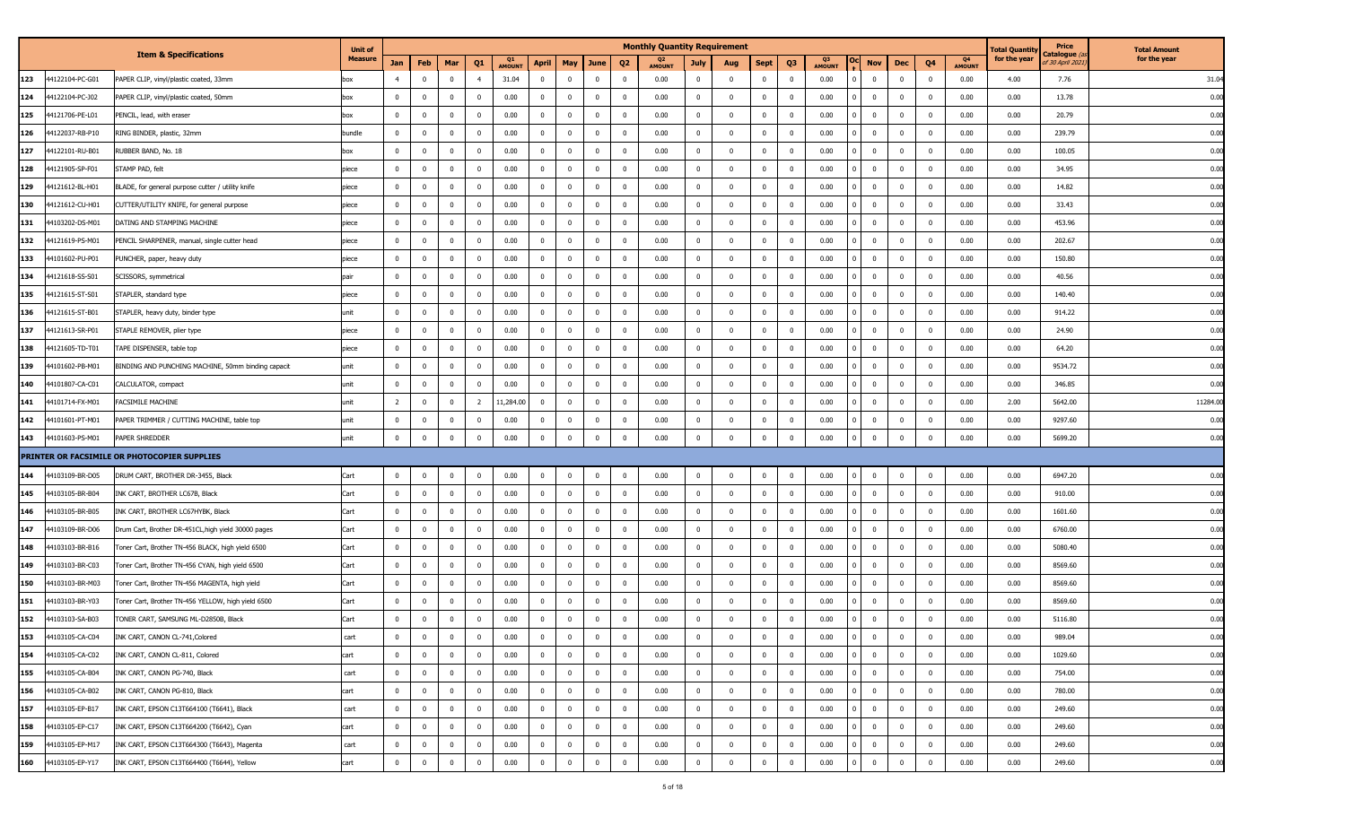| | | Item & Specifications | Unit of Measure | Monthly Quantity Requirement | | | | | | | | | | | | | | | | | | | | Total Quantity for the year | Price Catalogue (as of 30 April 2021) | Total Amount for the year |
|---|---|---|---|---|---|---|---|---|---|---|---|---|---|---|---|---|---|---|---|---|---|---|---|---|---|---|
| | | | | Jan | Feb | Mar | Q1 | Q1 AMOUNT | April | May | June | Q2 | Q2 AMOUNT | July | Aug | Sept | Q3 | Q3 AMOUNT | Oct | Nov | Dec | Q4 | Q4 AMOUNT | | | |
| 123 | 44122104-PC-G01 | PAPER CLIP, vinyl/plastic coated, 33mm | box | 4 | 0 | 0 | 4 | 31.04 | 0 | 0 | 0 | 0 | 0.00 | 0 | 0 | 0 | 0 | 0.00 | 0 | 0 | 0 | 0 | 0.00 | 4.00 | 7.76 | 31.04 |
| 124 | 44122104-PC-J02 | PAPER CLIP, vinyl/plastic coated, 50mm | box | 0 | 0 | 0 | 0 | 0.00 | 0 | 0 | 0 | 0 | 0.00 | 0 | 0 | 0 | 0 | 0.00 | 0 | 0 | 0 | 0 | 0.00 | 0.00 | 13.78 | 0.00 |
| 125 | 44121706-PE-L01 | PENCIL, lead, with eraser | box | 0 | 0 | 0 | 0 | 0.00 | 0 | 0 | 0 | 0 | 0.00 | 0 | 0 | 0 | 0 | 0.00 | 0 | 0 | 0 | 0 | 0.00 | 0.00 | 20.79 | 0.00 |
| 126 | 44122037-RB-P10 | RING BINDER, plastic, 32mm | bundle | 0 | 0 | 0 | 0 | 0.00 | 0 | 0 | 0 | 0 | 0.00 | 0 | 0 | 0 | 0 | 0.00 | 0 | 0 | 0 | 0 | 0.00 | 0.00 | 239.79 | 0.00 |
| 127 | 44122101-RU-B01 | RUBBER BAND, No. 18 | box | 0 | 0 | 0 | 0 | 0.00 | 0 | 0 | 0 | 0 | 0.00 | 0 | 0 | 0 | 0 | 0.00 | 0 | 0 | 0 | 0 | 0.00 | 0.00 | 100.05 | 0.00 |
| 128 | 44121905-SP-F01 | STAMP PAD, felt | piece | 0 | 0 | 0 | 0 | 0.00 | 0 | 0 | 0 | 0 | 0.00 | 0 | 0 | 0 | 0 | 0.00 | 0 | 0 | 0 | 0 | 0.00 | 0.00 | 34.95 | 0.00 |
| 129 | 44121612-BL-H01 | BLADE, for general purpose cutter / utility knife | piece | 0 | 0 | 0 | 0 | 0.00 | 0 | 0 | 0 | 0 | 0.00 | 0 | 0 | 0 | 0 | 0.00 | 0 | 0 | 0 | 0 | 0.00 | 0.00 | 14.82 | 0.00 |
| 130 | 44121612-CU-H01 | CUTTER/UTILITY KNIFE, for general purpose | piece | 0 | 0 | 0 | 0 | 0.00 | 0 | 0 | 0 | 0 | 0.00 | 0 | 0 | 0 | 0 | 0.00 | 0 | 0 | 0 | 0 | 0.00 | 0.00 | 33.43 | 0.00 |
| 131 | 44103202-DS-M01 | DATING AND STAMPING MACHINE | piece | 0 | 0 | 0 | 0 | 0.00 | 0 | 0 | 0 | 0 | 0.00 | 0 | 0 | 0 | 0 | 0.00 | 0 | 0 | 0 | 0 | 0.00 | 0.00 | 453.96 | 0.00 |
| 132 | 44121619-PS-M01 | PENCIL SHARPENER, manual, single cutter head | piece | 0 | 0 | 0 | 0 | 0.00 | 0 | 0 | 0 | 0 | 0.00 | 0 | 0 | 0 | 0 | 0.00 | 0 | 0 | 0 | 0 | 0.00 | 0.00 | 202.67 | 0.00 |
| 133 | 44101602-PU-P01 | PUNCHER, paper, heavy duty | piece | 0 | 0 | 0 | 0 | 0.00 | 0 | 0 | 0 | 0 | 0.00 | 0 | 0 | 0 | 0 | 0.00 | 0 | 0 | 0 | 0 | 0.00 | 0.00 | 150.80 | 0.00 |
| 134 | 44121618-SS-S01 | SCISSORS, symmetrical | pair | 0 | 0 | 0 | 0 | 0.00 | 0 | 0 | 0 | 0 | 0.00 | 0 | 0 | 0 | 0 | 0.00 | 0 | 0 | 0 | 0 | 0.00 | 0.00 | 40.56 | 0.00 |
| 135 | 44121615-ST-S01 | STAPLER, standard type | piece | 0 | 0 | 0 | 0 | 0.00 | 0 | 0 | 0 | 0 | 0.00 | 0 | 0 | 0 | 0 | 0.00 | 0 | 0 | 0 | 0 | 0.00 | 0.00 | 140.40 | 0.00 |
| 136 | 44121615-ST-B01 | STAPLER, heavy duty, binder type | unit | 0 | 0 | 0 | 0 | 0.00 | 0 | 0 | 0 | 0 | 0.00 | 0 | 0 | 0 | 0 | 0.00 | 0 | 0 | 0 | 0 | 0.00 | 0.00 | 914.22 | 0.00 |
| 137 | 44121613-SR-P01 | STAPLE REMOVER, plier type | piece | 0 | 0 | 0 | 0 | 0.00 | 0 | 0 | 0 | 0 | 0.00 | 0 | 0 | 0 | 0 | 0.00 | 0 | 0 | 0 | 0 | 0.00 | 0.00 | 24.90 | 0.00 |
| 138 | 44121605-TD-T01 | TAPE DISPENSER, table top | piece | 0 | 0 | 0 | 0 | 0.00 | 0 | 0 | 0 | 0 | 0.00 | 0 | 0 | 0 | 0 | 0.00 | 0 | 0 | 0 | 0 | 0.00 | 0.00 | 64.20 | 0.00 |
| 139 | 44101602-PB-M01 | BINDING AND PUNCHING MACHINE, 50mm binding capacit | unit | 0 | 0 | 0 | 0 | 0.00 | 0 | 0 | 0 | 0 | 0.00 | 0 | 0 | 0 | 0 | 0.00 | 0 | 0 | 0 | 0 | 0.00 | 0.00 | 9534.72 | 0.00 |
| 140 | 44101807-CA-C01 | CALCULATOR, compact | unit | 0 | 0 | 0 | 0 | 0.00 | 0 | 0 | 0 | 0 | 0.00 | 0 | 0 | 0 | 0 | 0.00 | 0 | 0 | 0 | 0 | 0.00 | 0.00 | 346.85 | 0.00 |
| 141 | 44101714-FX-M01 | FACSIMILE MACHINE | unit | 2 | 0 | 0 | 2 | 11,284.00 | 0 | 0 | 0 | 0 | 0.00 | 0 | 0 | 0 | 0 | 0.00 | 0 | 0 | 0 | 0 | 0.00 | 2.00 | 5642.00 | 11284.00 |
| 142 | 44101601-PT-M01 | PAPER TRIMMER / CUTTING MACHINE, table top | unit | 0 | 0 | 0 | 0 | 0.00 | 0 | 0 | 0 | 0 | 0.00 | 0 | 0 | 0 | 0 | 0.00 | 0 | 0 | 0 | 0 | 0.00 | 0.00 | 9297.60 | 0.00 |
| 143 | 44101603-PS-M01 | PAPER SHREDDER | unit | 0 | 0 | 0 | 0 | 0.00 | 0 | 0 | 0 | 0 | 0.00 | 0 | 0 | 0 | 0 | 0.00 | 0 | 0 | 0 | 0 | 0.00 | 0.00 | 5699.20 | 0.00 |
| | | **PRINTER OR FACSIMILE OR PHOTOCOPIER SUPPLIES** | | | | | | | | | | | | | | | | | | | | | | | | |
| 144 | 44103109-BR-D05 | DRUM CART, BROTHER DR-3455, Black | Cart | 0 | 0 | 0 | 0 | 0.00 | 0 | 0 | 0 | 0 | 0.00 | 0 | 0 | 0 | 0 | 0.00 | 0 | 0 | 0 | 0 | 0.00 | 0.00 | 6947.20 | 0.00 |
| 145 | 44103105-BR-B04 | INK CART, BROTHER LC67B, Black | Cart | 0 | 0 | 0 | 0 | 0.00 | 0 | 0 | 0 | 0 | 0.00 | 0 | 0 | 0 | 0 | 0.00 | 0 | 0 | 0 | 0 | 0.00 | 0.00 | 910.00 | 0.00 |
| 146 | 44103105-BR-B05 | INK CART, BROTHER LC67HYBK, Black | Cart | 0 | 0 | 0 | 0 | 0.00 | 0 | 0 | 0 | 0 | 0.00 | 0 | 0 | 0 | 0 | 0.00 | 0 | 0 | 0 | 0 | 0.00 | 0.00 | 1601.60 | 0.00 |
| 147 | 44103109-BR-D06 | Drum Cart, Brother DR-451CL,high yield 30000 pages | Cart | 0 | 0 | 0 | 0 | 0.00 | 0 | 0 | 0 | 0 | 0.00 | 0 | 0 | 0 | 0 | 0.00 | 0 | 0 | 0 | 0 | 0.00 | 0.00 | 6760.00 | 0.00 |
| 148 | 44103103-BR-B16 | Toner Cart, Brother TN-456 BLACK, high yield 6500 | Cart | 0 | 0 | 0 | 0 | 0.00 | 0 | 0 | 0 | 0 | 0.00 | 0 | 0 | 0 | 0 | 0.00 | 0 | 0 | 0 | 0 | 0.00 | 0.00 | 5080.40 | 0.00 |
| 149 | 44103103-BR-C03 | Toner Cart, Brother TN-456 CYAN, high yield 6500 | Cart | 0 | 0 | 0 | 0 | 0.00 | 0 | 0 | 0 | 0 | 0.00 | 0 | 0 | 0 | 0 | 0.00 | 0 | 0 | 0 | 0 | 0.00 | 0.00 | 8569.60 | 0.00 |
| 150 | 44103103-BR-M03 | Toner Cart, Brother TN-456 MAGENTA, high yield | Cart | 0 | 0 | 0 | 0 | 0.00 | 0 | 0 | 0 | 0 | 0.00 | 0 | 0 | 0 | 0 | 0.00 | 0 | 0 | 0 | 0 | 0.00 | 0.00 | 8569.60 | 0.00 |
| 151 | 44103103-BR-Y03 | Toner Cart, Brother TN-456 YELLOW, high yield 6500 | Cart | 0 | 0 | 0 | 0 | 0.00 | 0 | 0 | 0 | 0 | 0.00 | 0 | 0 | 0 | 0 | 0.00 | 0 | 0 | 0 | 0 | 0.00 | 0.00 | 8569.60 | 0.00 |
| 152 | 44103103-SA-B03 | TONER CART, SAMSUNG ML-D2850B, Black | Cart | 0 | 0 | 0 | 0 | 0.00 | 0 | 0 | 0 | 0 | 0.00 | 0 | 0 | 0 | 0 | 0.00 | 0 | 0 | 0 | 0 | 0.00 | 0.00 | 5116.80 | 0.00 |
| 153 | 44103105-CA-C04 | INK CART, CANON CL-741,Colored | cart | 0 | 0 | 0 | 0 | 0.00 | 0 | 0 | 0 | 0 | 0.00 | 0 | 0 | 0 | 0 | 0.00 | 0 | 0 | 0 | 0 | 0.00 | 0.00 | 989.04 | 0.00 |
| 154 | 44103105-CA-C02 | INK CART, CANON CL-811, Colored | cart | 0 | 0 | 0 | 0 | 0.00 | 0 | 0 | 0 | 0 | 0.00 | 0 | 0 | 0 | 0 | 0.00 | 0 | 0 | 0 | 0 | 0.00 | 0.00 | 1029.60 | 0.00 |
| 155 | 44103105-CA-B04 | INK CART, CANON PG-740, Black | cart | 0 | 0 | 0 | 0 | 0.00 | 0 | 0 | 0 | 0 | 0.00 | 0 | 0 | 0 | 0 | 0.00 | 0 | 0 | 0 | 0 | 0.00 | 0.00 | 754.00 | 0.00 |
| 156 | 44103105-CA-B02 | INK CART, CANON PG-810, Black | cart | 0 | 0 | 0 | 0 | 0.00 | 0 | 0 | 0 | 0 | 0.00 | 0 | 0 | 0 | 0 | 0.00 | 0 | 0 | 0 | 0 | 0.00 | 0.00 | 780.00 | 0.00 |
| 157 | 44103105-EP-B17 | INK CART, EPSON C13T664100 (T6641), Black | cart | 0 | 0 | 0 | 0 | 0.00 | 0 | 0 | 0 | 0 | 0.00 | 0 | 0 | 0 | 0 | 0.00 | 0 | 0 | 0 | 0 | 0.00 | 0.00 | 249.60 | 0.00 |
| 158 | 44103105-EP-C17 | INK CART, EPSON C13T664200 (T6642), Cyan | cart | 0 | 0 | 0 | 0 | 0.00 | 0 | 0 | 0 | 0 | 0.00 | 0 | 0 | 0 | 0 | 0.00 | 0 | 0 | 0 | 0 | 0.00 | 0.00 | 249.60 | 0.00 |
| 159 | 44103105-EP-M17 | INK CART, EPSON C13T664300 (T6643), Magenta | cart | 0 | 0 | 0 | 0 | 0.00 | 0 | 0 | 0 | 0 | 0.00 | 0 | 0 | 0 | 0 | 0.00 | 0 | 0 | 0 | 0 | 0.00 | 0.00 | 249.60 | 0.00 |
| 160 | 44103105-EP-Y17 | INK CART, EPSON C13T664400 (T6644), Yellow | cart | 0 | 0 | 0 | 0 | 0.00 | 0 | 0 | 0 | 0 | 0.00 | 0 | 0 | 0 | 0 | 0.00 | 0 | 0 | 0 | 0 | 0.00 | 0.00 | 249.60 | 0.00 |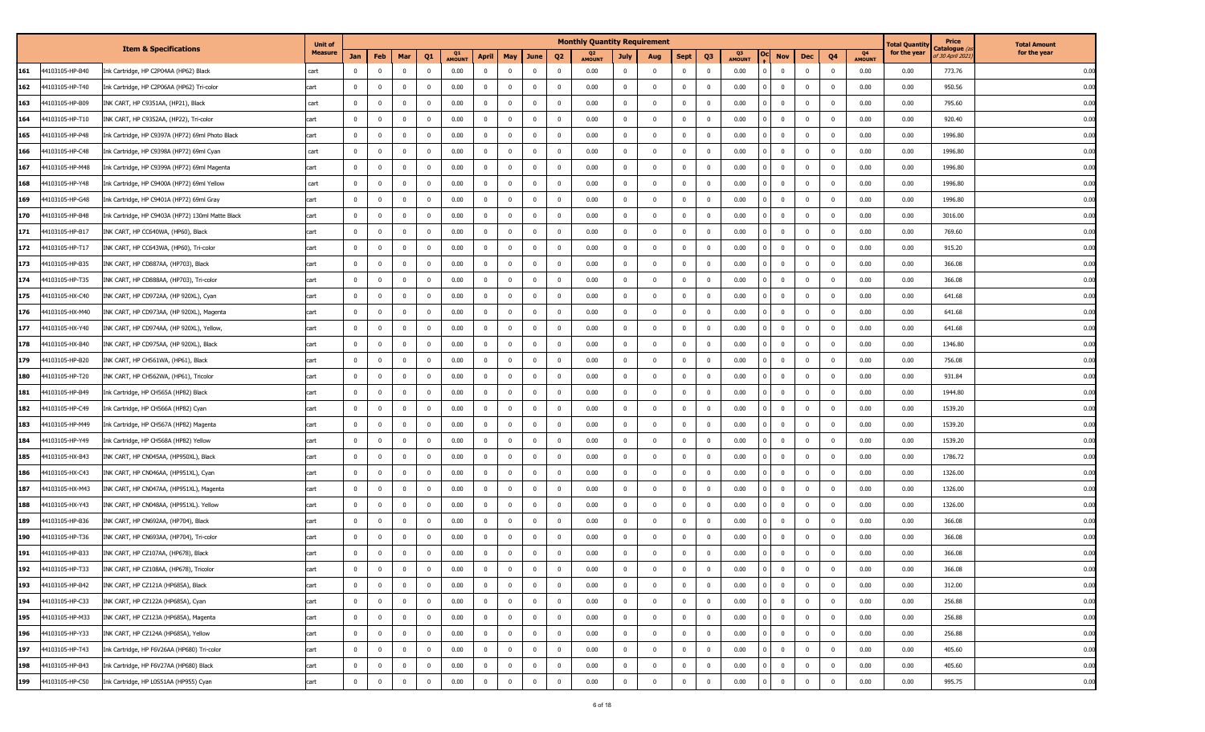| | | Item & Specifications | Unit of Measure | Monthly Quantity Requirement | | | | | | | | | | | | | | | | | | | | | Total Quantity for the year | Price Catalogue (as of 30 April 2021) | Total Amount for the year |
|---|---|---|---|---|---|---|---|---|---|---|---|---|---|---|---|---|---|---|---|---|---|---|---|---|---|---|---|
| | | | | Jan | Feb | Mar | Q1 | Q1 AMOUNT | April | May | June | Q2 | Q2 AMOUNT | July | Aug | Sept | Q3 | Q3 AMOUNT | Oct | Nov | Dec | Q4 | Q4 AMOUNT | | | |
| 161 | 44103105-HP-B40 | Ink Cartridge, HP C2P04AA (HP62) Black | cart | 0 | 0 | 0 | 0 | 0.00 | 0 | 0 | 0 | 0 | 0.00 | 0 | 0 | 0 | 0 | 0.00 | 0 | 0 | 0 | 0 | 0.00 | 0.00 | 773.76 | 0.00 |
| 162 | 44103105-HP-T40 | Ink Cartridge, HP C2P06AA (HP62) Tri-color | cart | 0 | 0 | 0 | 0 | 0.00 | 0 | 0 | 0 | 0 | 0.00 | 0 | 0 | 0 | 0 | 0.00 | 0 | 0 | 0 | 0 | 0.00 | 0.00 | 950.56 | 0.00 |
| 163 | 44103105-HP-B09 | INK CART, HP C9351AA, (HP21), Black | cart | 0 | 0 | 0 | 0 | 0.00 | 0 | 0 | 0 | 0 | 0.00 | 0 | 0 | 0 | 0 | 0.00 | 0 | 0 | 0 | 0 | 0.00 | 0.00 | 795.60 | 0.00 |
| 164 | 44103105-HP-T10 | INK CART, HP C9352AA, (HP22), Tri-color | cart | 0 | 0 | 0 | 0 | 0.00 | 0 | 0 | 0 | 0 | 0.00 | 0 | 0 | 0 | 0 | 0.00 | 0 | 0 | 0 | 0 | 0.00 | 0.00 | 920.40 | 0.00 |
| 165 | 44103105-HP-P48 | Ink Cartridge, HP C9397A (HP72) 69ml Photo Black | cart | 0 | 0 | 0 | 0 | 0.00 | 0 | 0 | 0 | 0 | 0.00 | 0 | 0 | 0 | 0 | 0.00 | 0 | 0 | 0 | 0 | 0.00 | 0.00 | 1996.80 | 0.00 |
| 166 | 44103105-HP-C48 | Ink Cartridge, HP C9398A (HP72) 69ml Cyan | cart | 0 | 0 | 0 | 0 | 0.00 | 0 | 0 | 0 | 0 | 0.00 | 0 | 0 | 0 | 0 | 0.00 | 0 | 0 | 0 | 0 | 0.00 | 0.00 | 1996.80 | 0.00 |
| 167 | 44103105-HP-M48 | Ink Cartridge, HP C9399A (HP72) 69ml Magenta | cart | 0 | 0 | 0 | 0 | 0.00 | 0 | 0 | 0 | 0 | 0.00 | 0 | 0 | 0 | 0 | 0.00 | 0 | 0 | 0 | 0 | 0.00 | 0.00 | 1996.80 | 0.00 |
| 168 | 44103105-HP-Y48 | Ink Cartridge, HP C9400A (HP72) 69ml Yellow | cart | 0 | 0 | 0 | 0 | 0.00 | 0 | 0 | 0 | 0 | 0.00 | 0 | 0 | 0 | 0 | 0.00 | 0 | 0 | 0 | 0 | 0.00 | 0.00 | 1996.80 | 0.00 |
| 169 | 44103105-HP-G48 | Ink Cartridge, HP C9401A (HP72) 69ml Gray | cart | 0 | 0 | 0 | 0 | 0.00 | 0 | 0 | 0 | 0 | 0.00 | 0 | 0 | 0 | 0 | 0.00 | 0 | 0 | 0 | 0 | 0.00 | 0.00 | 1996.80 | 0.00 |
| 170 | 44103105-HP-B48 | Ink Cartridge, HP C9403A (HP72) 130ml Matte Black | cart | 0 | 0 | 0 | 0 | 0.00 | 0 | 0 | 0 | 0 | 0.00 | 0 | 0 | 0 | 0 | 0.00 | 0 | 0 | 0 | 0 | 0.00 | 0.00 | 3016.00 | 0.00 |
| 171 | 44103105-HP-B17 | INK CART, HP CC640WA, (HP60), Black | cart | 0 | 0 | 0 | 0 | 0.00 | 0 | 0 | 0 | 0 | 0.00 | 0 | 0 | 0 | 0 | 0.00 | 0 | 0 | 0 | 0 | 0.00 | 0.00 | 769.60 | 0.00 |
| 172 | 44103105-HP-T17 | INK CART, HP CC643WA, (HP60), Tri-color | cart | 0 | 0 | 0 | 0 | 0.00 | 0 | 0 | 0 | 0 | 0.00 | 0 | 0 | 0 | 0 | 0.00 | 0 | 0 | 0 | 0 | 0.00 | 0.00 | 915.20 | 0.00 |
| 173 | 44103105-HP-B35 | INK CART, HP CD887AA, (HP703), Black | cart | 0 | 0 | 0 | 0 | 0.00 | 0 | 0 | 0 | 0 | 0.00 | 0 | 0 | 0 | 0 | 0.00 | 0 | 0 | 0 | 0 | 0.00 | 0.00 | 366.08 | 0.00 |
| 174 | 44103105-HP-T35 | INK CART, HP CD888AA, (HP703), Tri-color | cart | 0 | 0 | 0 | 0 | 0.00 | 0 | 0 | 0 | 0 | 0.00 | 0 | 0 | 0 | 0 | 0.00 | 0 | 0 | 0 | 0 | 0.00 | 0.00 | 366.08 | 0.00 |
| 175 | 44103105-HX-C40 | INK CART, HP CD972AA, (HP 920XL), Cyan | cart | 0 | 0 | 0 | 0 | 0.00 | 0 | 0 | 0 | 0 | 0.00 | 0 | 0 | 0 | 0 | 0.00 | 0 | 0 | 0 | 0 | 0.00 | 0.00 | 641.68 | 0.00 |
| 176 | 44103105-HX-M40 | INK CART, HP CD973AA, (HP 920XL), Magenta | cart | 0 | 0 | 0 | 0 | 0.00 | 0 | 0 | 0 | 0 | 0.00 | 0 | 0 | 0 | 0 | 0.00 | 0 | 0 | 0 | 0 | 0.00 | 0.00 | 641.68 | 0.00 |
| 177 | 44103105-HX-Y40 | INK CART, HP CD974AA, (HP 920XL), Yellow, | cart | 0 | 0 | 0 | 0 | 0.00 | 0 | 0 | 0 | 0 | 0.00 | 0 | 0 | 0 | 0 | 0.00 | 0 | 0 | 0 | 0 | 0.00 | 0.00 | 641.68 | 0.00 |
| 178 | 44103105-HX-B40 | INK CART, HP CD975AA, (HP 920XL), Black | cart | 0 | 0 | 0 | 0 | 0.00 | 0 | 0 | 0 | 0 | 0.00 | 0 | 0 | 0 | 0 | 0.00 | 0 | 0 | 0 | 0 | 0.00 | 0.00 | 1346.80 | 0.00 |
| 179 | 44103105-HP-B20 | INK CART, HP CH561WA, (HP61), Black | cart | 0 | 0 | 0 | 0 | 0.00 | 0 | 0 | 0 | 0 | 0.00 | 0 | 0 | 0 | 0 | 0.00 | 0 | 0 | 0 | 0 | 0.00 | 0.00 | 756.08 | 0.00 |
| 180 | 44103105-HP-T20 | INK CART, HP CH562WA, (HP61), Tricolor | cart | 0 | 0 | 0 | 0 | 0.00 | 0 | 0 | 0 | 0 | 0.00 | 0 | 0 | 0 | 0 | 0.00 | 0 | 0 | 0 | 0 | 0.00 | 0.00 | 931.84 | 0.00 |
| 181 | 44103105-HP-B49 | Ink Cartridge, HP CH565A (HP82) Black | cart | 0 | 0 | 0 | 0 | 0.00 | 0 | 0 | 0 | 0 | 0.00 | 0 | 0 | 0 | 0 | 0.00 | 0 | 0 | 0 | 0 | 0.00 | 0.00 | 1944.80 | 0.00 |
| 182 | 44103105-HP-C49 | Ink Cartridge, HP CH566A (HP82) Cyan | cart | 0 | 0 | 0 | 0 | 0.00 | 0 | 0 | 0 | 0 | 0.00 | 0 | 0 | 0 | 0 | 0.00 | 0 | 0 | 0 | 0 | 0.00 | 0.00 | 1539.20 | 0.00 |
| 183 | 44103105-HP-M49 | Ink Cartridge, HP CH567A (HP82) Magenta | cart | 0 | 0 | 0 | 0 | 0.00 | 0 | 0 | 0 | 0 | 0.00 | 0 | 0 | 0 | 0 | 0.00 | 0 | 0 | 0 | 0 | 0.00 | 0.00 | 1539.20 | 0.00 |
| 184 | 44103105-HP-Y49 | Ink Cartridge, HP CH568A (HP82) Yellow | cart | 0 | 0 | 0 | 0 | 0.00 | 0 | 0 | 0 | 0 | 0.00 | 0 | 0 | 0 | 0 | 0.00 | 0 | 0 | 0 | 0 | 0.00 | 0.00 | 1539.20 | 0.00 |
| 185 | 44103105-HX-B43 | INK CART, HP CN045AA, (HP950XL), Black | cart | 0 | 0 | 0 | 0 | 0.00 | 0 | 0 | 0 | 0 | 0.00 | 0 | 0 | 0 | 0 | 0.00 | 0 | 0 | 0 | 0 | 0.00 | 0.00 | 1786.72 | 0.00 |
| 186 | 44103105-HX-C43 | INK CART, HP CN046AA, (HP951XL), Cyan | cart | 0 | 0 | 0 | 0 | 0.00 | 0 | 0 | 0 | 0 | 0.00 | 0 | 0 | 0 | 0 | 0.00 | 0 | 0 | 0 | 0 | 0.00 | 0.00 | 1326.00 | 0.00 |
| 187 | 44103105-HX-M43 | INK CART, HP CN047AA, (HP951XL), Magenta | cart | 0 | 0 | 0 | 0 | 0.00 | 0 | 0 | 0 | 0 | 0.00 | 0 | 0 | 0 | 0 | 0.00 | 0 | 0 | 0 | 0 | 0.00 | 0.00 | 1326.00 | 0.00 |
| 188 | 44103105-HX-Y43 | INK CART, HP CN048AA, (HP951XL). Yellow | cart | 0 | 0 | 0 | 0 | 0.00 | 0 | 0 | 0 | 0 | 0.00 | 0 | 0 | 0 | 0 | 0.00 | 0 | 0 | 0 | 0 | 0.00 | 0.00 | 1326.00 | 0.00 |
| 189 | 44103105-HP-B36 | INK CART, HP CN692AA, (HP704), Black | cart | 0 | 0 | 0 | 0 | 0.00 | 0 | 0 | 0 | 0 | 0.00 | 0 | 0 | 0 | 0 | 0.00 | 0 | 0 | 0 | 0 | 0.00 | 0.00 | 366.08 | 0.00 |
| 190 | 44103105-HP-T36 | INK CART, HP CN693AA, (HP704), Tri-color | cart | 0 | 0 | 0 | 0 | 0.00 | 0 | 0 | 0 | 0 | 0.00 | 0 | 0 | 0 | 0 | 0.00 | 0 | 0 | 0 | 0 | 0.00 | 0.00 | 366.08 | 0.00 |
| 191 | 44103105-HP-B33 | INK CART, HP CZ107AA, (HP678), Black | cart | 0 | 0 | 0 | 0 | 0.00 | 0 | 0 | 0 | 0 | 0.00 | 0 | 0 | 0 | 0 | 0.00 | 0 | 0 | 0 | 0 | 0.00 | 0.00 | 366.08 | 0.00 |
| 192 | 44103105-HP-T33 | INK CART, HP CZ108AA, (HP678), Tricolor | cart | 0 | 0 | 0 | 0 | 0.00 | 0 | 0 | 0 | 0 | 0.00 | 0 | 0 | 0 | 0 | 0.00 | 0 | 0 | 0 | 0 | 0.00 | 0.00 | 366.08 | 0.00 |
| 193 | 44103105-HP-B42 | INK CART, HP CZ121A (HP685A), Black | cart | 0 | 0 | 0 | 0 | 0.00 | 0 | 0 | 0 | 0 | 0.00 | 0 | 0 | 0 | 0 | 0.00 | 0 | 0 | 0 | 0 | 0.00 | 0.00 | 312.00 | 0.00 |
| 194 | 44103105-HP-C33 | INK CART, HP CZ122A (HP685A), Cyan | cart | 0 | 0 | 0 | 0 | 0.00 | 0 | 0 | 0 | 0 | 0.00 | 0 | 0 | 0 | 0 | 0.00 | 0 | 0 | 0 | 0 | 0.00 | 0.00 | 256.88 | 0.00 |
| 195 | 44103105-HP-M33 | INK CART, HP CZ123A (HP685A), Magenta | cart | 0 | 0 | 0 | 0 | 0.00 | 0 | 0 | 0 | 0 | 0.00 | 0 | 0 | 0 | 0 | 0.00 | 0 | 0 | 0 | 0 | 0.00 | 0.00 | 256.88 | 0.00 |
| 196 | 44103105-HP-Y33 | INK CART, HP CZ124A (HP685A), Yellow | cart | 0 | 0 | 0 | 0 | 0.00 | 0 | 0 | 0 | 0 | 0.00 | 0 | 0 | 0 | 0 | 0.00 | 0 | 0 | 0 | 0 | 0.00 | 0.00 | 256.88 | 0.00 |
| 197 | 44103105-HP-T43 | Ink Cartridge, HP F6V26AA (HP680) Tri-color | cart | 0 | 0 | 0 | 0 | 0.00 | 0 | 0 | 0 | 0 | 0.00 | 0 | 0 | 0 | 0 | 0.00 | 0 | 0 | 0 | 0 | 0.00 | 0.00 | 405.60 | 0.00 |
| 198 | 44103105-HP-B43 | Ink Cartridge, HP F6V27AA (HP680) Black | cart | 0 | 0 | 0 | 0 | 0.00 | 0 | 0 | 0 | 0 | 0.00 | 0 | 0 | 0 | 0 | 0.00 | 0 | 0 | 0 | 0 | 0.00 | 0.00 | 405.60 | 0.00 |
| 199 | 44103105-HP-C50 | Ink Cartridge, HP L0S51AA (HP955) Cyan | cart | 0 | 0 | 0 | 0 | 0.00 | 0 | 0 | 0 | 0 | 0.00 | 0 | 0 | 0 | 0 | 0.00 | 0 | 0 | 0 | 0 | 0.00 | 0.00 | 995.75 | 0.00 |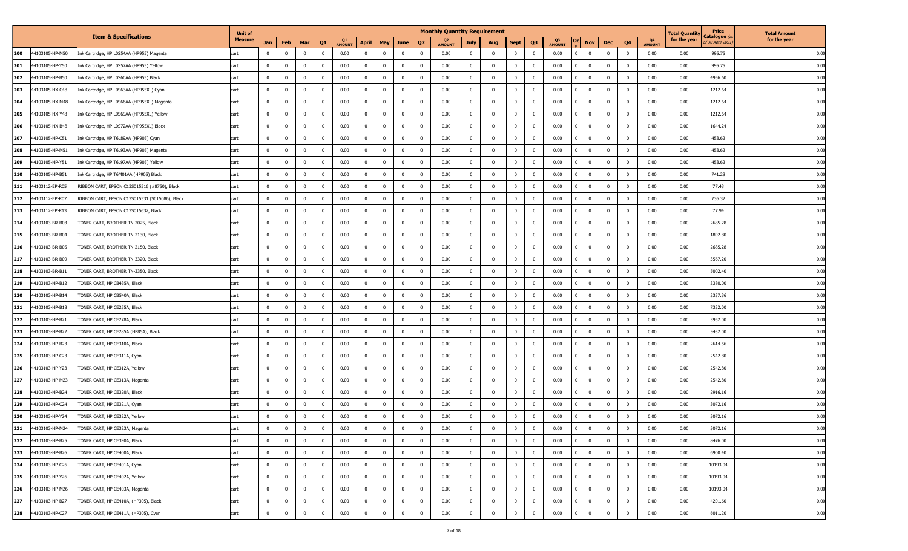| | | Item & Specifications | Unit of Measure | Monthly Quantity Requirement | | | | | | | | | | | | | | | | | | | | Total Quantity for the year | Price Catalogue (as of 30 April 2021) | Total Amount for the year |
|---|---|---|---|---|---|---|---|---|---|---|---|---|---|---|---|---|---|---|---|---|---|---|---|---|---|---|
| | | | | Jan | Feb | Mar | Q1 | Q1 AMOUNT | April | May | June | Q2 | Q2 AMOUNT | July | Aug | Sept | Q3 | Q3 AMOUNT | Oct | Nov | Dec | Q4 | Q4 AMOUNT | | | |
| 200 | 44103105-HP-M50 | Ink Cartridge, HP L0S54AA (HP955) Magenta | cart | 0 | 0 | 0 | 0 | 0.00 | 0 | 0 | 0 | 0 | 0.00 | 0 | 0 | 0 | 0 | 0.00 | 0 | 0 | 0 | 0 | 0.00 | 0.00 | 995.75 | 0.00 |
| 201 | 44103105-HP-Y50 | Ink Cartridge, HP L0S57AA (HP955) Yellow | cart | 0 | 0 | 0 | 0 | 0.00 | 0 | 0 | 0 | 0 | 0.00 | 0 | 0 | 0 | 0 | 0.00 | 0 | 0 | 0 | 0 | 0.00 | 0.00 | 995.75 | 0.00 |
| 202 | 44103105-HP-B50 | Ink Cartridge, HP L0S60AA (HP955) Black | cart | 0 | 0 | 0 | 0 | 0.00 | 0 | 0 | 0 | 0 | 0.00 | 0 | 0 | 0 | 0 | 0.00 | 0 | 0 | 0 | 0 | 0.00 | 0.00 | 4956.60 | 0.00 |
| 203 | 44103105-HX-C48 | Ink Cartridge, HP L0S63AA (HP955XL) Cyan | cart | 0 | 0 | 0 | 0 | 0.00 | 0 | 0 | 0 | 0 | 0.00 | 0 | 0 | 0 | 0 | 0.00 | 0 | 0 | 0 | 0 | 0.00 | 0.00 | 1212.64 | 0.00 |
| 204 | 44103105-HX-M48 | Ink Cartridge, HP L0S66AA (HP955XL) Magenta | cart | 0 | 0 | 0 | 0 | 0.00 | 0 | 0 | 0 | 0 | 0.00 | 0 | 0 | 0 | 0 | 0.00 | 0 | 0 | 0 | 0 | 0.00 | 0.00 | 1212.64 | 0.00 |
| 205 | 44103105-HX-Y48 | Ink Cartridge, HP L0S69AA (HP955XL) Yellow | cart | 0 | 0 | 0 | 0 | 0.00 | 0 | 0 | 0 | 0 | 0.00 | 0 | 0 | 0 | 0 | 0.00 | 0 | 0 | 0 | 0 | 0.00 | 0.00 | 1212.64 | 0.00 |
| 206 | 44103105-HX-B48 | Ink Cartridge, HP L0S72AA (HP955XL) Black | cart | 0 | 0 | 0 | 0 | 0.00 | 0 | 0 | 0 | 0 | 0.00 | 0 | 0 | 0 | 0 | 0.00 | 0 | 0 | 0 | 0 | 0.00 | 0.00 | 1644.24 | 0.00 |
| 207 | 44103105-HP-C51 | Ink Cartridge, HP T6L89AA (HP905) Cyan | cart | 0 | 0 | 0 | 0 | 0.00 | 0 | 0 | 0 | 0 | 0.00 | 0 | 0 | 0 | 0 | 0.00 | 0 | 0 | 0 | 0 | 0.00 | 0.00 | 453.62 | 0.00 |
| 208 | 44103105-HP-M51 | Ink Cartridge, HP T6L93AA (HP905) Magenta | cart | 0 | 0 | 0 | 0 | 0.00 | 0 | 0 | 0 | 0 | 0.00 | 0 | 0 | 0 | 0 | 0.00 | 0 | 0 | 0 | 0 | 0.00 | 0.00 | 453.62 | 0.00 |
| 209 | 44103105-HP-Y51 | Ink Cartridge, HP T6L97AA (HP905) Yellow | cart | 0 | 0 | 0 | 0 | 0.00 | 0 | 0 | 0 | 0 | 0.00 | 0 | 0 | 0 | 0 | 0.00 | 0 | 0 | 0 | 0 | 0.00 | 0.00 | 453.62 | 0.00 |
| 210 | 44103105-HP-B51 | Ink Cartridge, HP T6M01AA (HP905) Black | cart | 0 | 0 | 0 | 0 | 0.00 | 0 | 0 | 0 | 0 | 0.00 | 0 | 0 | 0 | 0 | 0.00 | 0 | 0 | 0 | 0 | 0.00 | 0.00 | 741.28 | 0.00 |
| 211 | 44103112-EP-R05 | RIBBON CART, EPSON C13S015516 (#8750), Black | cart | 0 | 0 | 0 | 0 | 0.00 | 0 | 0 | 0 | 0 | 0.00 | 0 | 0 | 0 | 0 | 0.00 | 0 | 0 | 0 | 0 | 0.00 | 0.00 | 77.43 | 0.00 |
| 212 | 44103112-EP-R07 | RIBBON CART, EPSON C13S015531 (S015086), Black | cart | 0 | 0 | 0 | 0 | 0.00 | 0 | 0 | 0 | 0 | 0.00 | 0 | 0 | 0 | 0 | 0.00 | 0 | 0 | 0 | 0 | 0.00 | 0.00 | 736.32 | 0.00 |
| 213 | 44103112-EP-R13 | RIBBON CART, EPSON C13S015632, Black | cart | 0 | 0 | 0 | 0 | 0.00 | 0 | 0 | 0 | 0 | 0.00 | 0 | 0 | 0 | 0 | 0.00 | 0 | 0 | 0 | 0 | 0.00 | 0.00 | 77.94 | 0.00 |
| 214 | 44103103-BR-B03 | TONER CART, BROTHER TN-2025, Black | cart | 0 | 0 | 0 | 0 | 0.00 | 0 | 0 | 0 | 0 | 0.00 | 0 | 0 | 0 | 0 | 0.00 | 0 | 0 | 0 | 0 | 0.00 | 0.00 | 2685.28 | 0.00 |
| 215 | 44103103-BR-B04 | TONER CART, BROTHER TN-2130, Black | cart | 0 | 0 | 0 | 0 | 0.00 | 0 | 0 | 0 | 0 | 0.00 | 0 | 0 | 0 | 0 | 0.00 | 0 | 0 | 0 | 0 | 0.00 | 0.00 | 1892.80 | 0.00 |
| 216 | 44103103-BR-B05 | TONER CART, BROTHER TN-2150, Black | cart | 0 | 0 | 0 | 0 | 0.00 | 0 | 0 | 0 | 0 | 0.00 | 0 | 0 | 0 | 0 | 0.00 | 0 | 0 | 0 | 0 | 0.00 | 0.00 | 2685.28 | 0.00 |
| 217 | 44103103-BR-B09 | TONER CART, BROTHER TN-3320, Black | cart | 0 | 0 | 0 | 0 | 0.00 | 0 | 0 | 0 | 0 | 0.00 | 0 | 0 | 0 | 0 | 0.00 | 0 | 0 | 0 | 0 | 0.00 | 0.00 | 3567.20 | 0.00 |
| 218 | 44103103-BR-B11 | TONER CART, BROTHER TN-3350, Black | cart | 0 | 0 | 0 | 0 | 0.00 | 0 | 0 | 0 | 0 | 0.00 | 0 | 0 | 0 | 0 | 0.00 | 0 | 0 | 0 | 0 | 0.00 | 0.00 | 5002.40 | 0.00 |
| 219 | 44103103-HP-B12 | TONER CART, HP CB435A, Black | cart | 0 | 0 | 0 | 0 | 0.00 | 0 | 0 | 0 | 0 | 0.00 | 0 | 0 | 0 | 0 | 0.00 | 0 | 0 | 0 | 0 | 0.00 | 0.00 | 3380.00 | 0.00 |
| 220 | 44103103-HP-B14 | TONER CART, HP CB540A, Black | cart | 0 | 0 | 0 | 0 | 0.00 | 0 | 0 | 0 | 0 | 0.00 | 0 | 0 | 0 | 0 | 0.00 | 0 | 0 | 0 | 0 | 0.00 | 0.00 | 3337.36 | 0.00 |
| 221 | 44103103-HP-B18 | TONER CART, HP CE255A, Black | cart | 0 | 0 | 0 | 0 | 0.00 | 0 | 0 | 0 | 0 | 0.00 | 0 | 0 | 0 | 0 | 0.00 | 0 | 0 | 0 | 0 | 0.00 | 0.00 | 7332.00 | 0.00 |
| 222 | 44103103-HP-B21 | TONER CART, HP CE278A, Black | cart | 0 | 0 | 0 | 0 | 0.00 | 0 | 0 | 0 | 0 | 0.00 | 0 | 0 | 0 | 0 | 0.00 | 0 | 0 | 0 | 0 | 0.00 | 0.00 | 3952.00 | 0.00 |
| 223 | 44103103-HP-B22 | TONER CART, HP CE285A (HP85A), Black | cart | 0 | 0 | 0 | 0 | 0.00 | 0 | 0 | 0 | 0 | 0.00 | 0 | 0 | 0 | 0 | 0.00 | 0 | 0 | 0 | 0 | 0.00 | 0.00 | 3432.00 | 0.00 |
| 224 | 44103103-HP-B23 | TONER CART, HP CE310A, Black | cart | 0 | 0 | 0 | 0 | 0.00 | 0 | 0 | 0 | 0 | 0.00 | 0 | 0 | 0 | 0 | 0.00 | 0 | 0 | 0 | 0 | 0.00 | 0.00 | 2614.56 | 0.00 |
| 225 | 44103103-HP-C23 | TONER CART, HP CE311A, Cyan | cart | 0 | 0 | 0 | 0 | 0.00 | 0 | 0 | 0 | 0 | 0.00 | 0 | 0 | 0 | 0 | 0.00 | 0 | 0 | 0 | 0 | 0.00 | 0.00 | 2542.80 | 0.00 |
| 226 | 44103103-HP-Y23 | TONER CART, HP CE312A, Yellow | cart | 0 | 0 | 0 | 0 | 0.00 | 0 | 0 | 0 | 0 | 0.00 | 0 | 0 | 0 | 0 | 0.00 | 0 | 0 | 0 | 0 | 0.00 | 0.00 | 2542.80 | 0.00 |
| 227 | 44103103-HP-M23 | TONER CART, HP CE313A, Magenta | cart | 0 | 0 | 0 | 0 | 0.00 | 0 | 0 | 0 | 0 | 0.00 | 0 | 0 | 0 | 0 | 0.00 | 0 | 0 | 0 | 0 | 0.00 | 0.00 | 2542.80 | 0.00 |
| 228 | 44103103-HP-B24 | TONER CART, HP CE320A, Black | cart | 0 | 0 | 0 | 0 | 0.00 | 0 | 0 | 0 | 0 | 0.00 | 0 | 0 | 0 | 0 | 0.00 | 0 | 0 | 0 | 0 | 0.00 | 0.00 | 2916.16 | 0.00 |
| 229 | 44103103-HP-C24 | TONER CART, HP CE321A, Cyan | cart | 0 | 0 | 0 | 0 | 0.00 | 0 | 0 | 0 | 0 | 0.00 | 0 | 0 | 0 | 0 | 0.00 | 0 | 0 | 0 | 0 | 0.00 | 0.00 | 3072.16 | 0.00 |
| 230 | 44103103-HP-Y24 | TONER CART, HP CE322A, Yellow | cart | 0 | 0 | 0 | 0 | 0.00 | 0 | 0 | 0 | 0 | 0.00 | 0 | 0 | 0 | 0 | 0.00 | 0 | 0 | 0 | 0 | 0.00 | 0.00 | 3072.16 | 0.00 |
| 231 | 44103103-HP-M24 | TONER CART, HP CE323A, Magenta | cart | 0 | 0 | 0 | 0 | 0.00 | 0 | 0 | 0 | 0 | 0.00 | 0 | 0 | 0 | 0 | 0.00 | 0 | 0 | 0 | 0 | 0.00 | 0.00 | 3072.16 | 0.00 |
| 232 | 44103103-HP-B25 | TONER CART, HP CE390A, Black | cart | 0 | 0 | 0 | 0 | 0.00 | 0 | 0 | 0 | 0 | 0.00 | 0 | 0 | 0 | 0 | 0.00 | 0 | 0 | 0 | 0 | 0.00 | 0.00 | 8476.00 | 0.00 |
| 233 | 44103103-HP-B26 | TONER CART, HP CE400A, Black | cart | 0 | 0 | 0 | 0 | 0.00 | 0 | 0 | 0 | 0 | 0.00 | 0 | 0 | 0 | 0 | 0.00 | 0 | 0 | 0 | 0 | 0.00 | 0.00 | 6900.40 | 0.00 |
| 234 | 44103103-HP-C26 | TONER CART, HP CE401A, Cyan | cart | 0 | 0 | 0 | 0 | 0.00 | 0 | 0 | 0 | 0 | 0.00 | 0 | 0 | 0 | 0 | 0.00 | 0 | 0 | 0 | 0 | 0.00 | 0.00 | 10193.04 | 0.00 |
| 235 | 44103103-HP-Y26 | TONER CART, HP CE402A, Yellow | cart | 0 | 0 | 0 | 0 | 0.00 | 0 | 0 | 0 | 0 | 0.00 | 0 | 0 | 0 | 0 | 0.00 | 0 | 0 | 0 | 0 | 0.00 | 0.00 | 10193.04 | 0.00 |
| 236 | 44103103-HP-M26 | TONER CART, HP CE403A, Magenta | cart | 0 | 0 | 0 | 0 | 0.00 | 0 | 0 | 0 | 0 | 0.00 | 0 | 0 | 0 | 0 | 0.00 | 0 | 0 | 0 | 0 | 0.00 | 0.00 | 10193.04 | 0.00 |
| 237 | 44103103-HP-B27 | TONER CART, HP CE410A, (HP305), Black | cart | 0 | 0 | 0 | 0 | 0.00 | 0 | 0 | 0 | 0 | 0.00 | 0 | 0 | 0 | 0 | 0.00 | 0 | 0 | 0 | 0 | 0.00 | 0.00 | 4201.60 | 0.00 |
| 238 | 44103103-HP-C27 | TONER CART, HP CE411A, (HP305), Cyan | cart | 0 | 0 | 0 | 0 | 0.00 | 0 | 0 | 0 | 0 | 0.00 | 0 | 0 | 0 | 0 | 0.00 | 0 | 0 | 0 | 0 | 0.00 | 0.00 | 6011.20 | 0.00 |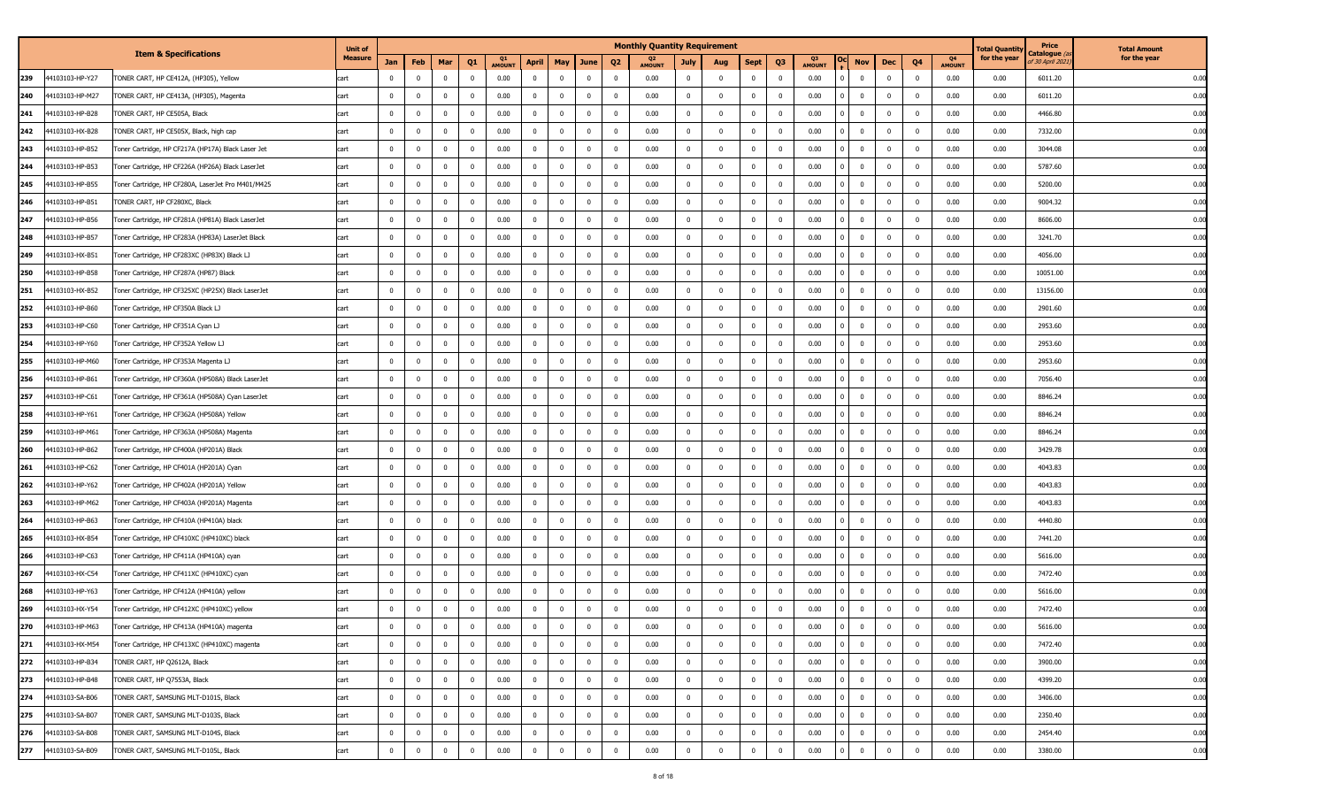| | | Item & Specifications | Unit of Measure | Monthly Quantity Requirement | | | | | | | | | | | | | | | | | | | | Total Quantity for the year | Price Catalogue (as of 30 April 2021) | Total Amount for the year |
|---|---|---|---|---|---|---|---|---|---|---|---|---|---|---|---|---|---|---|---|---|---|---|---|---|---|---|
| | | | | Jan | Feb | Mar | Q1 | Q1 AMOUNT | April | May | June | Q2 | Q2 AMOUNT | July | Aug | Sept | Q3 | Q3 AMOUNT | Oct | Nov | Dec | Q4 | Q4 AMOUNT | | | |
| 239 | 44103103-HP-Y27 | TONER CART, HP CE412A, (HP305), Yellow | cart | 0 | 0 | 0 | 0 | 0.00 | 0 | 0 | 0 | 0 | 0.00 | 0 | 0 | 0 | 0 | 0.00 | 0 | 0 | 0 | 0 | 0.00 | 0.00 | 6011.20 | 0.00 |
| 240 | 44103103-HP-M27 | TONER CART, HP CE413A, (HP305), Magenta | cart | 0 | 0 | 0 | 0 | 0.00 | 0 | 0 | 0 | 0 | 0.00 | 0 | 0 | 0 | 0 | 0.00 | 0 | 0 | 0 | 0 | 0.00 | 0.00 | 6011.20 | 0.00 |
| 241 | 44103103-HP-B28 | TONER CART, HP CE505A, Black | cart | 0 | 0 | 0 | 0 | 0.00 | 0 | 0 | 0 | 0 | 0.00 | 0 | 0 | 0 | 0 | 0.00 | 0 | 0 | 0 | 0 | 0.00 | 0.00 | 4466.80 | 0.00 |
| 242 | 44103103-HX-B28 | TONER CART, HP CE505X, Black, high cap | cart | 0 | 0 | 0 | 0 | 0.00 | 0 | 0 | 0 | 0 | 0.00 | 0 | 0 | 0 | 0 | 0.00 | 0 | 0 | 0 | 0 | 0.00 | 0.00 | 7332.00 | 0.00 |
| 243 | 44103103-HP-B52 | Toner Cartridge, HP CF217A (HP17A) Black Laser Jet | cart | 0 | 0 | 0 | 0 | 0.00 | 0 | 0 | 0 | 0 | 0.00 | 0 | 0 | 0 | 0 | 0.00 | 0 | 0 | 0 | 0 | 0.00 | 0.00 | 3044.08 | 0.00 |
| 244 | 44103103-HP-B53 | Toner Cartridge, HP CF226A (HP26A) Black LaserJet | cart | 0 | 0 | 0 | 0 | 0.00 | 0 | 0 | 0 | 0 | 0.00 | 0 | 0 | 0 | 0 | 0.00 | 0 | 0 | 0 | 0 | 0.00 | 0.00 | 5787.60 | 0.00 |
| 245 | 44103103-HP-B55 | Toner Cartridge, HP CF280A, LaserJet Pro M401/M425 | cart | 0 | 0 | 0 | 0 | 0.00 | 0 | 0 | 0 | 0 | 0.00 | 0 | 0 | 0 | 0 | 0.00 | 0 | 0 | 0 | 0 | 0.00 | 0.00 | 5200.00 | 0.00 |
| 246 | 44103103-HP-B51 | TONER CART, HP CF280XC, Black | cart | 0 | 0 | 0 | 0 | 0.00 | 0 | 0 | 0 | 0 | 0.00 | 0 | 0 | 0 | 0 | 0.00 | 0 | 0 | 0 | 0 | 0.00 | 0.00 | 9004.32 | 0.00 |
| 247 | 44103103-HP-B56 | Toner Cartridge, HP CF281A (HP81A) Black LaserJet | cart | 0 | 0 | 0 | 0 | 0.00 | 0 | 0 | 0 | 0 | 0.00 | 0 | 0 | 0 | 0 | 0.00 | 0 | 0 | 0 | 0 | 0.00 | 0.00 | 8606.00 | 0.00 |
| 248 | 44103103-HP-B57 | Toner Cartridge, HP CF283A (HP83A) LaserJet Black | cart | 0 | 0 | 0 | 0 | 0.00 | 0 | 0 | 0 | 0 | 0.00 | 0 | 0 | 0 | 0 | 0.00 | 0 | 0 | 0 | 0 | 0.00 | 0.00 | 3241.70 | 0.00 |
| 249 | 44103103-HX-B51 | Toner Cartridge, HP CF283XC (HP83X) Black LJ | cart | 0 | 0 | 0 | 0 | 0.00 | 0 | 0 | 0 | 0 | 0.00 | 0 | 0 | 0 | 0 | 0.00 | 0 | 0 | 0 | 0 | 0.00 | 0.00 | 4056.00 | 0.00 |
| 250 | 44103103-HP-B58 | Toner Cartridge, HP CF287A (HP87) Black | cart | 0 | 0 | 0 | 0 | 0.00 | 0 | 0 | 0 | 0 | 0.00 | 0 | 0 | 0 | 0 | 0.00 | 0 | 0 | 0 | 0 | 0.00 | 0.00 | 10051.00 | 0.00 |
| 251 | 44103103-HX-B52 | Toner Cartridge, HP CF325XC (HP25X) Black LaserJet | cart | 0 | 0 | 0 | 0 | 0.00 | 0 | 0 | 0 | 0 | 0.00 | 0 | 0 | 0 | 0 | 0.00 | 0 | 0 | 0 | 0 | 0.00 | 0.00 | 13156.00 | 0.00 |
| 252 | 44103103-HP-B60 | Toner Cartridge, HP CF350A Black LJ | cart | 0 | 0 | 0 | 0 | 0.00 | 0 | 0 | 0 | 0 | 0.00 | 0 | 0 | 0 | 0 | 0.00 | 0 | 0 | 0 | 0 | 0.00 | 0.00 | 2901.60 | 0.00 |
| 253 | 44103103-HP-C60 | Toner Cartridge, HP CF351A Cyan LJ | cart | 0 | 0 | 0 | 0 | 0.00 | 0 | 0 | 0 | 0 | 0.00 | 0 | 0 | 0 | 0 | 0.00 | 0 | 0 | 0 | 0 | 0.00 | 0.00 | 2953.60 | 0.00 |
| 254 | 44103103-HP-Y60 | Toner Cartridge, HP CF352A Yellow LJ | cart | 0 | 0 | 0 | 0 | 0.00 | 0 | 0 | 0 | 0 | 0.00 | 0 | 0 | 0 | 0 | 0.00 | 0 | 0 | 0 | 0 | 0.00 | 0.00 | 2953.60 | 0.00 |
| 255 | 44103103-HP-M60 | Toner Cartridge, HP CF353A Magenta LJ | cart | 0 | 0 | 0 | 0 | 0.00 | 0 | 0 | 0 | 0 | 0.00 | 0 | 0 | 0 | 0 | 0.00 | 0 | 0 | 0 | 0 | 0.00 | 0.00 | 2953.60 | 0.00 |
| 256 | 44103103-HP-B61 | Toner Cartridge, HP CF360A (HP508A) Black LaserJet | cart | 0 | 0 | 0 | 0 | 0.00 | 0 | 0 | 0 | 0 | 0.00 | 0 | 0 | 0 | 0 | 0.00 | 0 | 0 | 0 | 0 | 0.00 | 0.00 | 7056.40 | 0.00 |
| 257 | 44103103-HP-C61 | Toner Cartridge, HP CF361A (HP508A) Cyan LaserJet | cart | 0 | 0 | 0 | 0 | 0.00 | 0 | 0 | 0 | 0 | 0.00 | 0 | 0 | 0 | 0 | 0.00 | 0 | 0 | 0 | 0 | 0.00 | 0.00 | 8846.24 | 0.00 |
| 258 | 44103103-HP-Y61 | Toner Cartridge, HP CF362A (HP508A) Yellow | cart | 0 | 0 | 0 | 0 | 0.00 | 0 | 0 | 0 | 0 | 0.00 | 0 | 0 | 0 | 0 | 0.00 | 0 | 0 | 0 | 0 | 0.00 | 0.00 | 8846.24 | 0.00 |
| 259 | 44103103-HP-M61 | Toner Cartridge, HP CF363A (HP508A) Magenta | cart | 0 | 0 | 0 | 0 | 0.00 | 0 | 0 | 0 | 0 | 0.00 | 0 | 0 | 0 | 0 | 0.00 | 0 | 0 | 0 | 0 | 0.00 | 0.00 | 8846.24 | 0.00 |
| 260 | 44103103-HP-B62 | Toner Cartridge, HP CF400A (HP201A) Black | cart | 0 | 0 | 0 | 0 | 0.00 | 0 | 0 | 0 | 0 | 0.00 | 0 | 0 | 0 | 0 | 0.00 | 0 | 0 | 0 | 0 | 0.00 | 0.00 | 3429.78 | 0.00 |
| 261 | 44103103-HP-C62 | Toner Cartridge, HP CF401A (HP201A) Cyan | cart | 0 | 0 | 0 | 0 | 0.00 | 0 | 0 | 0 | 0 | 0.00 | 0 | 0 | 0 | 0 | 0.00 | 0 | 0 | 0 | 0 | 0.00 | 0.00 | 4043.83 | 0.00 |
| 262 | 44103103-HP-Y62 | Toner Cartridge, HP CF402A (HP201A) Yellow | cart | 0 | 0 | 0 | 0 | 0.00 | 0 | 0 | 0 | 0 | 0.00 | 0 | 0 | 0 | 0 | 0.00 | 0 | 0 | 0 | 0 | 0.00 | 0.00 | 4043.83 | 0.00 |
| 263 | 44103103-HP-M62 | Toner Cartridge, HP CF403A (HP201A) Magenta | cart | 0 | 0 | 0 | 0 | 0.00 | 0 | 0 | 0 | 0 | 0.00 | 0 | 0 | 0 | 0 | 0.00 | 0 | 0 | 0 | 0 | 0.00 | 0.00 | 4043.83 | 0.00 |
| 264 | 44103103-HP-B63 | Toner Cartridge, HP CF410A (HP410A) black | cart | 0 | 0 | 0 | 0 | 0.00 | 0 | 0 | 0 | 0 | 0.00 | 0 | 0 | 0 | 0 | 0.00 | 0 | 0 | 0 | 0 | 0.00 | 0.00 | 4440.80 | 0.00 |
| 265 | 44103103-HX-B54 | Toner Cartridge, HP CF410XC (HP410XC) black | cart | 0 | 0 | 0 | 0 | 0.00 | 0 | 0 | 0 | 0 | 0.00 | 0 | 0 | 0 | 0 | 0.00 | 0 | 0 | 0 | 0 | 0.00 | 0.00 | 7441.20 | 0.00 |
| 266 | 44103103-HP-C63 | Toner Cartridge, HP CF411A (HP410A) cyan | cart | 0 | 0 | 0 | 0 | 0.00 | 0 | 0 | 0 | 0 | 0.00 | 0 | 0 | 0 | 0 | 0.00 | 0 | 0 | 0 | 0 | 0.00 | 0.00 | 5616.00 | 0.00 |
| 267 | 44103103-HX-C54 | Toner Cartridge, HP CF411XC (HP410XC) cyan | cart | 0 | 0 | 0 | 0 | 0.00 | 0 | 0 | 0 | 0 | 0.00 | 0 | 0 | 0 | 0 | 0.00 | 0 | 0 | 0 | 0 | 0.00 | 0.00 | 7472.40 | 0.00 |
| 268 | 44103103-HP-Y63 | Toner Cartridge, HP CF412A (HP410A) yellow | cart | 0 | 0 | 0 | 0 | 0.00 | 0 | 0 | 0 | 0 | 0.00 | 0 | 0 | 0 | 0 | 0.00 | 0 | 0 | 0 | 0 | 0.00 | 0.00 | 5616.00 | 0.00 |
| 269 | 44103103-HX-Y54 | Toner Cartridge, HP CF412XC (HP410XC) yellow | cart | 0 | 0 | 0 | 0 | 0.00 | 0 | 0 | 0 | 0 | 0.00 | 0 | 0 | 0 | 0 | 0.00 | 0 | 0 | 0 | 0 | 0.00 | 0.00 | 7472.40 | 0.00 |
| 270 | 44103103-HP-M63 | Toner Cartridge, HP CF413A (HP410A) magenta | cart | 0 | 0 | 0 | 0 | 0.00 | 0 | 0 | 0 | 0 | 0.00 | 0 | 0 | 0 | 0 | 0.00 | 0 | 0 | 0 | 0 | 0.00 | 0.00 | 5616.00 | 0.00 |
| 271 | 44103103-HX-M54 | Toner Cartridge, HP CF413XC (HP410XC) magenta | cart | 0 | 0 | 0 | 0 | 0.00 | 0 | 0 | 0 | 0 | 0.00 | 0 | 0 | 0 | 0 | 0.00 | 0 | 0 | 0 | 0 | 0.00 | 0.00 | 7472.40 | 0.00 |
| 272 | 44103103-HP-B34 | TONER CART, HP Q2612A, Black | cart | 0 | 0 | 0 | 0 | 0.00 | 0 | 0 | 0 | 0 | 0.00 | 0 | 0 | 0 | 0 | 0.00 | 0 | 0 | 0 | 0 | 0.00 | 0.00 | 3900.00 | 0.00 |
| 273 | 44103103-HP-B48 | TONER CART, HP Q7553A, Black | cart | 0 | 0 | 0 | 0 | 0.00 | 0 | 0 | 0 | 0 | 0.00 | 0 | 0 | 0 | 0 | 0.00 | 0 | 0 | 0 | 0 | 0.00 | 0.00 | 4399.20 | 0.00 |
| 274 | 44103103-SA-B06 | TONER CART, SAMSUNG MLT-D101S, Black | cart | 0 | 0 | 0 | 0 | 0.00 | 0 | 0 | 0 | 0 | 0.00 | 0 | 0 | 0 | 0 | 0.00 | 0 | 0 | 0 | 0 | 0.00 | 0.00 | 3406.00 | 0.00 |
| 275 | 44103103-SA-B07 | TONER CART, SAMSUNG MLT-D103S, Black | cart | 0 | 0 | 0 | 0 | 0.00 | 0 | 0 | 0 | 0 | 0.00 | 0 | 0 | 0 | 0 | 0.00 | 0 | 0 | 0 | 0 | 0.00 | 0.00 | 2350.40 | 0.00 |
| 276 | 44103103-SA-B08 | TONER CART, SAMSUNG MLT-D104S, Black | cart | 0 | 0 | 0 | 0 | 0.00 | 0 | 0 | 0 | 0 | 0.00 | 0 | 0 | 0 | 0 | 0.00 | 0 | 0 | 0 | 0 | 0.00 | 0.00 | 2454.40 | 0.00 |
| 277 | 44103103-SA-B09 | TONER CART, SAMSUNG MLT-D105L, Black | cart | 0 | 0 | 0 | 0 | 0.00 | 0 | 0 | 0 | 0 | 0.00 | 0 | 0 | 0 | 0 | 0.00 | 0 | 0 | 0 | 0 | 0.00 | 0.00 | 3380.00 | 0.00 |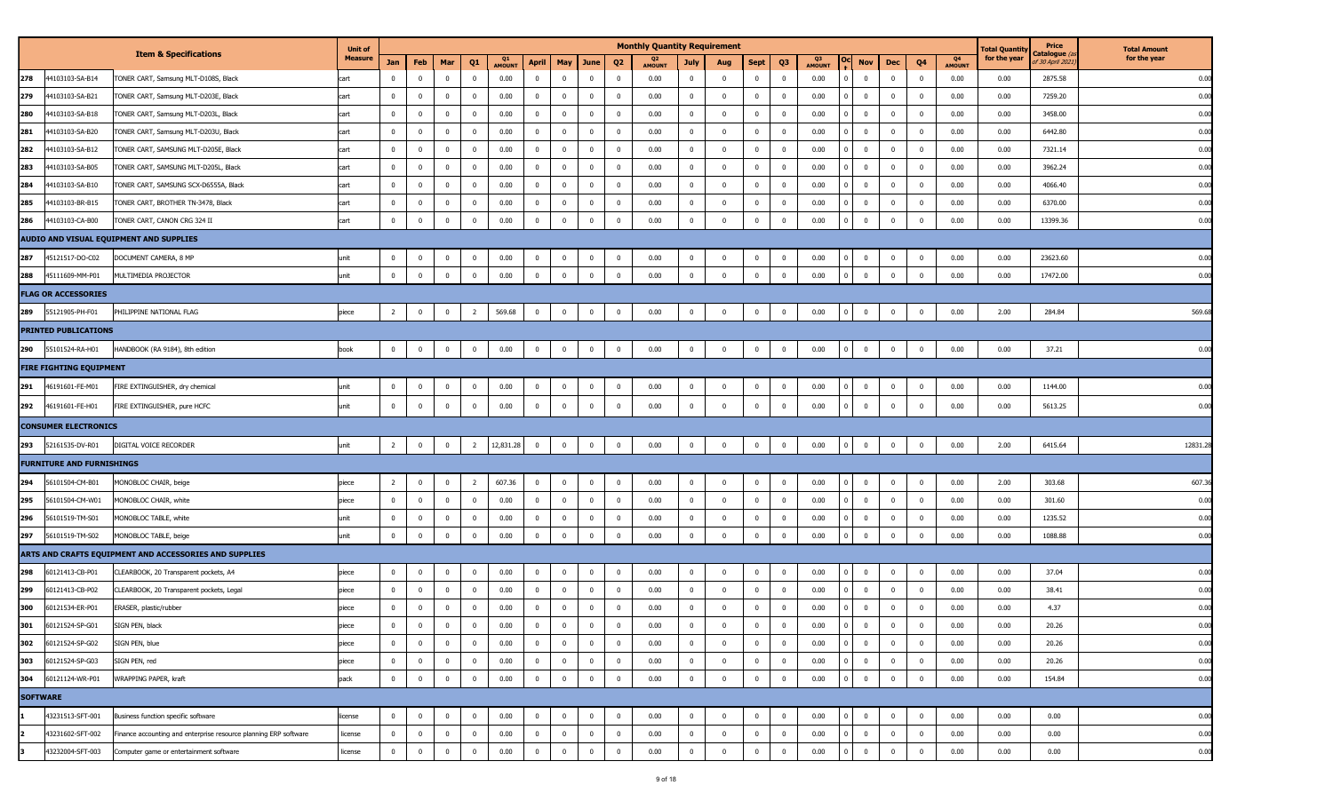| | | Item & Specifications | Unit of Measure | Monthly Quantity Requirement | | | | | | | | | | | | | | | | | | | | | | Total Quantity for the year | Price Catalogue (as of 30 April 2021) | Total Amount for the year |
|---|---|---|---|---|---|---|---|---|---|---|---|---|---|---|---|---|---|---|---|---|---|---|---|---|---|---|---|---|
| | | | | Jan | Feb | Mar | Q1 | Q1 AMOUNT | April | May | June | Q2 | Q2 AMOUNT | July | Aug | Sept | Q3 | Q3 AMOUNT | Oct | Nov | Dec | Q4 | Q4 AMOUNT | | | |
| 278 | 44103103-SA-B14 | TONER CART, Samsung MLT-D108S, Black | cart | 0 | 0 | 0 | 0 | 0.00 | 0 | 0 | 0 | 0 | 0.00 | 0 | 0 | 0 | 0 | 0.00 | 0 | 0 | 0 | 0 | 0.00 | 0.00 | 2875.58 | 0.00 |
| 279 | 44103103-SA-B21 | TONER CART, Samsung MLT-D203E, Black | cart | 0 | 0 | 0 | 0 | 0.00 | 0 | 0 | 0 | 0 | 0.00 | 0 | 0 | 0 | 0 | 0.00 | 0 | 0 | 0 | 0 | 0.00 | 0.00 | 7259.20 | 0.00 |
| 280 | 44103103-SA-B18 | TONER CART, Samsung MLT-D203L, Black | cart | 0 | 0 | 0 | 0 | 0.00 | 0 | 0 | 0 | 0 | 0.00 | 0 | 0 | 0 | 0 | 0.00 | 0 | 0 | 0 | 0 | 0.00 | 0.00 | 3458.00 | 0.00 |
| 281 | 44103103-SA-B20 | TONER CART, Samsung MLT-D203U, Black | cart | 0 | 0 | 0 | 0 | 0.00 | 0 | 0 | 0 | 0 | 0.00 | 0 | 0 | 0 | 0 | 0.00 | 0 | 0 | 0 | 0 | 0.00 | 0.00 | 6442.80 | 0.00 |
| 282 | 44103103-SA-B12 | TONER CART, SAMSUNG MLT-D205E, Black | cart | 0 | 0 | 0 | 0 | 0.00 | 0 | 0 | 0 | 0 | 0.00 | 0 | 0 | 0 | 0 | 0.00 | 0 | 0 | 0 | 0 | 0.00 | 0.00 | 7321.14 | 0.00 |
| 283 | 44103103-SA-B05 | TONER CART, SAMSUNG MLT-D205L, Black | cart | 0 | 0 | 0 | 0 | 0.00 | 0 | 0 | 0 | 0 | 0.00 | 0 | 0 | 0 | 0 | 0.00 | 0 | 0 | 0 | 0 | 0.00 | 0.00 | 3962.24 | 0.00 |
| 284 | 44103103-SA-B10 | TONER CART, SAMSUNG SCX-D6555A, Black | cart | 0 | 0 | 0 | 0 | 0.00 | 0 | 0 | 0 | 0 | 0.00 | 0 | 0 | 0 | 0 | 0.00 | 0 | 0 | 0 | 0 | 0.00 | 0.00 | 4066.40 | 0.00 |
| 285 | 44103103-BR-B15 | TONER CART, BROTHER TN-3478, Black | cart | 0 | 0 | 0 | 0 | 0.00 | 0 | 0 | 0 | 0 | 0.00 | 0 | 0 | 0 | 0 | 0.00 | 0 | 0 | 0 | 0 | 0.00 | 0.00 | 6370.00 | 0.00 |
| 286 | 44103103-CA-B00 | TONER CART, CANON CRG 324 II | cart | 0 | 0 | 0 | 0 | 0.00 | 0 | 0 | 0 | 0 | 0.00 | 0 | 0 | 0 | 0 | 0.00 | 0 | 0 | 0 | 0 | 0.00 | 0.00 | 13399.36 | 0.00 |
| **AUDIO AND VISUAL EQUIPMENT AND SUPPLIES** | | | | | | | | | | | | | | | | | | | | | | | | | | |
| 287 | 45121517-DO-C02 | DOCUMENT CAMERA, 8 MP | unit | 0 | 0 | 0 | 0 | 0.00 | 0 | 0 | 0 | 0 | 0.00 | 0 | 0 | 0 | 0 | 0.00 | 0 | 0 | 0 | 0 | 0.00 | 0.00 | 23623.60 | 0.00 |
| 288 | 45111609-MM-P01 | MULTIMEDIA PROJECTOR | unit | 0 | 0 | 0 | 0 | 0.00 | 0 | 0 | 0 | 0 | 0.00 | 0 | 0 | 0 | 0 | 0.00 | 0 | 0 | 0 | 0 | 0.00 | 0.00 | 17472.00 | 0.00 |
| **FLAG OR ACCESSORIES** | | | | | | | | | | | | | | | | | | | | | | | | | | |
| 289 | 55121905-PH-F01 | PHILIPPINE NATIONAL FLAG | piece | 2 | 0 | 0 | 2 | 569.68 | 0 | 0 | 0 | 0 | 0.00 | 0 | 0 | 0 | 0 | 0.00 | 0 | 0 | 0 | 0 | 0.00 | 2.00 | 284.84 | 569.68 |
| **PRINTED PUBLICATIONS** | | | | | | | | | | | | | | | | | | | | | | | | | | |
| 290 | 55101524-RA-H01 | HANDBOOK (RA 9184), 8th edition | book | 0 | 0 | 0 | 0 | 0.00 | 0 | 0 | 0 | 0 | 0.00 | 0 | 0 | 0 | 0 | 0.00 | 0 | 0 | 0 | 0 | 0.00 | 0.00 | 37.21 | 0.00 |
| **FIRE FIGHTING EQUIPMENT** | | | | | | | | | | | | | | | | | | | | | | | | | | |
| 291 | 46191601-FE-M01 | FIRE EXTINGUISHER, dry chemical | unit | 0 | 0 | 0 | 0 | 0.00 | 0 | 0 | 0 | 0 | 0.00 | 0 | 0 | 0 | 0 | 0.00 | 0 | 0 | 0 | 0 | 0.00 | 0.00 | 1144.00 | 0.00 |
| 292 | 46191601-FE-H01 | FIRE EXTINGUISHER, pure HCFC | unit | 0 | 0 | 0 | 0 | 0.00 | 0 | 0 | 0 | 0 | 0.00 | 0 | 0 | 0 | 0 | 0.00 | 0 | 0 | 0 | 0 | 0.00 | 0.00 | 5613.25 | 0.00 |
| **CONSUMER ELECTRONICS** | | | | | | | | | | | | | | | | | | | | | | | | | | |
| 293 | 52161535-DV-R01 | DIGITAL VOICE RECORDER | unit | 2 | 0 | 0 | 2 | 12,831.28 | 0 | 0 | 0 | 0 | 0.00 | 0 | 0 | 0 | 0 | 0.00 | 0 | 0 | 0 | 0 | 0.00 | 2.00 | 6415.64 | 12831.28 |
| **FURNITURE AND FURNISHINGS** | | | | | | | | | | | | | | | | | | | | | | | | | | |
| 294 | 56101504-CM-B01 | MONOBLOC CHAIR, beige | piece | 2 | 0 | 0 | 2 | 607.36 | 0 | 0 | 0 | 0 | 0.00 | 0 | 0 | 0 | 0 | 0.00 | 0 | 0 | 0 | 0 | 0.00 | 2.00 | 303.68 | 607.36 |
| 295 | 56101504-CM-W01 | MONOBLOC CHAIR, white | piece | 0 | 0 | 0 | 0 | 0.00 | 0 | 0 | 0 | 0 | 0.00 | 0 | 0 | 0 | 0 | 0.00 | 0 | 0 | 0 | 0 | 0.00 | 0.00 | 301.60 | 0.00 |
| 296 | 56101519-TM-S01 | MONOBLOC TABLE, white | unit | 0 | 0 | 0 | 0 | 0.00 | 0 | 0 | 0 | 0 | 0.00 | 0 | 0 | 0 | 0 | 0.00 | 0 | 0 | 0 | 0 | 0.00 | 0.00 | 1235.52 | 0.00 |
| 297 | 56101519-TM-S02 | MONOBLOC TABLE, beige | unit | 0 | 0 | 0 | 0 | 0.00 | 0 | 0 | 0 | 0 | 0.00 | 0 | 0 | 0 | 0 | 0.00 | 0 | 0 | 0 | 0 | 0.00 | 0.00 | 1088.88 | 0.00 |
| **ARTS AND CRAFTS EQUIPMENT AND ACCESSORIES AND SUPPLIES** | | | | | | | | | | | | | | | | | | | | | | | | | | |
| 298 | 60121413-CB-P01 | CLEARBOOK, 20 Transparent pockets, A4 | piece | 0 | 0 | 0 | 0 | 0.00 | 0 | 0 | 0 | 0 | 0.00 | 0 | 0 | 0 | 0 | 0.00 | 0 | 0 | 0 | 0 | 0.00 | 0.00 | 37.04 | 0.00 |
| 299 | 60121413-CB-P02 | CLEARBOOK, 20 Transparent pockets, Legal | piece | 0 | 0 | 0 | 0 | 0.00 | 0 | 0 | 0 | 0 | 0.00 | 0 | 0 | 0 | 0 | 0.00 | 0 | 0 | 0 | 0 | 0.00 | 0.00 | 38.41 | 0.00 |
| 300 | 60121534-ER-P01 | ERASER, plastic/rubber | piece | 0 | 0 | 0 | 0 | 0.00 | 0 | 0 | 0 | 0 | 0.00 | 0 | 0 | 0 | 0 | 0.00 | 0 | 0 | 0 | 0 | 0.00 | 0.00 | 4.37 | 0.00 |
| 301 | 60121524-SP-G01 | SIGN PEN, black | piece | 0 | 0 | 0 | 0 | 0.00 | 0 | 0 | 0 | 0 | 0.00 | 0 | 0 | 0 | 0 | 0.00 | 0 | 0 | 0 | 0 | 0.00 | 0.00 | 20.26 | 0.00 |
| 302 | 60121524-SP-G02 | SIGN PEN, blue | piece | 0 | 0 | 0 | 0 | 0.00 | 0 | 0 | 0 | 0 | 0.00 | 0 | 0 | 0 | 0 | 0.00 | 0 | 0 | 0 | 0 | 0.00 | 0.00 | 20.26 | 0.00 |
| 303 | 60121524-SP-G03 | SIGN PEN, red | piece | 0 | 0 | 0 | 0 | 0.00 | 0 | 0 | 0 | 0 | 0.00 | 0 | 0 | 0 | 0 | 0.00 | 0 | 0 | 0 | 0 | 0.00 | 0.00 | 20.26 | 0.00 |
| 304 | 60121124-WR-P01 | WRAPPING PAPER, kraft | pack | 0 | 0 | 0 | 0 | 0.00 | 0 | 0 | 0 | 0 | 0.00 | 0 | 0 | 0 | 0 | 0.00 | 0 | 0 | 0 | 0 | 0.00 | 0.00 | 154.84 | 0.00 |
| **SOFTWARE** | | | | | | | | | | | | | | | | | | | | | | | | | | |
| 1 | 43231513-SFT-001 | Business function specific software | license | 0 | 0 | 0 | 0 | 0.00 | 0 | 0 | 0 | 0 | 0.00 | 0 | 0 | 0 | 0 | 0.00 | 0 | 0 | 0 | 0 | 0.00 | 0.00 | 0.00 | 0.00 |
| 2 | 43231602-SFT-002 | Finance accounting and enterprise resource planning ERP software | license | 0 | 0 | 0 | 0 | 0.00 | 0 | 0 | 0 | 0 | 0.00 | 0 | 0 | 0 | 0 | 0.00 | 0 | 0 | 0 | 0 | 0.00 | 0.00 | 0.00 | 0.00 |
| 3 | 43232004-SFT-003 | Computer game or entertainment software | license | 0 | 0 | 0 | 0 | 0.00 | 0 | 0 | 0 | 0 | 0.00 | 0 | 0 | 0 | 0 | 0.00 | 0 | 0 | 0 | 0 | 0.00 | 0.00 | 0.00 | 0.00 |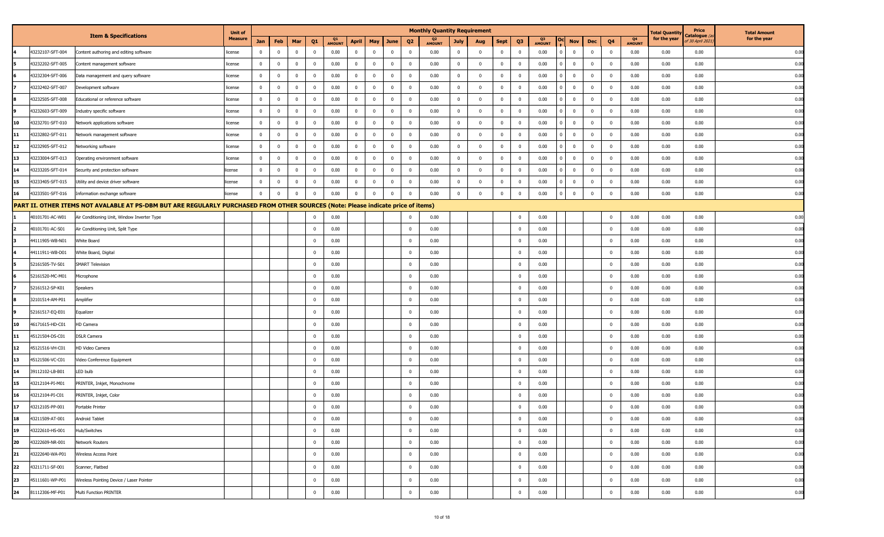| | | Item & Specifications | Unit of Measure | Monthly Quantity Requirement | | | | | | | | | | | | | | | | | | | | Total Quantity for the year | Price Catalogue (as of 30 April 2021) | Total Amount for the year |
|---|---|---|---|---|---|---|---|---|---|---|---|---|---|---|---|---|---|---|---|---|---|---|---|---|---|---|
| | | | | Jan | Feb | Mar | Q1 | Q1 AMOUNT | April | May | June | Q2 | Q2 AMOUNT | July | Aug | Sept | Q3 | Q3 AMOUNT | Oct | Nov | Dec | Q4 | Q4 AMOUNT | | | |
| 4 | 43232107-SFT-004 | Content authoring and editing software | license | 0 | 0 | 0 | 0 | 0.00 | 0 | 0 | 0 | 0 | 0.00 | 0 | 0 | 0 | 0 | 0.00 | 0 | 0 | 0 | 0 | 0.00 | 0.00 | 0.00 | 0.00 |
| 5 | 43232202-SFT-005 | Content management software | license | 0 | 0 | 0 | 0 | 0.00 | 0 | 0 | 0 | 0 | 0.00 | 0 | 0 | 0 | 0 | 0.00 | 0 | 0 | 0 | 0 | 0.00 | 0.00 | 0.00 | 0.00 |
| 6 | 43232304-SFT-006 | Data management and query software | license | 0 | 0 | 0 | 0 | 0.00 | 0 | 0 | 0 | 0 | 0.00 | 0 | 0 | 0 | 0 | 0.00 | 0 | 0 | 0 | 0 | 0.00 | 0.00 | 0.00 | 0.00 |
| 7 | 43232402-SFT-007 | Development software | license | 0 | 0 | 0 | 0 | 0.00 | 0 | 0 | 0 | 0 | 0.00 | 0 | 0 | 0 | 0 | 0.00 | 0 | 0 | 0 | 0 | 0.00 | 0.00 | 0.00 | 0.00 |
| 8 | 43232505-SFT-008 | Educational or reference software | license | 0 | 0 | 0 | 0 | 0.00 | 0 | 0 | 0 | 0 | 0.00 | 0 | 0 | 0 | 0 | 0.00 | 0 | 0 | 0 | 0 | 0.00 | 0.00 | 0.00 | 0.00 |
| 9 | 43232603-SFT-009 | Industry specific software | license | 0 | 0 | 0 | 0 | 0.00 | 0 | 0 | 0 | 0 | 0.00 | 0 | 0 | 0 | 0 | 0.00 | 0 | 0 | 0 | 0 | 0.00 | 0.00 | 0.00 | 0.00 |
| 10 | 43232701-SFT-010 | Network applications software | license | 0 | 0 | 0 | 0 | 0.00 | 0 | 0 | 0 | 0 | 0.00 | 0 | 0 | 0 | 0 | 0.00 | 0 | 0 | 0 | 0 | 0.00 | 0.00 | 0.00 | 0.00 |
| 11 | 43232802-SFT-011 | Network management software | license | 0 | 0 | 0 | 0 | 0.00 | 0 | 0 | 0 | 0 | 0.00 | 0 | 0 | 0 | 0 | 0.00 | 0 | 0 | 0 | 0 | 0.00 | 0.00 | 0.00 | 0.00 |
| 12 | 43232905-SFT-012 | Networking software | license | 0 | 0 | 0 | 0 | 0.00 | 0 | 0 | 0 | 0 | 0.00 | 0 | 0 | 0 | 0 | 0.00 | 0 | 0 | 0 | 0 | 0.00 | 0.00 | 0.00 | 0.00 |
| 13 | 43233004-SFT-013 | Operating environment software | license | 0 | 0 | 0 | 0 | 0.00 | 0 | 0 | 0 | 0 | 0.00 | 0 | 0 | 0 | 0 | 0.00 | 0 | 0 | 0 | 0 | 0.00 | 0.00 | 0.00 | 0.00 |
| 14 | 43233205-SFT-014 | Security and protection software | license | 0 | 0 | 0 | 0 | 0.00 | 0 | 0 | 0 | 0 | 0.00 | 0 | 0 | 0 | 0 | 0.00 | 0 | 0 | 0 | 0 | 0.00 | 0.00 | 0.00 | 0.00 |
| 15 | 43233405-SFT-015 | Utility and device driver software | license | 0 | 0 | 0 | 0 | 0.00 | 0 | 0 | 0 | 0 | 0.00 | 0 | 0 | 0 | 0 | 0.00 | 0 | 0 | 0 | 0 | 0.00 | 0.00 | 0.00 | 0.00 |
| 16 | 43233501-SFT-016 | Information exchange software | license | 0 | 0 | 0 | 0 | 0.00 | 0 | 0 | 0 | 0 | 0.00 | 0 | 0 | 0 | 0 | 0.00 | 0 | 0 | 0 | 0 | 0.00 | 0.00 | 0.00 | 0.00 |
| **PART II. OTHER ITEMS NOT AVALABLE AT PS-DBM BUT ARE REGULARLY PURCHASED FROM OTHER SOURCES (Note: Please indicate price of items)** | | | | | | | | | | | | | | | | | | | | | | | | | | |
| 1 | 40101701-AC-W01 | Air Conditioning Unit, Window Inverter Type | | | | | 0 | 0.00 | | | | 0 | 0.00 | | | | 0 | 0.00 | | | | 0 | 0.00 | 0.00 | 0.00 | 0.00 |
| 2 | 40101701-AC-S01 | Air Conditioning Unit, Split Type | | | | | 0 | 0.00 | | | | 0 | 0.00 | | | | 0 | 0.00 | | | | 0 | 0.00 | 0.00 | 0.00 | 0.00 |
| 3 | 44111905-WB-N01 | White Board | | | | | 0 | 0.00 | | | | 0 | 0.00 | | | | 0 | 0.00 | | | | 0 | 0.00 | 0.00 | 0.00 | 0.00 |
| 4 | 44111911-WB-D01 | White Board, Digital | | | | | 0 | 0.00 | | | | 0 | 0.00 | | | | 0 | 0.00 | | | | 0 | 0.00 | 0.00 | 0.00 | 0.00 |
| 5 | 52161505-TV-S01 | SMART Television | | | | | 0 | 0.00 | | | | 0 | 0.00 | | | | 0 | 0.00 | | | | 0 | 0.00 | 0.00 | 0.00 | 0.00 |
| 6 | 52161520-MC-M01 | Microphone | | | | | 0 | 0.00 | | | | 0 | 0.00 | | | | 0 | 0.00 | | | | 0 | 0.00 | 0.00 | 0.00 | 0.00 |
| 7 | 52161512-SP-K01 | Speakers | | | | | 0 | 0.00 | | | | 0 | 0.00 | | | | 0 | 0.00 | | | | 0 | 0.00 | 0.00 | 0.00 | 0.00 |
| 8 | 32101514-AM-P01 | Amplifier | | | | | 0 | 0.00 | | | | 0 | 0.00 | | | | 0 | 0.00 | | | | 0 | 0.00 | 0.00 | 0.00 | 0.00 |
| 9 | 52161517-EQ-E01 | Equalizer | | | | | 0 | 0.00 | | | | 0 | 0.00 | | | | 0 | 0.00 | | | | 0 | 0.00 | 0.00 | 0.00 | 0.00 |
| 10 | 46171615-HD-C01 | HD Camera | | | | | 0 | 0.00 | | | | 0 | 0.00 | | | | 0 | 0.00 | | | | 0 | 0.00 | 0.00 | 0.00 | 0.00 |
| 11 | 45121504-DS-C01 | DSLR Camera | | | | | 0 | 0.00 | | | | 0 | 0.00 | | | | 0 | 0.00 | | | | 0 | 0.00 | 0.00 | 0.00 | 0.00 |
| 12 | 45121516-VH-C01 | HD Video Camera | | | | | 0 | 0.00 | | | | 0 | 0.00 | | | | 0 | 0.00 | | | | 0 | 0.00 | 0.00 | 0.00 | 0.00 |
| 13 | 45121506-VC-C01 | Video Conference Equipment | | | | | 0 | 0.00 | | | | 0 | 0.00 | | | | 0 | 0.00 | | | | 0 | 0.00 | 0.00 | 0.00 | 0.00 |
| 14 | 39112102-LB-B01 | LED bulb | | | | | 0 | 0.00 | | | | 0 | 0.00 | | | | 0 | 0.00 | | | | 0 | 0.00 | 0.00 | 0.00 | 0.00 |
| 15 | 43212104-PI-M01 | PRINTER, Inkjet, Monochrome | | | | | 0 | 0.00 | | | | 0 | 0.00 | | | | 0 | 0.00 | | | | 0 | 0.00 | 0.00 | 0.00 | 0.00 |
| 16 | 43212104-PI-C01 | PRINTER, Inkjet, Color | | | | | 0 | 0.00 | | | | 0 | 0.00 | | | | 0 | 0.00 | | | | 0 | 0.00 | 0.00 | 0.00 | 0.00 |
| 17 | 43212105-PP-001 | Portable Printer | | | | | 0 | 0.00 | | | | 0 | 0.00 | | | | 0 | 0.00 | | | | 0 | 0.00 | 0.00 | 0.00 | 0.00 |
| 18 | 43211509-AT-001 | Android Tablet | | | | | 0 | 0.00 | | | | 0 | 0.00 | | | | 0 | 0.00 | | | | 0 | 0.00 | 0.00 | 0.00 | 0.00 |
| 19 | 43222610-HS-001 | Hub/Switches | | | | | 0 | 0.00 | | | | 0 | 0.00 | | | | 0 | 0.00 | | | | 0 | 0.00 | 0.00 | 0.00 | 0.00 |
| 20 | 43222609-NR-001 | Network Routers | | | | | 0 | 0.00 | | | | 0 | 0.00 | | | | 0 | 0.00 | | | | 0 | 0.00 | 0.00 | 0.00 | 0.00 |
| 21 | 43222640-WA-P01 | Wireless Access Point | | | | | 0 | 0.00 | | | | 0 | 0.00 | | | | 0 | 0.00 | | | | 0 | 0.00 | 0.00 | 0.00 | 0.00 |
| 22 | 43211711-SF-001 | Scanner, Flatbed | | | | | 0 | 0.00 | | | | 0 | 0.00 | | | | 0 | 0.00 | | | | 0 | 0.00 | 0.00 | 0.00 | 0.00 |
| 23 | 45111601-WP-P01 | Wireless Pointing Device / Laser Pointer | | | | | 0 | 0.00 | | | | 0 | 0.00 | | | | 0 | 0.00 | | | | 0 | 0.00 | 0.00 | 0.00 | 0.00 |
| 24 | 81112306-MF-P01 | Multi Function PRINTER | | | | | 0 | 0.00 | | | | 0 | 0.00 | | | | 0 | 0.00 | | | | 0 | 0.00 | 0.00 | 0.00 | 0.00 |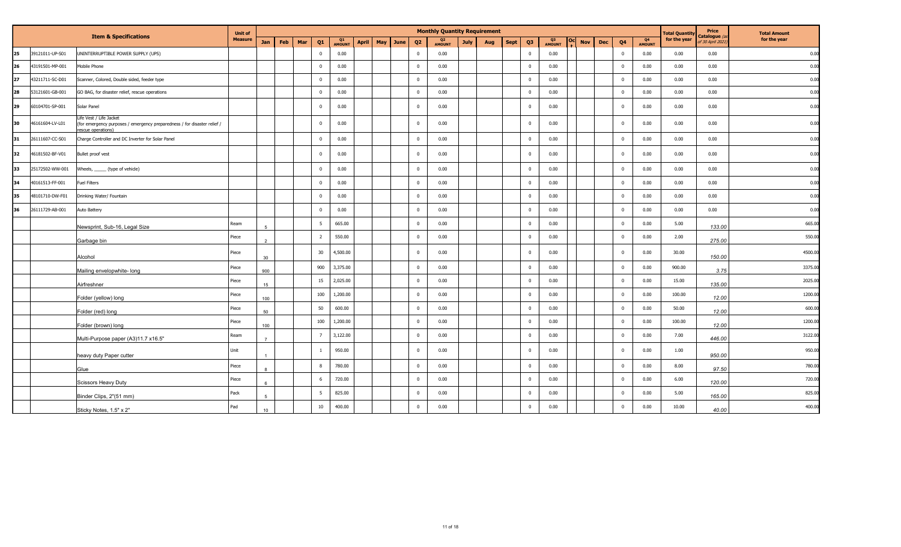| | | Item & Specifications | Unit of Measure | Monthly Quantity Requirement | | | | | | | | | | | | | | | | | | | | Total Quantity for the year | Price Catalogue (as of 30 April 2021) | Total Amount for the year |
|---|---|---|---|---|---|---|---|---|---|---|---|---|---|---|---|---|---|---|---|---|---|---|---|---|---|---|
| | | | | Jan | Feb | Mar | Q1 | Q1 AMOUNT | April | May | June | Q2 | Q2 AMOUNT | July | Aug | Sept | Q3 | Q3 AMOUNT | Oct | Nov | Dec | Q4 | Q4 AMOUNT | | | |
| 25 | 39121011-UP-S01 | UNINTERRUPTIBLE POWER SUPPLY (UPS) | | | | | 0 | 0.00 | | | | 0 | 0.00 | | | | 0 | 0.00 | | | | 0 | 0.00 | 0.00 | 0.00 | 0.00 |
| 26 | 43191501-MP-001 | Mobile Phone | | | | | 0 | 0.00 | | | | 0 | 0.00 | | | | 0 | 0.00 | | | | 0 | 0.00 | 0.00 | 0.00 | 0.00 |
| 27 | 43211711-SC-D01 | Scanner, Colored, Double sided, feeder type | | | | | 0 | 0.00 | | | | 0 | 0.00 | | | | 0 | 0.00 | | | | 0 | 0.00 | 0.00 | 0.00 | 0.00 |
| 28 | 53121601-GB-001 | GO BAG, for disaster relief, rescue operations | | | | | 0 | 0.00 | | | | 0 | 0.00 | | | | 0 | 0.00 | | | | 0 | 0.00 | 0.00 | 0.00 | 0.00 |
| 29 | 60104701-SP-001 | Solar Panel | | | | | 0 | 0.00 | | | | 0 | 0.00 | | | | 0 | 0.00 | | | | 0 | 0.00 | 0.00 | 0.00 | 0.00 |
| 30 | 46161604-LV-L01 | Life Vest / Life Jacket (for emergency purposes / emergency preparedness / for disaster relief / rescue operations) | | | | | 0 | 0.00 | | | | 0 | 0.00 | | | | 0 | 0.00 | | | | 0 | 0.00 | 0.00 | 0.00 | 0.00 |
| 31 | 26111607-CC-S01 | Charge Controller and DC Inverter for Solar Panel | | | | | 0 | 0.00 | | | | 0 | 0.00 | | | | 0 | 0.00 | | | | 0 | 0.00 | 0.00 | 0.00 | 0.00 |
| 32 | 46181502-BF-V01 | Bullet proof vest | | | | | 0 | 0.00 | | | | 0 | 0.00 | | | | 0 | 0.00 | | | | 0 | 0.00 | 0.00 | 0.00 | 0.00 |
| 33 | 25172502-WW-001 | Wheels, _____ (type of vehicle) | | | | | 0 | 0.00 | | | | 0 | 0.00 | | | | 0 | 0.00 | | | | 0 | 0.00 | 0.00 | 0.00 | 0.00 |
| 34 | 40161513-FF-001 | Fuel Filters | | | | | 0 | 0.00 | | | | 0 | 0.00 | | | | 0 | 0.00 | | | | 0 | 0.00 | 0.00 | 0.00 | 0.00 |
| 35 | 48101710-DW-F01 | Drinking Water/ Fountain | | | | | 0 | 0.00 | | | | 0 | 0.00 | | | | 0 | 0.00 | | | | 0 | 0.00 | 0.00 | 0.00 | 0.00 |
| 36 | 26111729-AB-001 | Auto Battery | | | | | 0 | 0.00 | | | | 0 | 0.00 | | | | 0 | 0.00 | | | | 0 | 0.00 | 0.00 | 0.00 | 0.00 |
| | | Newsprint, Sub-16, Legal Size | Ream | 5 | | | 5 | 665.00 | | | | 0 | 0.00 | | | | 0 | 0.00 | | | | 0 | 0.00 | 5.00 | 133.00 | 665.00 |
| | | Garbage bin | Piece | 2 | | | 2 | 550.00 | | | | 0 | 0.00 | | | | 0 | 0.00 | | | | 0 | 0.00 | 2.00 | 275.00 | 550.00 |
| | | Alcohol | Piece | 30 | | | 30 | 4,500.00 | | | | 0 | 0.00 | | | | 0 | 0.00 | | | | 0 | 0.00 | 30.00 | 150.00 | 4500.00 |
| | | Mailing envelopwhite- long | Piece | 900 | | | 900 | 3,375.00 | | | | 0 | 0.00 | | | | 0 | 0.00 | | | | 0 | 0.00 | 900.00 | 3.75 | 3375.00 |
| | | Airfreshner | Piece | 15 | | | 15 | 2,025.00 | | | | 0 | 0.00 | | | | 0 | 0.00 | | | | 0 | 0.00 | 15.00 | 135.00 | 2025.00 |
| | | Folder (yellow) long | Piece | 100 | | | 100 | 1,200.00 | | | | 0 | 0.00 | | | | 0 | 0.00 | | | | 0 | 0.00 | 100.00 | 12.00 | 1200.00 |
| | | Folder (red) long | Piece | 50 | | | 50 | 600.00 | | | | 0 | 0.00 | | | | 0 | 0.00 | | | | 0 | 0.00 | 50.00 | 12.00 | 600.00 |
| | | Folder (brown) long | Piece | 100 | | | 100 | 1,200.00 | | | | 0 | 0.00 | | | | 0 | 0.00 | | | | 0 | 0.00 | 100.00 | 12.00 | 1200.00 |
| | | Multi-Purpose paper (A3)11.7 x16.5" | Ream | 7 | | | 7 | 3,122.00 | | | | 0 | 0.00 | | | | 0 | 0.00 | | | | 0 | 0.00 | 7.00 | 446.00 | 3122.00 |
| | | heavy duty Paper cutter | Unit | 1 | | | 1 | 950.00 | | | | 0 | 0.00 | | | | 0 | 0.00 | | | | 0 | 0.00 | 1.00 | 950.00 | 950.00 |
| | | Glue | Piece | 8 | | | 8 | 780.00 | | | | 0 | 0.00 | | | | 0 | 0.00 | | | | 0 | 0.00 | 8.00 | 97.50 | 780.00 |
| | | Scissors Heavy Duty | Piece | 6 | | | 6 | 720.00 | | | | 0 | 0.00 | | | | 0 | 0.00 | | | | 0 | 0.00 | 6.00 | 120.00 | 720.00 |
| | | Binder Clips, 2"(51 mm) | Pack | 5 | | | 5 | 825.00 | | | | 0 | 0.00 | | | | 0 | 0.00 | | | | 0 | 0.00 | 5.00 | 165.00 | 825.00 |
| | | Sticky Notes, 1.5" x 2" | Pad | 10 | | | 10 | 400.00 | | | | 0 | 0.00 | | | | 0 | 0.00 | | | | 0 | 0.00 | 10.00 | 40.00 | 400.00 |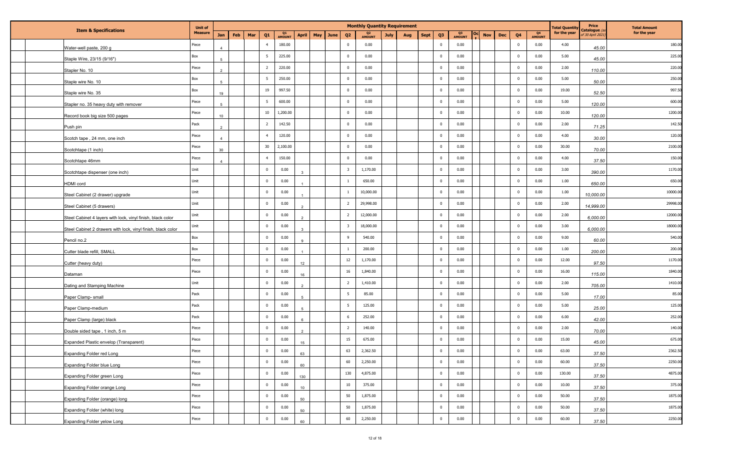| Item & Specifications | Unit of Measure | Jan | Feb | Mar | Q1 | Q1 AMOUNT | April | May | June | Q2 | Q2 AMOUNT | July | Aug | Sept | Q3 | Q3 AMOUNT | Oct | Nov | Dec | Q4 | Q4 AMOUNT | Total Quantity for the year | Price Catalogue (as of 30 April 2021) | Total Amount for the year |
|---|---|---|---|---|---|---|---|---|---|---|---|---|---|---|---|---|---|---|---|---|---|---|---|---|
| Water-well paste, 200 g | Piece | 4 | | | 4 | 180.00 | | | | 0 | 0.00 | | | | 0 | 0.00 | | | | 0 | 0.00 | 4.00 | 45.00 | 180.00 |
| Staple Wire, 23/15 (9/16") | Box | 5 | | | 5 | 225.00 | | | | 0 | 0.00 | | | | 0 | 0.00 | | | | 0 | 0.00 | 5.00 | 45.00 | 225.00 |
| Stapler No. 10 | Piece | 2 | | | 2 | 220.00 | | | | 0 | 0.00 | | | | 0 | 0.00 | | | | 0 | 0.00 | 2.00 | 110.00 | 220.00 |
| Staple wire No. 10 | Box | 5 | | | 5 | 250.00 | | | | 0 | 0.00 | | | | 0 | 0.00 | | | | 0 | 0.00 | 5.00 | 50.00 | 250.00 |
| Staple wire No. 35 | Box | 19 | | | 19 | 997.50 | | | | 0 | 0.00 | | | | 0 | 0.00 | | | | 0 | 0.00 | 19.00 | 52.50 | 997.50 |
| Stapler no. 35 heavy duty with remover | Piece | 5 | | | 5 | 600.00 | | | | 0 | 0.00 | | | | 0 | 0.00 | | | | 0 | 0.00 | 5.00 | 120.00 | 600.00 |
| Record book big size 500 pages | Piece | 10 | | | 10 | 1,200.00 | | | | 0 | 0.00 | | | | 0 | 0.00 | | | | 0 | 0.00 | 10.00 | 120.00 | 1200.00 |
| Push pin | Pack | 2 | | | 2 | 142.50 | | | | 0 | 0.00 | | | | 0 | 0.00 | | | | 0 | 0.00 | 2.00 | 71.25 | 142.50 |
| Scotch tape , 24 mm, one inch | Piece | 4 | | | 4 | 120.00 | | | | 0 | 0.00 | | | | 0 | 0.00 | | | | 0 | 0.00 | 4.00 | 30.00 | 120.00 |
| Scotchtape (1 inch) | Piece | 30 | | | 30 | 2,100.00 | | | | 0 | 0.00 | | | | 0 | 0.00 | | | | 0 | 0.00 | 30.00 | 70.00 | 2100.00 |
| Scotchtape 46mm | Piece | 4 | | | 4 | 150.00 | | | | 0 | 0.00 | | | | 0 | 0.00 | | | | 0 | 0.00 | 4.00 | 37.50 | 150.00 |
| Scotchtape dispenser (one inch) | Unit | | | | 0 | 0.00 | 3 | | | 3 | 1,170.00 | | | | 0 | 0.00 | | | | 0 | 0.00 | 3.00 | 390.00 | 1170.00 |
| HDMI cord | Unit | | | | 0 | 0.00 | 1 | | | 1 | 650.00 | | | | 0 | 0.00 | | | | 0 | 0.00 | 1.00 | 650.00 | 650.00 |
| Steel Cabinet (2 drawer) upgrade | Unit | | | | 0 | 0.00 | 1 | | | 1 | 10,000.00 | | | | 0 | 0.00 | | | | 0 | 0.00 | 1.00 | 10,000.00 | 10000.00 |
| Steel Cabinet (5 drawers) | Unit | | | | 0 | 0.00 | 2 | | | 2 | 29,998.00 | | | | 0 | 0.00 | | | | 0 | 0.00 | 2.00 | 14,999.00 | 29998.00 |
| Steel Cabinet 4 layers with lock, vinyl finish, black color | Unit | | | | 0 | 0.00 | 2 | | | 2 | 12,000.00 | | | | 0 | 0.00 | | | | 0 | 0.00 | 2.00 | 6,000.00 | 12000.00 |
| Steel Cabinet 2 drawers with lock, vinyl finish, black color | Unit | | | | 0 | 0.00 | 3 | | | 3 | 18,000.00 | | | | 0 | 0.00 | | | | 0 | 0.00 | 3.00 | 6,000.00 | 18000.00 |
| Pencil no.2 | Box | | | | 0 | 0.00 | 9 | | | 9 | 540.00 | | | | 0 | 0.00 | | | | 0 | 0.00 | 9.00 | 60.00 | 540.00 |
| Cutter blade refill, SMALL | Box | | | | 0 | 0.00 | 1 | | | 1 | 200.00 | | | | 0 | 0.00 | | | | 0 | 0.00 | 1.00 | 200.00 | 200.00 |
| Cutter (heavy duty) | Piece | | | | 0 | 0.00 | 12 | | | 12 | 1,170.00 | | | | 0 | 0.00 | | | | 0 | 0.00 | 12.00 | 97.50 | 1170.00 |
| Dataman | Piece | | | | 0 | 0.00 | 16 | | | 16 | 1,840.00 | | | | 0 | 0.00 | | | | 0 | 0.00 | 16.00 | 115.00 | 1840.00 |
| Dating and Stamping Machine | Unit | | | | 0 | 0.00 | 2 | | | 2 | 1,410.00 | | | | 0 | 0.00 | | | | 0 | 0.00 | 2.00 | 705.00 | 1410.00 |
| Paper Clamp- small | Pack | | | | 0 | 0.00 | 5 | | | 5 | 85.00 | | | | 0 | 0.00 | | | | 0 | 0.00 | 5.00 | 17.00 | 85.00 |
| Paper Clamp-medium | Pack | | | | 0 | 0.00 | 5 | | | 5 | 125.00 | | | | 0 | 0.00 | | | | 0 | 0.00 | 5.00 | 25.00 | 125.00 |
| Paper Clamp (large) black | Pack | | | | 0 | 0.00 | 6 | | | 6 | 252.00 | | | | 0 | 0.00 | | | | 0 | 0.00 | 6.00 | 42.00 | 252.00 |
| Double sided tape , 1 inch, 5 m | Piece | | | | 0 | 0.00 | 2 | | | 2 | 140.00 | | | | 0 | 0.00 | | | | 0 | 0.00 | 2.00 | 70.00 | 140.00 |
| Expanded Plastic envelop (Transparent) | Piece | | | | 0 | 0.00 | 15 | | | 15 | 675.00 | | | | 0 | 0.00 | | | | 0 | 0.00 | 15.00 | 45.00 | 675.00 |
| Expanding Folder red Long | Piece | | | | 0 | 0.00 | 63 | | | 63 | 2,362.50 | | | | 0 | 0.00 | | | | 0 | 0.00 | 63.00 | 37.50 | 2362.50 |
| Expanding Folder blue Long | Piece | | | | 0 | 0.00 | 60 | | | 60 | 2,250.00 | | | | 0 | 0.00 | | | | 0 | 0.00 | 60.00 | 37.50 | 2250.00 |
| Expanding Folder green Long | Piece | | | | 0 | 0.00 | 130 | | | 130 | 4,875.00 | | | | 0 | 0.00 | | | | 0 | 0.00 | 130.00 | 37.50 | 4875.00 |
| Expanding Folder orange Long | Piece | | | | 0 | 0.00 | 10 | | | 10 | 375.00 | | | | 0 | 0.00 | | | | 0 | 0.00 | 10.00 | 37.50 | 375.00 |
| Expanding Folder (orange) long | Piece | | | | 0 | 0.00 | 50 | | | 50 | 1,875.00 | | | | 0 | 0.00 | | | | 0 | 0.00 | 50.00 | 37.50 | 1875.00 |
| Expanding Folder (white) long | Piece | | | | 0 | 0.00 | 50 | | | 50 | 1,875.00 | | | | 0 | 0.00 | | | | 0 | 0.00 | 50.00 | 37.50 | 1875.00 |
| Expanding Folder yelow Long | Piece | | | | 0 | 0.00 | 60 | | | 60 | 2,250.00 | | | | 0 | 0.00 | | | | 0 | 0.00 | 60.00 | 37.50 | 2250.00 |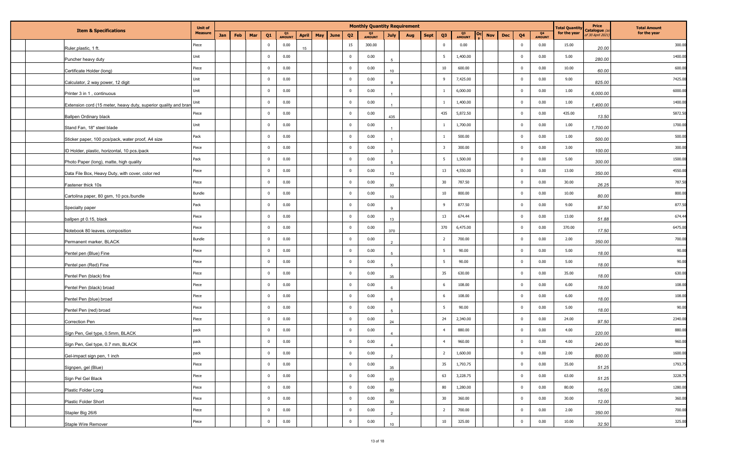| Item & Specifications | Unit of Measure | Jan | Feb | Mar | Q1 | Q1 AMOUNT | April | May | June | Q2 | Q2 AMOUNT | July | Aug | Sept | Q3 | Q3 AMOUNT | Oct | Nov | Dec | Q4 | Q4 AMOUNT | Total Quantity for the year | Price Catalogue (as of 30 April 2021) | Total Amount for the year |
|---|---|---|---|---|---|---|---|---|---|---|---|---|---|---|---|---|---|---|---|---|---|---|---|---|
| Ruler,plastic, 1 ft. | Piece | | | | 0 | 0.00 | 15 | | | 15 | 300.00 | | | | 0 | 0.00 | | | | 0 | 0.00 | 15.00 | 20.00 | 300.00 |
| Puncher heavy duty | Unit | | | | 0 | 0.00 | | | | 0 | 0.00 | 5 | | | 5 | 1,400.00 | | | | 0 | 0.00 | 5.00 | 280.00 | 1400.00 |
| Certificate Holder (long) | Piece | | | | 0 | 0.00 | | | | 0 | 0.00 | 10 | | | 10 | 600.00 | | | | 0 | 0.00 | 10.00 | 60.00 | 600.00 |
| Calculator, 2 way power, 12 digit | Unit | | | | 0 | 0.00 | | | | 0 | 0.00 | 9 | | | 9 | 7,425.00 | | | | 0 | 0.00 | 9.00 | 825.00 | 7425.00 |
| Printer 3 in 1 , continuous | Unit | | | | 0 | 0.00 | | | | 0 | 0.00 | 1 | | | 1 | 6,000.00 | | | | 0 | 0.00 | 1.00 | 6,000.00 | 6000.00 |
| Extension cord (15 meter, heavy duty, superior quality and bran | Unit | | | | 0 | 0.00 | | | | 0 | 0.00 | 1 | | | 1 | 1,400.00 | | | | 0 | 0.00 | 1.00 | 1,400.00 | 1400.00 |
| Ballpen Ordinary black | Piece | | | | 0 | 0.00 | | | | 0 | 0.00 | 435 | | | 435 | 5,872.50 | | | | 0 | 0.00 | 435.00 | 13.50 | 5872.50 |
| Stand Fan, 18" steel blade | Unit | | | | 0 | 0.00 | | | | 0 | 0.00 | 1 | | | 1 | 1,700.00 | | | | 0 | 0.00 | 1.00 | 1,700.00 | 1700.00 |
| Sticker paper, 100 pcs/pack, water proof, A4 size | Pack | | | | 0 | 0.00 | | | | 0 | 0.00 | 1 | | | 1 | 500.00 | | | | 0 | 0.00 | 1.00 | 500.00 | 500.00 |
| ID Holder, plastic, horizontal, 10 pcs./pack | Piece | | | | 0 | 0.00 | | | | 0 | 0.00 | 3 | | | 3 | 300.00 | | | | 0 | 0.00 | 3.00 | 100.00 | 300.00 |
| Photo Paper (long), matte, high quality | Pack | | | | 0 | 0.00 | | | | 0 | 0.00 | 5 | | | 5 | 1,500.00 | | | | 0 | 0.00 | 5.00 | 300.00 | 1500.00 |
| Data File Box, Heavy Duty, with cover, color red | Piece | | | | 0 | 0.00 | | | | 0 | 0.00 | 13 | | | 13 | 4,550.00 | | | | 0 | 0.00 | 13.00 | 350.00 | 4550.00 |
| Fastener thick 10s | Piece | | | | 0 | 0.00 | | | | 0 | 0.00 | 30 | | | 30 | 787.50 | | | | 0 | 0.00 | 30.00 | 26.25 | 787.50 |
| Cartolina paper, 80 gsm, 10 pcs./bundle | Bundle | | | | 0 | 0.00 | | | | 0 | 0.00 | 10 | | | 10 | 800.00 | | | | 0 | 0.00 | 10.00 | 80.00 | 800.00 |
| Specialty paper | Pack | | | | 0 | 0.00 | | | | 0 | 0.00 | 9 | | | 9 | 877.50 | | | | 0 | 0.00 | 9.00 | 97.50 | 877.50 |
| ballpen pt 0.15, black | Piece | | | | 0 | 0.00 | | | | 0 | 0.00 | 13 | | | 13 | 674.44 | | | | 0 | 0.00 | 13.00 | 51.88 | 674.44 |
| Notebook 80 leaves, composition | Piece | | | | 0 | 0.00 | | | | 0 | 0.00 | 370 | | | 370 | 6,475.00 | | | | 0 | 0.00 | 370.00 | 17.50 | 6475.00 |
| Permanent marker, BLACK | Bundle | | | | 0 | 0.00 | | | | 0 | 0.00 | 2 | | | 2 | 700.00 | | | | 0 | 0.00 | 2.00 | 350.00 | 700.00 |
| Pentel pen (Blue) Fine | Piece | | | | 0 | 0.00 | | | | 0 | 0.00 | 5 | | | 5 | 90.00 | | | | 0 | 0.00 | 5.00 | 18.00 | 90.00 |
| Pentel pen (Red) Fine | Piece | | | | 0 | 0.00 | | | | 0 | 0.00 | 5 | | | 5 | 90.00 | | | | 0 | 0.00 | 5.00 | 18.00 | 90.00 |
| Pentel Pen (black) fine | Piece | | | | 0 | 0.00 | | | | 0 | 0.00 | 35 | | | 35 | 630.00 | | | | 0 | 0.00 | 35.00 | 18.00 | 630.00 |
| Pentel Pen (black) broad | Piece | | | | 0 | 0.00 | | | | 0 | 0.00 | 6 | | | 6 | 108.00 | | | | 0 | 0.00 | 6.00 | 18.00 | 108.00 |
| Pentel Pen (blue) broad | Piece | | | | 0 | 0.00 | | | | 0 | 0.00 | 6 | | | 6 | 108.00 | | | | 0 | 0.00 | 6.00 | 18.00 | 108.00 |
| Pentel Pen (red) broad | Piece | | | | 0 | 0.00 | | | | 0 | 0.00 | 5 | | | 5 | 90.00 | | | | 0 | 0.00 | 5.00 | 18.00 | 90.00 |
| Correction Pen | Piece | | | | 0 | 0.00 | | | | 0 | 0.00 | 24 | | | 24 | 2,340.00 | | | | 0 | 0.00 | 24.00 | 97.50 | 2340.00 |
| Sign Pen, Gel type, 0.5mm, BLACK | pack | | | | 0 | 0.00 | | | | 0 | 0.00 | 4 | | | 4 | 880.00 | | | | 0 | 0.00 | 4.00 | 220.00 | 880.00 |
| Sign Pen, Gel type, 0.7 mm, BLACK | pack | | | | 0 | 0.00 | | | | 0 | 0.00 | 4 | | | 4 | 960.00 | | | | 0 | 0.00 | 4.00 | 240.00 | 960.00 |
| Gel-impact sign pen, 1 inch | pack | | | | 0 | 0.00 | | | | 0 | 0.00 | 2 | | | 2 | 1,600.00 | | | | 0 | 0.00 | 2.00 | 800.00 | 1600.00 |
| Signpen, gel (Blue) | Piece | | | | 0 | 0.00 | | | | 0 | 0.00 | 35 | | | 35 | 1,793.75 | | | | 0 | 0.00 | 35.00 | 51.25 | 1793.75 |
| Sign Pel Gel Black | Piece | | | | 0 | 0.00 | | | | 0 | 0.00 | 63 | | | 63 | 3,228.75 | | | | 0 | 0.00 | 63.00 | 51.25 | 3228.75 |
| Plastic Folder Long | Piece | | | | 0 | 0.00 | | | | 0 | 0.00 | 80 | | | 80 | 1,280.00 | | | | 0 | 0.00 | 80.00 | 16.00 | 1280.00 |
| Plastic Folder Short | Piece | | | | 0 | 0.00 | | | | 0 | 0.00 | 30 | | | 30 | 360.00 | | | | 0 | 0.00 | 30.00 | 12.00 | 360.00 |
| Stapler Big 26/6 | Piece | | | | 0 | 0.00 | | | | 0 | 0.00 | 2 | | | 2 | 700.00 | | | | 0 | 0.00 | 2.00 | 350.00 | 700.00 |
| Staple Wire Remover | Piece | | | | 0 | 0.00 | | | | 0 | 0.00 | 10 | | | 10 | 325.00 | | | | 0 | 0.00 | 10.00 | 32.50 | 325.00 |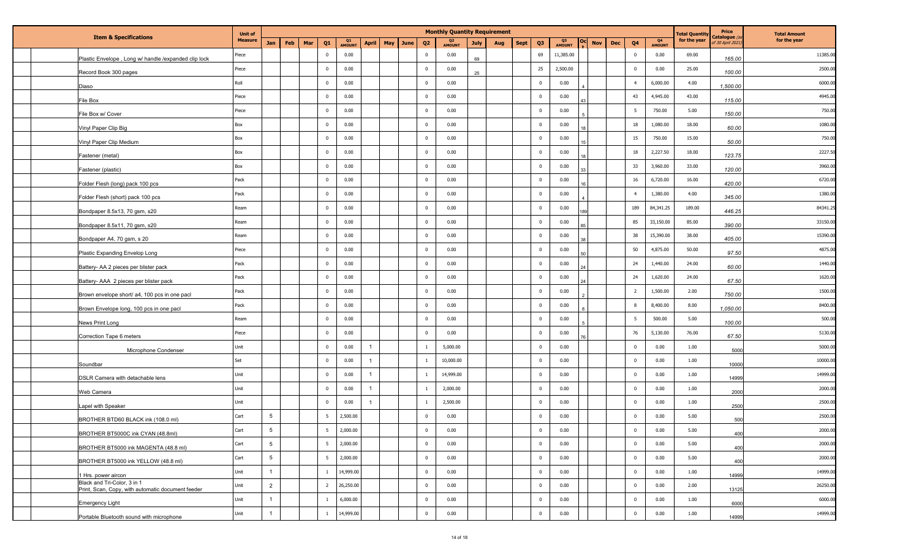| Item & Specifications | Unit of Measure | Monthly Quantity Requirement | | | | | | | | | | | | | | | | | | | | Total Quantity for the year | Price Catalogue (as of 30 April 2021) | Total Amount for the year |
|---|---|---|---|---|---|---|---|---|---|---|---|---|---|---|---|---|---|---|---|---|---|---|---|---|
| | | Jan | Feb | Mar | Q1 | Q1 AMOUNT | April | May | June | Q2 | Q2 AMOUNT | July | Aug | Sept | Q3 | Q3 AMOUNT | Oct | Nov | Dec | Q4 | Q4 AMOUNT | | | |
| Plastic Envelope , Long w/ handle /expanded clip lock | Piece | | | | 0 | 0.00 | | | | 0 | 0.00 | 69 | | | 69 | 11,385.00 | | | | 0 | 0.00 | 69.00 | 165.00 | 11385.00 |
| Record Book 300 pages | Piece | | | | 0 | 0.00 | | | | 0 | 0.00 | 25 | | | 25 | 2,500.00 | | | | 0 | 0.00 | 25.00 | 100.00 | 2500.00 |
| Diaso | Roll | | | | 0 | 0.00 | | | | 0 | 0.00 | | | | 0 | 0.00 | 4 | | | 4 | 6,000.00 | 4.00 | 1,500.00 | 6000.00 |
| File Box | Piece | | | | 0 | 0.00 | | | | 0 | 0.00 | | | | 0 | 0.00 | 43 | | | 43 | 4,945.00 | 43.00 | 115.00 | 4945.00 |
| File Box w/ Cover | Piece | | | | 0 | 0.00 | | | | 0 | 0.00 | | | | 0 | 0.00 | 5 | | | 5 | 750.00 | 5.00 | 150.00 | 750.00 |
| Vinyl Paper Clip Big | Box | | | | 0 | 0.00 | | | | 0 | 0.00 | | | | 0 | 0.00 | 18 | | | 18 | 1,080.00 | 18.00 | 60.00 | 1080.00 |
| Vinyl Paper Clip Medium | Box | | | | 0 | 0.00 | | | | 0 | 0.00 | | | | 0 | 0.00 | 15 | | | 15 | 750.00 | 15.00 | 50.00 | 750.00 |
| Fastener (metal) | Box | | | | 0 | 0.00 | | | | 0 | 0.00 | | | | 0 | 0.00 | 18 | | | 18 | 2,227.50 | 18.00 | 123.75 | 2227.50 |
| Fastener (plastic) | Box | | | | 0 | 0.00 | | | | 0 | 0.00 | | | | 0 | 0.00 | 33 | | | 33 | 3,960.00 | 33.00 | 120.00 | 3960.00 |
| Folder Flesh (long) pack 100 pcs | Pack | | | | 0 | 0.00 | | | | 0 | 0.00 | | | | 0 | 0.00 | 16 | | | 16 | 6,720.00 | 16.00 | 420.00 | 6720.00 |
| Folder Flesh (short) pack 100 pcs | Pack | | | | 0 | 0.00 | | | | 0 | 0.00 | | | | 0 | 0.00 | 4 | | | 4 | 1,380.00 | 4.00 | 345.00 | 1380.00 |
| Bondpaper 8.5x13, 70 gsm, s20 | Ream | | | | 0 | 0.00 | | | | 0 | 0.00 | | | | 0 | 0.00 | 189 | | | 189 | 84,341.25 | 189.00 | 446.25 | 84341.25 |
| Bondpaper 8.5x11, 70 gsm, s20 | Ream | | | | 0 | 0.00 | | | | 0 | 0.00 | | | | 0 | 0.00 | 85 | | | 85 | 33,150.00 | 85.00 | 390.00 | 33150.00 |
| Bondpaper A4, 70 gsm, s 20 | Ream | | | | 0 | 0.00 | | | | 0 | 0.00 | | | | 0 | 0.00 | 38 | | | 38 | 15,390.00 | 38.00 | 405.00 | 15390.00 |
| Plastic Expanding Envelop Long | Piece | | | | 0 | 0.00 | | | | 0 | 0.00 | | | | 0 | 0.00 | 50 | | | 50 | 4,875.00 | 50.00 | 97.50 | 4875.00 |
| Battery- AA 2 pieces per blister pack | Pack | | | | 0 | 0.00 | | | | 0 | 0.00 | | | | 0 | 0.00 | 24 | | | 24 | 1,440.00 | 24.00 | 60.00 | 1440.00 |
| Battery- AAA 2 pieces per blister pack | Pack | | | | 0 | 0.00 | | | | 0 | 0.00 | | | | 0 | 0.00 | 24 | | | 24 | 1,620.00 | 24.00 | 67.50 | 1620.00 |
| Brown envelope short/ a4, 100 pcs in one pacl | Pack | | | | 0 | 0.00 | | | | 0 | 0.00 | | | | 0 | 0.00 | 2 | | | 2 | 1,500.00 | 2.00 | 750.00 | 1500.00 |
| Brown Envelope long, 100 pcs in one pacl | Pack | | | | 0 | 0.00 | | | | 0 | 0.00 | | | | 0 | 0.00 | 8 | | | 8 | 8,400.00 | 8.00 | 1,050.00 | 8400.00 |
| News Print Long | Ream | | | | 0 | 0.00 | | | | 0 | 0.00 | | | | 0 | 0.00 | 5 | | | 5 | 500.00 | 5.00 | 100.00 | 500.00 |
| Correction Tape 6 meters | Piece | | | | 0 | 0.00 | | | | 0 | 0.00 | | | | 0 | 0.00 | 76 | | | 76 | 5,130.00 | 76.00 | 67.50 | 5130.00 |
| Microphone Condenser | Unit | | | | 0 | 0.00 | 1 | | | 1 | 5,000.00 | | | | 0 | 0.00 | | | | 0 | 0.00 | 1.00 | 5000 | 5000.00 |
| Soundbar | Set | | | | 0 | 0.00 | 1 | | | 1 | 10,000.00 | | | | 0 | 0.00 | | | | 0 | 0.00 | 1.00 | 10000 | 10000.00 |
| DSLR Camera with detachable lens | Unit | | | | 0 | 0.00 | 1 | | | 1 | 14,999.00 | | | | 0 | 0.00 | | | | 0 | 0.00 | 1.00 | 14999 | 14999.00 |
| Web Camera | Unit | | | | 0 | 0.00 | 1 | | | 1 | 2,000.00 | | | | 0 | 0.00 | | | | 0 | 0.00 | 1.00 | 2000 | 2000.00 |
| Lapel with Speaker | Unit | | | | 0 | 0.00 | 1 | | | 1 | 2,500.00 | | | | 0 | 0.00 | | | | 0 | 0.00 | 1.00 | 2500 | 2500.00 |
| BROTHER BTD60 BLACK ink (108.0 ml) | Cart | 5 | | | 5 | 2,500.00 | | | | 0 | 0.00 | | | | 0 | 0.00 | | | | 0 | 0.00 | 5.00 | 500 | 2500.00 |
| BROTHER BT5000C ink CYAN (48.8ml) | Cart | 5 | | | 5 | 2,000.00 | | | | 0 | 0.00 | | | | 0 | 0.00 | | | | 0 | 0.00 | 5.00 | 400 | 2000.00 |
| BROTHER BT5000 ink MAGENTA (48.8 ml) | Cart | 5 | | | 5 | 2,000.00 | | | | 0 | 0.00 | | | | 0 | 0.00 | | | | 0 | 0.00 | 5.00 | 400 | 2000.00 |
| BROTHER BT5000 ink YELLOW (48.8 ml) | Cart | 5 | | | 5 | 2,000.00 | | | | 0 | 0.00 | | | | 0 | 0.00 | | | | 0 | 0.00 | 5.00 | 400 | 2000.00 |
| 1 Hrs. power aircon | Unit | 1 | | | 1 | 14,999.00 | | | | 0 | 0.00 | | | | 0 | 0.00 | | | | 0 | 0.00 | 1.00 | 14999 | 14999.00 |
| Black and Tri-Color, 3 in 1 Print, Scan, Copy, with automatic document feeder | Unit | 2 | | | 2 | 26,250.00 | | | | 0 | 0.00 | | | | 0 | 0.00 | | | | 0 | 0.00 | 2.00 | 13125 | 26250.00 |
| Emergency Light | Unit | 1 | | | 1 | 6,000.00 | | | | 0 | 0.00 | | | | 0 | 0.00 | | | | 0 | 0.00 | 1.00 | 6000 | 6000.00 |
| Portable Bluetooth sound with microphone | Unit | 1 | | | 1 | 14,999.00 | | | | 0 | 0.00 | | | | 0 | 0.00 | | | | 0 | 0.00 | 1.00 | 14999 | 14999.00 |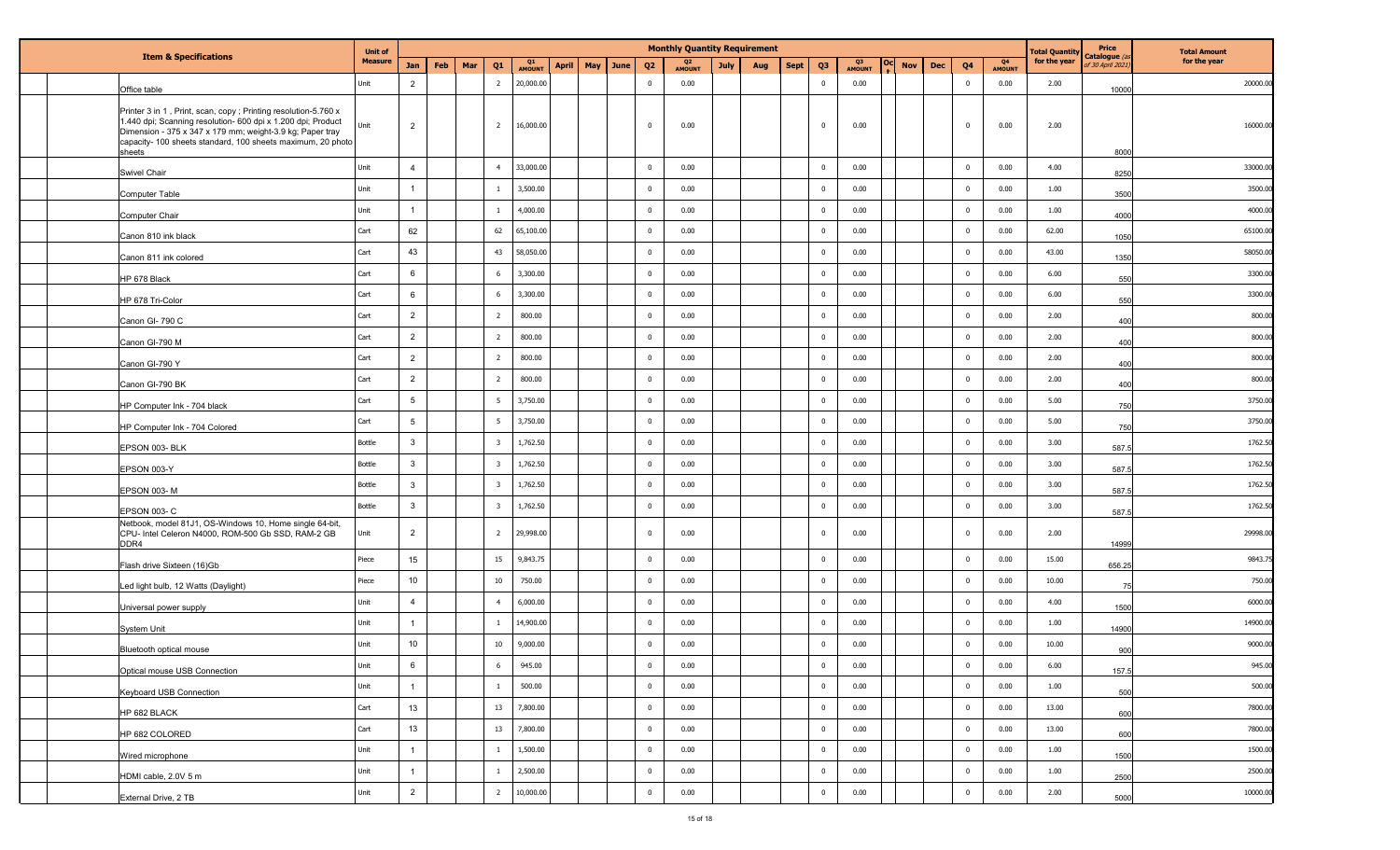| Item & Specifications | Unit of Measure | Monthly Quantity Requirement | | | | | | | | | | | | | | | | | | | Total Quantity for the year | Price Catalogue (as of 30 April 2021) | Total Amount for the year |
|---|---|---|---|---|---|---|---|---|---|---|---|---|---|---|---|---|---|---|---|---|---|---|---|
| | | Jan | Feb | Mar | Q1 | Q1 AMOUNT | April | May | June | Q2 | Q2 AMOUNT | July | Aug | Sept | Q3 | Q3 AMOUNT | Oct | Nov | Dec | Q4 | Q4 AMOUNT | | | |
| Office table | Unit | 2 | | | 2 | 20,000.00 | | | | 0 | 0.00 | | | | 0 | 0.00 | | | | 0 | 0.00 | 2.00 | 10000 | 20000.00 |
| Printer 3 in 1 , Print, scan, copy ; Printing resolution-5.760 x 1.440 dpi; Scanning resolution- 600 dpi x 1.200 dpi; Product Dimension - 375 x 347 x 179 mm; weight-3.9 kg; Paper tray capacity- 100 sheets standard, 100 sheets maximum, 20 photo sheets | Unit | 2 | | | 2 | 16,000.00 | | | | 0 | 0.00 | | | | 0 | 0.00 | | | | 0 | 0.00 | 2.00 | 8000 | 16000.00 |
| Swivel Chair | Unit | 4 | | | 4 | 33,000.00 | | | | 0 | 0.00 | | | | 0 | 0.00 | | | | 0 | 0.00 | 4.00 | 8250 | 33000.00 |
| Computer Table | Unit | 1 | | | 1 | 3,500.00 | | | | 0 | 0.00 | | | | 0 | 0.00 | | | | 0 | 0.00 | 1.00 | 3500 | 3500.00 |
| Computer Chair | Unit | 1 | | | 1 | 4,000.00 | | | | 0 | 0.00 | | | | 0 | 0.00 | | | | 0 | 0.00 | 1.00 | 4000 | 4000.00 |
| Canon 810 ink black | Cart | 62 | | | 62 | 65,100.00 | | | | 0 | 0.00 | | | | 0 | 0.00 | | | | 0 | 0.00 | 62.00 | 1050 | 65100.00 |
| Canon 811 ink colored | Cart | 43 | | | 43 | 58,050.00 | | | | 0 | 0.00 | | | | 0 | 0.00 | | | | 0 | 0.00 | 43.00 | 1350 | 58050.00 |
| HP 678 Black | Cart | 6 | | | 6 | 3,300.00 | | | | 0 | 0.00 | | | | 0 | 0.00 | | | | 0 | 0.00 | 6.00 | 550 | 3300.00 |
| HP 678 Tri-Color | Cart | 6 | | | 6 | 3,300.00 | | | | 0 | 0.00 | | | | 0 | 0.00 | | | | 0 | 0.00 | 6.00 | 550 | 3300.00 |
| Canon GI- 790 C | Cart | 2 | | | 2 | 800.00 | | | | 0 | 0.00 | | | | 0 | 0.00 | | | | 0 | 0.00 | 2.00 | 400 | 800.00 |
| Canon GI-790 M | Cart | 2 | | | 2 | 800.00 | | | | 0 | 0.00 | | | | 0 | 0.00 | | | | 0 | 0.00 | 2.00 | 400 | 800.00 |
| Canon GI-790 Y | Cart | 2 | | | 2 | 800.00 | | | | 0 | 0.00 | | | | 0 | 0.00 | | | | 0 | 0.00 | 2.00 | 400 | 800.00 |
| Canon GI-790 BK | Cart | 2 | | | 2 | 800.00 | | | | 0 | 0.00 | | | | 0 | 0.00 | | | | 0 | 0.00 | 2.00 | 400 | 800.00 |
| HP Computer Ink - 704 black | Cart | 5 | | | 5 | 3,750.00 | | | | 0 | 0.00 | | | | 0 | 0.00 | | | | 0 | 0.00 | 5.00 | 750 | 3750.00 |
| HP Computer Ink - 704 Colored | Cart | 5 | | | 5 | 3,750.00 | | | | 0 | 0.00 | | | | 0 | 0.00 | | | | 0 | 0.00 | 5.00 | 750 | 3750.00 |
| EPSON 003- BLK | Bottle | 3 | | | 3 | 1,762.50 | | | | 0 | 0.00 | | | | 0 | 0.00 | | | | 0 | 0.00 | 3.00 | 587.5 | 1762.50 |
| EPSON 003-Y | Bottle | 3 | | | 3 | 1,762.50 | | | | 0 | 0.00 | | | | 0 | 0.00 | | | | 0 | 0.00 | 3.00 | 587.5 | 1762.50 |
| EPSON 003- M | Bottle | 3 | | | 3 | 1,762.50 | | | | 0 | 0.00 | | | | 0 | 0.00 | | | | 0 | 0.00 | 3.00 | 587.5 | 1762.50 |
| EPSON 003- C | Bottle | 3 | | | 3 | 1,762.50 | | | | 0 | 0.00 | | | | 0 | 0.00 | | | | 0 | 0.00 | 3.00 | 587.5 | 1762.50 |
| Netbook, model 81J1, OS-Windows 10, Home single 64-bit, CPU- Intel Celeron N4000, ROM-500 Gb SSD, RAM-2 GB DDR4 | Unit | 2 | | | 2 | 29,998.00 | | | | 0 | 0.00 | | | | 0 | 0.00 | | | | 0 | 0.00 | 2.00 | 14999 | 29998.00 |
| Flash drive Sixteen (16)Gb | Piece | 15 | | | 15 | 9,843.75 | | | | 0 | 0.00 | | | | 0 | 0.00 | | | | 0 | 0.00 | 15.00 | 656.25 | 9843.75 |
| Led light bulb, 12 Watts (Daylight) | Piece | 10 | | | 10 | 750.00 | | | | 0 | 0.00 | | | | 0 | 0.00 | | | | 0 | 0.00 | 10.00 | 75 | 750.00 |
| Universal power supply | Unit | 4 | | | 4 | 6,000.00 | | | | 0 | 0.00 | | | | 0 | 0.00 | | | | 0 | 0.00 | 4.00 | 1500 | 6000.00 |
| System Unit | Unit | 1 | | | 1 | 14,900.00 | | | | 0 | 0.00 | | | | 0 | 0.00 | | | | 0 | 0.00 | 1.00 | 14900 | 14900.00 |
| Bluetooth optical mouse | Unit | 10 | | | 10 | 9,000.00 | | | | 0 | 0.00 | | | | 0 | 0.00 | | | | 0 | 0.00 | 10.00 | 900 | 9000.00 |
| Optical mouse USB Connection | Unit | 6 | | | 6 | 945.00 | | | | 0 | 0.00 | | | | 0 | 0.00 | | | | 0 | 0.00 | 6.00 | 157.5 | 945.00 |
| Keyboard USB Connection | Unit | 1 | | | 1 | 500.00 | | | | 0 | 0.00 | | | | 0 | 0.00 | | | | 0 | 0.00 | 1.00 | 500 | 500.00 |
| HP 682 BLACK | Cart | 13 | | | 13 | 7,800.00 | | | | 0 | 0.00 | | | | 0 | 0.00 | | | | 0 | 0.00 | 13.00 | 600 | 7800.00 |
| HP 682 COLORED | Cart | 13 | | | 13 | 7,800.00 | | | | 0 | 0.00 | | | | 0 | 0.00 | | | | 0 | 0.00 | 13.00 | 600 | 7800.00 |
| Wired microphone | Unit | 1 | | | 1 | 1,500.00 | | | | 0 | 0.00 | | | | 0 | 0.00 | | | | 0 | 0.00 | 1.00 | 1500 | 1500.00 |
| HDMI cable, 2.0V 5 m | Unit | 1 | | | 1 | 2,500.00 | | | | 0 | 0.00 | | | | 0 | 0.00 | | | | 0 | 0.00 | 1.00 | 2500 | 2500.00 |
| External Drive, 2 TB | Unit | 2 | | | 2 | 10,000.00 | | | | 0 | 0.00 | | | | 0 | 0.00 | | | | 0 | 0.00 | 2.00 | 5000 | 10000.00 |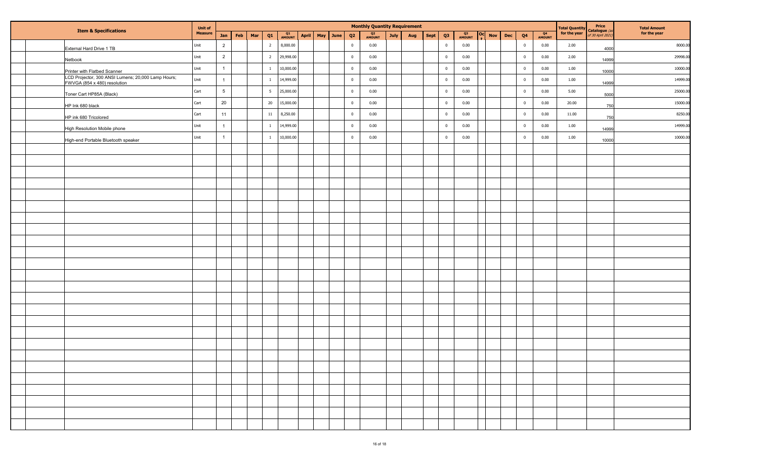| | | Item & Specifications | Unit of Measure | Monthly Quantity Requirement | | | | | | | | | | | | | | | | | | | | Total Quantity for the year | Price Catalogue (as of 30 April 2021) | Total Amount for the year |
|---|---|---|---|---|---|---|---|---|---|---|---|---|---|---|---|---|---|---|---|---|---|---|---|---|---|---|
| | | | | Jan | Feb | Mar | Q1 | Q1 AMOUNT | April | May | June | Q2 | Q2 AMOUNT | July | Aug | Sept | Q3 | Q3 AMOUNT | Oct | Nov | Dec | Q4 | Q4 AMOUNT | | | |
| | | External Hard Drive 1 TB | Unit | 2 | | | 2 | 8,000.00 | | | | 0 | 0.00 | | | | 0 | 0.00 | | | | 0 | 0.00 | 2.00 | 4000 | 8000.00 |
| | | Netbook | Unit | 2 | | | 2 | 29,998.00 | | | | 0 | 0.00 | | | | 0 | 0.00 | | | | 0 | 0.00 | 2.00 | 14999 | 29998.00 |
| | | Printer with Flatbed Scanner | Unit | 1 | | | 1 | 10,000.00 | | | | 0 | 0.00 | | | | 0 | 0.00 | | | | 0 | 0.00 | 1.00 | 10000 | 10000.00 |
| | | LCD Projector, 300 ANSI Lumens; 20,000 Lamp Hours; FWVGA (854 x 480) resolution | Unit | 1 | | | 1 | 14,999.00 | | | | 0 | 0.00 | | | | 0 | 0.00 | | | | 0 | 0.00 | 1.00 | 14999 | 14999.00 |
| | | Toner Cart HP85A (Black) | Cart | 5 | | | 5 | 25,000.00 | | | | 0 | 0.00 | | | | 0 | 0.00 | | | | 0 | 0.00 | 5.00 | 5000 | 25000.00 |
| | | HP Ink 680 black | Cart | 20 | | | 20 | 15,000.00 | | | | 0 | 0.00 | | | | 0 | 0.00 | | | | 0 | 0.00 | 20.00 | 750 | 15000.00 |
| | | HP ink 680 Tricolored | Cart | 11 | | | 11 | 8,250.00 | | | | 0 | 0.00 | | | | 0 | 0.00 | | | | 0 | 0.00 | 11.00 | 750 | 8250.00 |
| | | High Resolution Mobile phone | Unit | 1 | | | 1 | 14,999.00 | | | | 0 | 0.00 | | | | 0 | 0.00 | | | | 0 | 0.00 | 1.00 | 14999 | 14999.00 |
| | | High-end Portable Bluetooth speaker | Unit | 1 | | | 1 | 10,000.00 | | | | 0 | 0.00 | | | | 0 | 0.00 | | | | 0 | 0.00 | 1.00 | 10000 | 10000.00 |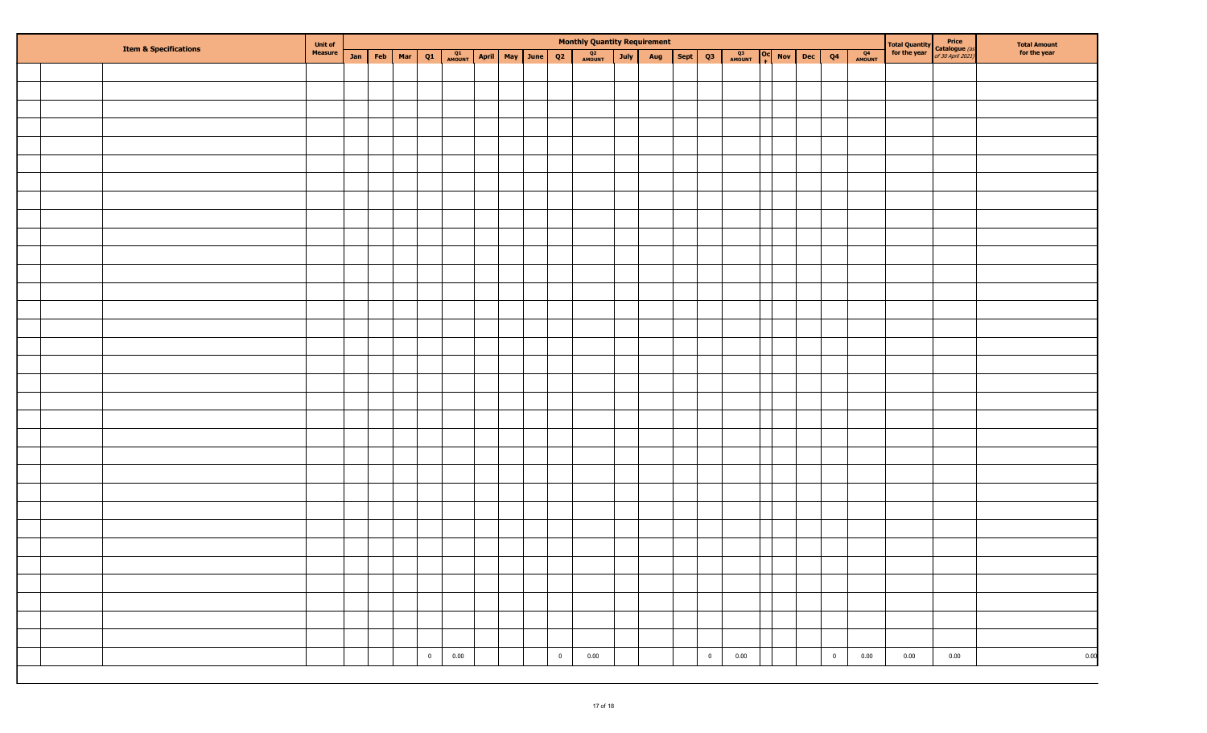| Item & Specifications | | | Unit of Measure | Monthly Quantity Requirement | | | | | | | | | | | | | | | | | | | | Total Quantity for the year | Price Catalogue (as of 30 April 2021) | Total Amount for the year |
|---|---|---|---|---|---|---|---|---|---|---|---|---|---|---|---|---|---|---|---|---|---|---|---|---|---|---|
| | | | | Jan | Feb | Mar | Q1 | Q1 AMOUNT | April | May | June | Q2 | Q2 AMOUNT | July | Aug | Sept | Q3 | Q3 AMOUNT | Oct | Nov | Dec | Q4 | Q4 AMOUNT | | | |
| | | | | | | | | | | | | | | | | | | | | | | | | | | |
| | | | | | | | | | | | | | | | | | | | | | | | | | | |
| | | | | | | | | | | | | | | | | | | | | | | | | | | |
| | | | | | | | | | | | | | | | | | | | | | | | | | | |
| | | | | | | | | | | | | | | | | | | | | | | | | | | |
| | | | | | | | | | | | | | | | | | | | | | | | | | | |
| | | | | | | | | | | | | | | | | | | | | | | | | | | |
| | | | | | | | | | | | | | | | | | | | | | | | | | | |
| | | | | | | | | | | | | | | | | | | | | | | | | | | |
| | | | | | | | | | | | | | | | | | | | | | | | | | | |
| | | | | | | | | | | | | | | | | | | | | | | | | | | |
| | | | | | | | | | | | | | | | | | | | | | | | | | | |
| | | | | | | | | | | | | | | | | | | | | | | | | | | |
| | | | | | | | | | | | | | | | | | | | | | | | | | | |
| | | | | | | | | | | | | | | | | | | | | | | | | | | |
| | | | | | | | | | | | | | | | | | | | | | | | | | | |
| | | | | | | | | | | | | | | | | | | | | | | | | | | |
| | | | | | | | | | | | | | | | | | | | | | | | | | | |
| | | | | | | | | | | | | | | | | | | | | | | | | | | |
| | | | | | | | | | | | | | | | | | | | | | | | | | | |
| | | | | | | | | | | | | | | | | | | | | | | | | | | |
| | | | | | | | | | | | | | | | | | | | | | | | | | | |
| | | | | | | | | | | | | | | | | | | | | | | | | | | |
| | | | | | | | | | | | | | | | | | | | | | | | | | | |
| | | | | | | | | | | | | | | | | | | | | | | | | | | |
| | | | | | | | | | | | | | | | | | | | | | | | | | | |
| | | | | | | | | | | | | | | | | | | | | | | | | | | |
| | | | | | | | | | | | | | | | | | | | | | | | | | | |
| | | | | | | | | | | | | | | | | | | | | | | | | | | |
| | | | | | | | | | | | | | | | | | | | | | | | | | | |
| | | | | | | | | | | | | | | | | | | | | | | | | | | |
| | | | | | | | | | | | | | | | | | | | | | | | | | | |
| | | | | | | | 0 | 0.00 | | | | 0 | 0.00 | | | | 0 | 0.00 | | | | 0 | 0.00 | 0.00 | 0.00 | 0.00 |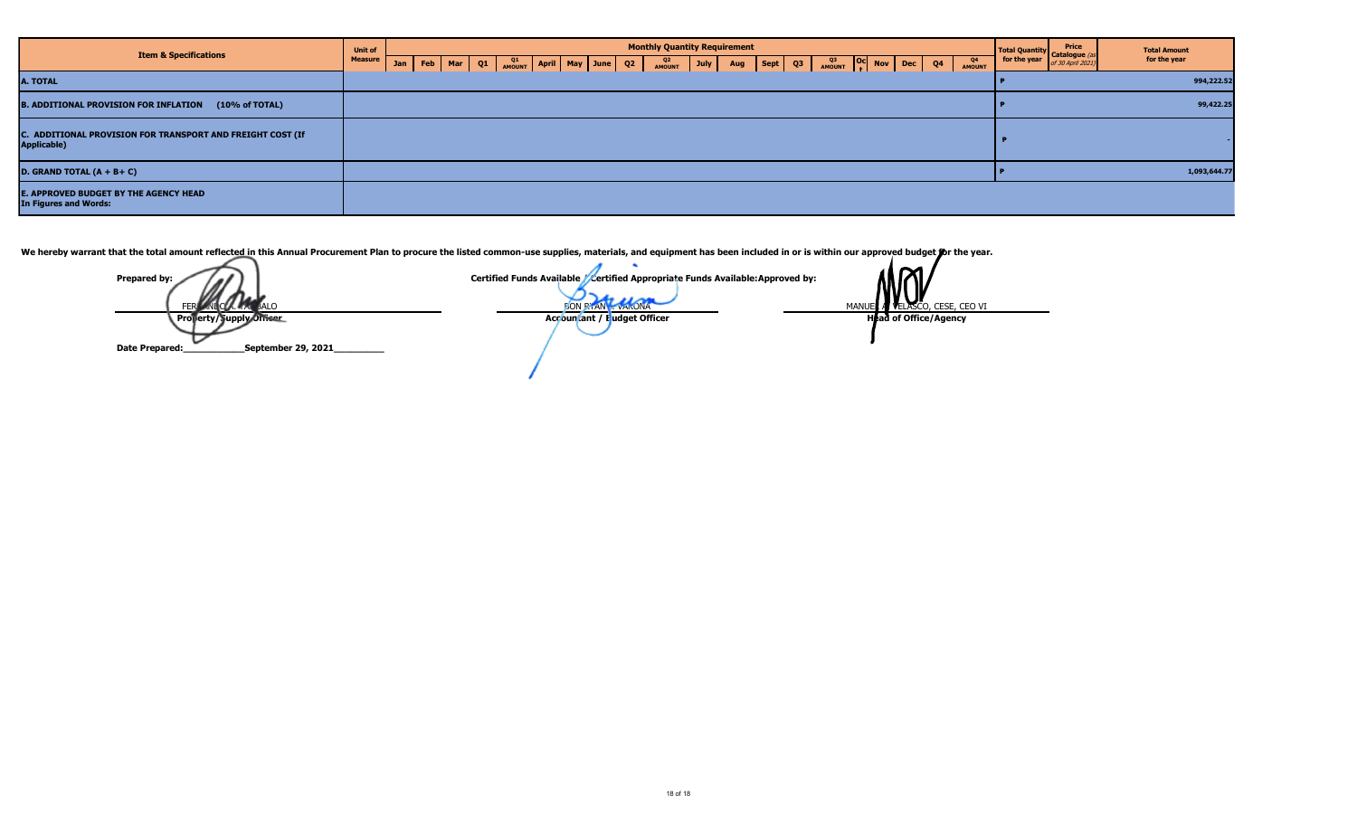| Item & Specifications | Unit of Measure | Monthly Quantity Requirement | | | | | | | | | | | | | | | | | | | | Total Quantity for the year | Price Catalogue (as of 30 April 2021) | Total Amount for the year |
|---|---|---|---|---|---|---|---|---|---|---|---|---|---|---|---|---|---|---|---|---|---|---|---|---|
| | | Jan | Feb | Mar | Q1 | Q1 AMOUNT | April | May | June | Q2 | Q2 AMOUNT | July | Aug | Sept | Q3 | Q3 AMOUNT | Oct | Nov | Dec | Q4 | Q4 AMOUNT | | | |
| **A. TOTAL** | | | | | | | | | | | | | | | | | | | | | | P | | 994,222.52 |
| **B. ADDITIONAL PROVISION FOR INFLATION (10% of TOTAL)** | | | | | | | | | | | | | | | | | | | | | | P | | 99,422.25 |
| **C. ADDITIONAL PROVISION FOR TRANSPORT AND FREIGHT COST (If Applicable)** | | | | | | | | | | | | | | | | | | | | | | P | | - |
| **D. GRAND TOTAL (A + B+ C)** | | | | | | | | | | | | | | | | | | | | | | P | | 1,093,644.77 |
| **E. APPROVED BUDGET BY THE AGENCY HEAD In Figures and Words:** | | | | | | | | | | | | | | | | | | | | | | | | |

**We hereby warrant that the total amount reflected in this Annual Procurement Plan to procure the listed common-use supplies, materials, and equipment has been included in or is within our approved budget for the year.**

**Prepared by:**

FERNANDO A. TAGALO
**Property/Supply Officer**

**Certified Funds Available / Certified Appropriate Funds Available:**

DON RYAN VARONA
**Accountant / Budget Officer**

**Approved by:**

MANUEL A. VELASCO, CESE, CEO VI
**Head of Office/Agency**

**Date Prepared:** September 29, 2021